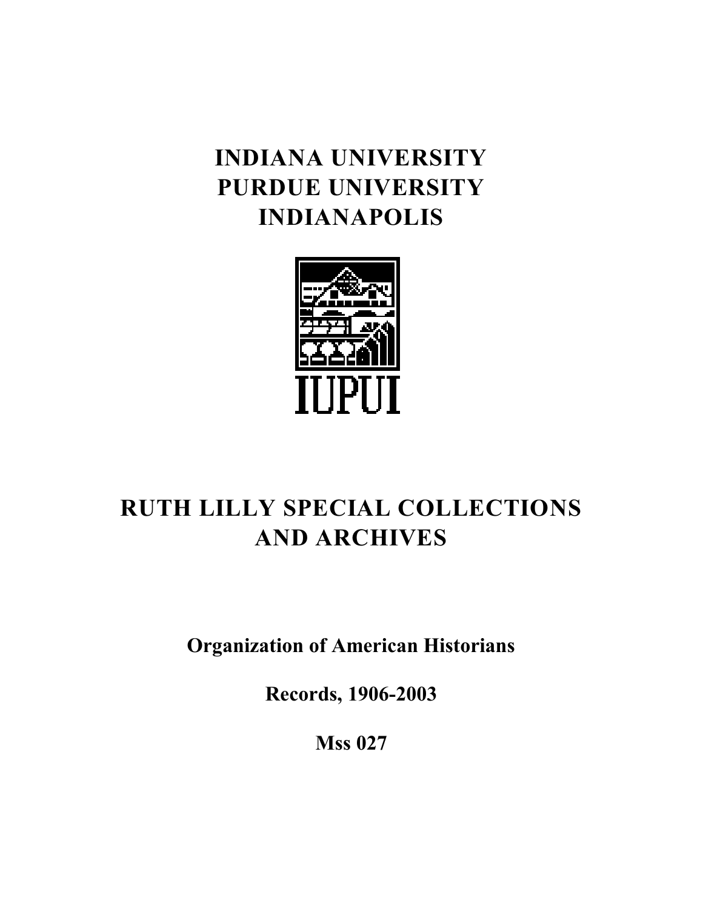# INDIANA UNIVERSITY
# PURDUE UNIVERSITY
# INDIANAPOLIS

IUPUI

# RUTH LILLY SPECIAL COLLECTIONS AND ARCHIVES

**Organization of American Historians**

**Records, 1906-2003**

**Mss 027**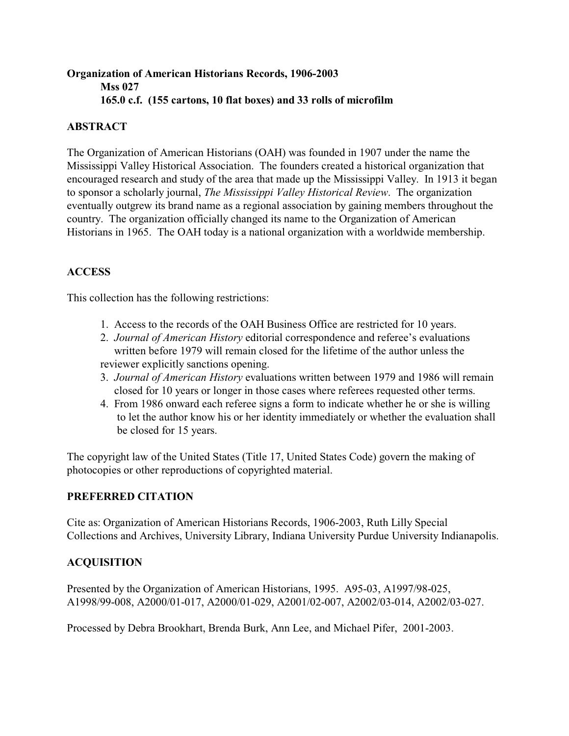**Organization of American Historians Records, 1906-2003**
**Mss 027**
**165.0 c.f. (155 cartons, 10 flat boxes) and 33 rolls of microfilm**

## ABSTRACT

The Organization of American Historians (OAH) was founded in 1907 under the name the Mississippi Valley Historical Association. The founders created a historical organization that encouraged research and study of the area that made up the Mississippi Valley. In 1913 it began to sponsor a scholarly journal, *The Mississippi Valley Historical Review*. The organization eventually outgrew its brand name as a regional association by gaining members throughout the country. The organization officially changed its name to the Organization of American Historians in 1965. The OAH today is a national organization with a worldwide membership.

## ACCESS

This collection has the following restrictions:

1. Access to the records of the OAH Business Office are restricted for 10 years.
2. *Journal of American History* editorial correspondence and referee's evaluations written before 1979 will remain closed for the lifetime of the author unless the reviewer explicitly sanctions opening.
3. *Journal of American History* evaluations written between 1979 and 1986 will remain closed for 10 years or longer in those cases where referees requested other terms.
4. From 1986 onward each referee signs a form to indicate whether he or she is willing to let the author know his or her identity immediately or whether the evaluation shall be closed for 15 years.

The copyright law of the United States (Title 17, United States Code) govern the making of photocopies or other reproductions of copyrighted material.

## PREFERRED CITATION

Cite as: Organization of American Historians Records, 1906-2003, Ruth Lilly Special Collections and Archives, University Library, Indiana University Purdue University Indianapolis.

## ACQUISITION

Presented by the Organization of American Historians, 1995. A95-03, A1997/98-025, A1998/99-008, A2000/01-017, A2000/01-029, A2001/02-007, A2002/03-014, A2002/03-027.

Processed by Debra Brookhart, Brenda Burk, Ann Lee, and Michael Pifer, 2001-2003.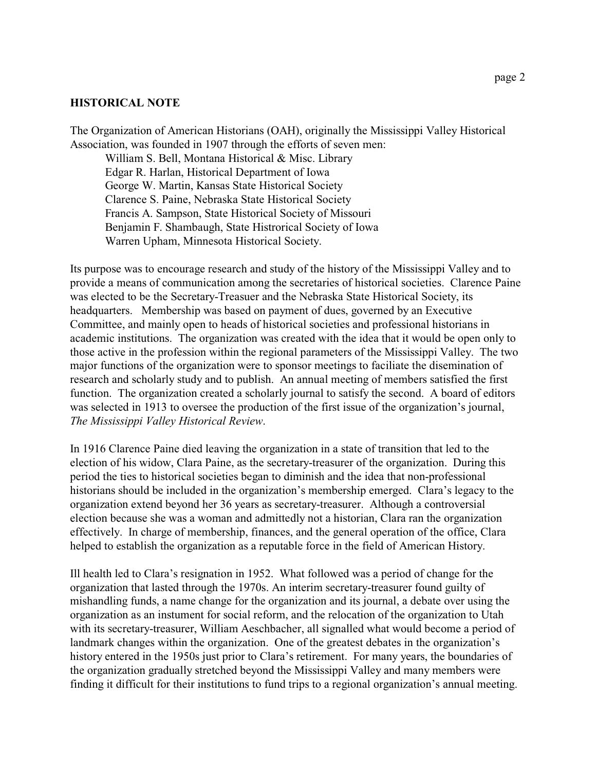## HISTORICAL NOTE

The Organization of American Historians (OAH), originally the Mississippi Valley Historical Association, was founded in 1907 through the efforts of seven men:

William S. Bell, Montana Historical & Misc. Library
Edgar R. Harlan, Historical Department of Iowa
George W. Martin, Kansas State Historical Society
Clarence S. Paine, Nebraska State Historical Society
Francis A. Sampson, State Historical Society of Missouri
Benjamin F. Shambaugh, State Histrorical Society of Iowa
Warren Upham, Minnesota Historical Society.

Its purpose was to encourage research and study of the history of the Mississippi Valley and to provide a means of communication among the secretaries of historical societies. Clarence Paine was elected to be the Secretary-Treasuer and the Nebraska State Historical Society, its headquarters. Membership was based on payment of dues, governed by an Executive Committee, and mainly open to heads of historical societies and professional historians in academic institutions. The organization was created with the idea that it would be open only to those active in the profession within the regional parameters of the Mississippi Valley. The two major functions of the organization were to sponsor meetings to faciliate the disemination of research and scholarly study and to publish. An annual meeting of members satisfied the first function. The organization created a scholarly journal to satisfy the second. A board of editors was selected in 1913 to oversee the production of the first issue of the organization's journal, *The Mississippi Valley Historical Review*.

In 1916 Clarence Paine died leaving the organization in a state of transition that led to the election of his widow, Clara Paine, as the secretary-treasurer of the organization. During this period the ties to historical societies began to diminish and the idea that non-professional historians should be included in the organization's membership emerged. Clara's legacy to the organization extend beyond her 36 years as secretary-treasurer. Although a controversial election because she was a woman and admittedly not a historian, Clara ran the organization effectively. In charge of membership, finances, and the general operation of the office, Clara helped to establish the organization as a reputable force in the field of American History.

Ill health led to Clara's resignation in 1952. What followed was a period of change for the organization that lasted through the 1970s. An interim secretary-treasurer found guilty of mishandling funds, a name change for the organization and its journal, a debate over using the organization as an instument for social reform, and the relocation of the organization to Utah with its secretary-treasurer, William Aeschbacher, all signalled what would become a period of landmark changes within the organization. One of the greatest debates in the organization's history entered in the 1950s just prior to Clara's retirement. For many years, the boundaries of the organization gradually stretched beyond the Mississippi Valley and many members were finding it difficult for their institutions to fund trips to a regional organization's annual meeting.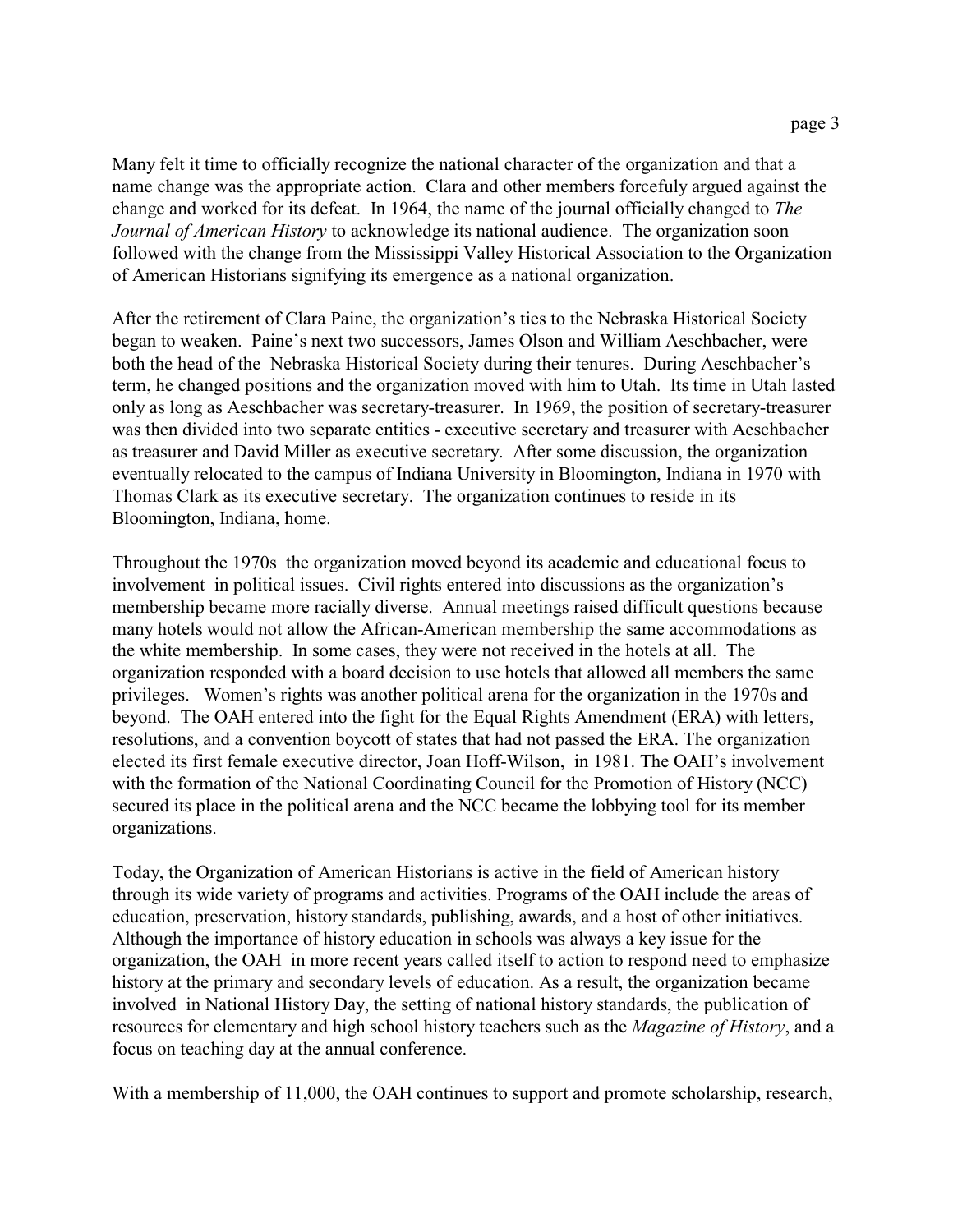Many felt it time to officially recognize the national character of the organization and that a name change was the appropriate action. Clara and other members forcefuly argued against the change and worked for its defeat. In 1964, the name of the journal officially changed to *The Journal of American History* to acknowledge its national audience. The organization soon followed with the change from the Mississippi Valley Historical Association to the Organization of American Historians signifying its emergence as a national organization.

After the retirement of Clara Paine, the organization's ties to the Nebraska Historical Society began to weaken. Paine's next two successors, James Olson and William Aeschbacher, were both the head of the Nebraska Historical Society during their tenures. During Aeschbacher's term, he changed positions and the organization moved with him to Utah. Its time in Utah lasted only as long as Aeschbacher was secretary-treasurer. In 1969, the position of secretary-treasurer was then divided into two separate entities - executive secretary and treasurer with Aeschbacher as treasurer and David Miller as executive secretary. After some discussion, the organization eventually relocated to the campus of Indiana University in Bloomington, Indiana in 1970 with Thomas Clark as its executive secretary. The organization continues to reside in its Bloomington, Indiana, home.

Throughout the 1970s the organization moved beyond its academic and educational focus to involvement in political issues. Civil rights entered into discussions as the organization's membership became more racially diverse. Annual meetings raised difficult questions because many hotels would not allow the African-American membership the same accommodations as the white membership. In some cases, they were not received in the hotels at all. The organization responded with a board decision to use hotels that allowed all members the same privileges. Women's rights was another political arena for the organization in the 1970s and beyond. The OAH entered into the fight for the Equal Rights Amendment (ERA) with letters, resolutions, and a convention boycott of states that had not passed the ERA. The organization elected its first female executive director, Joan Hoff-Wilson, in 1981. The OAH's involvement with the formation of the National Coordinating Council for the Promotion of History (NCC) secured its place in the political arena and the NCC became the lobbying tool for its member organizations.

Today, the Organization of American Historians is active in the field of American history through its wide variety of programs and activities. Programs of the OAH include the areas of education, preservation, history standards, publishing, awards, and a host of other initiatives. Although the importance of history education in schools was always a key issue for the organization, the OAH in more recent years called itself to action to respond need to emphasize history at the primary and secondary levels of education. As a result, the organization became involved in National History Day, the setting of national history standards, the publication of resources for elementary and high school history teachers such as the *Magazine of History*, and a focus on teaching day at the annual conference.

With a membership of 11,000, the OAH continues to support and promote scholarship, research,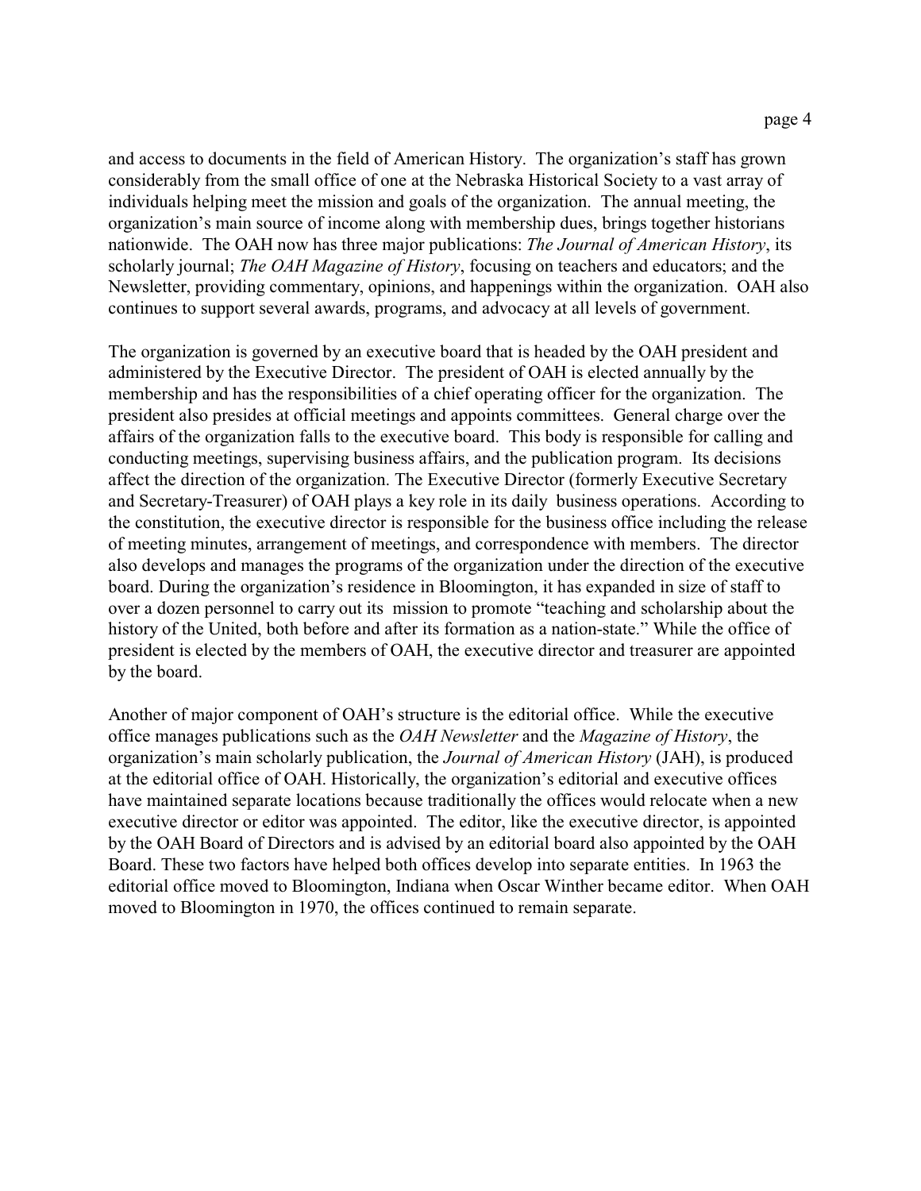and access to documents in the field of American History. The organization's staff has grown considerably from the small office of one at the Nebraska Historical Society to a vast array of individuals helping meet the mission and goals of the organization. The annual meeting, the organization's main source of income along with membership dues, brings together historians nationwide. The OAH now has three major publications: *The Journal of American History*, its scholarly journal; *The OAH Magazine of History*, focusing on teachers and educators; and the Newsletter, providing commentary, opinions, and happenings within the organization. OAH also continues to support several awards, programs, and advocacy at all levels of government.

The organization is governed by an executive board that is headed by the OAH president and administered by the Executive Director. The president of OAH is elected annually by the membership and has the responsibilities of a chief operating officer for the organization. The president also presides at official meetings and appoints committees. General charge over the affairs of the organization falls to the executive board. This body is responsible for calling and conducting meetings, supervising business affairs, and the publication program. Its decisions affect the direction of the organization. The Executive Director (formerly Executive Secretary and Secretary-Treasurer) of OAH plays a key role in its daily business operations. According to the constitution, the executive director is responsible for the business office including the release of meeting minutes, arrangement of meetings, and correspondence with members. The director also develops and manages the programs of the organization under the direction of the executive board. During the organization's residence in Bloomington, it has expanded in size of staff to over a dozen personnel to carry out its mission to promote "teaching and scholarship about the history of the United, both before and after its formation as a nation-state." While the office of president is elected by the members of OAH, the executive director and treasurer are appointed by the board.

Another of major component of OAH's structure is the editorial office. While the executive office manages publications such as the *OAH Newsletter* and the *Magazine of History*, the organization's main scholarly publication, the *Journal of American History* (JAH), is produced at the editorial office of OAH. Historically, the organization's editorial and executive offices have maintained separate locations because traditionally the offices would relocate when a new executive director or editor was appointed. The editor, like the executive director, is appointed by the OAH Board of Directors and is advised by an editorial board also appointed by the OAH Board. These two factors have helped both offices develop into separate entities. In 1963 the editorial office moved to Bloomington, Indiana when Oscar Winther became editor. When OAH moved to Bloomington in 1970, the offices continued to remain separate.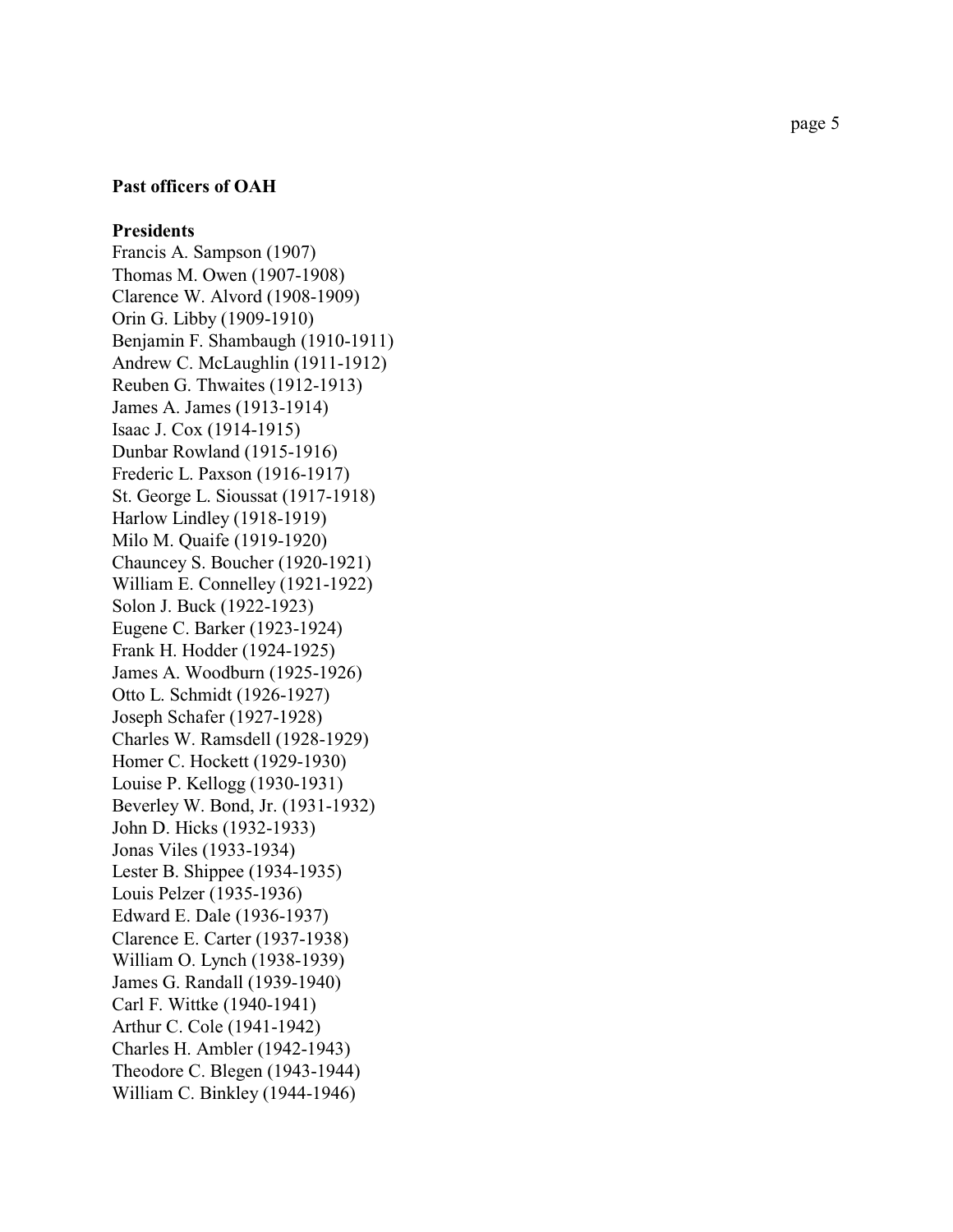**Past officers of OAH**

**Presidents**

Francis A. Sampson (1907)
Thomas M. Owen (1907-1908)
Clarence W. Alvord (1908-1909)
Orin G. Libby (1909-1910)
Benjamin F. Shambaugh (1910-1911)
Andrew C. McLaughlin (1911-1912)
Reuben G. Thwaites (1912-1913)
James A. James (1913-1914)
Isaac J. Cox (1914-1915)
Dunbar Rowland (1915-1916)
Frederic L. Paxson (1916-1917)
St. George L. Sioussat (1917-1918)
Harlow Lindley (1918-1919)
Milo M. Quaife (1919-1920)
Chauncey S. Boucher (1920-1921)
William E. Connelley (1921-1922)
Solon J. Buck (1922-1923)
Eugene C. Barker (1923-1924)
Frank H. Hodder (1924-1925)
James A. Woodburn (1925-1926)
Otto L. Schmidt (1926-1927)
Joseph Schafer (1927-1928)
Charles W. Ramsdell (1928-1929)
Homer C. Hockett (1929-1930)
Louise P. Kellogg (1930-1931)
Beverley W. Bond, Jr. (1931-1932)
John D. Hicks (1932-1933)
Jonas Viles (1933-1934)
Lester B. Shippee (1934-1935)
Louis Pelzer (1935-1936)
Edward E. Dale (1936-1937)
Clarence E. Carter (1937-1938)
William O. Lynch (1938-1939)
James G. Randall (1939-1940)
Carl F. Wittke (1940-1941)
Arthur C. Cole (1941-1942)
Charles H. Ambler (1942-1943)
Theodore C. Blegen (1943-1944)
William C. Binkley (1944-1946)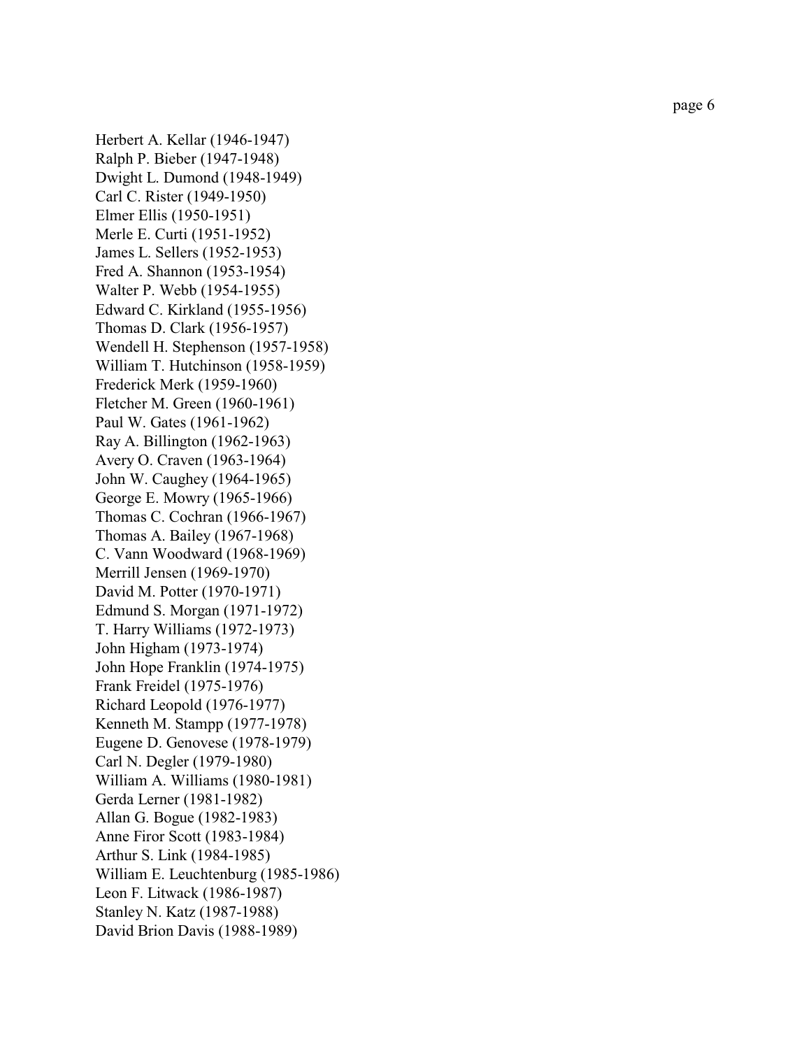Herbert A. Kellar (1946-1947)
Ralph P. Bieber (1947-1948)
Dwight L. Dumond (1948-1949)
Carl C. Rister (1949-1950)
Elmer Ellis (1950-1951)
Merle E. Curti (1951-1952)
James L. Sellers (1952-1953)
Fred A. Shannon (1953-1954)
Walter P. Webb (1954-1955)
Edward C. Kirkland (1955-1956)
Thomas D. Clark (1956-1957)
Wendell H. Stephenson (1957-1958)
William T. Hutchinson (1958-1959)
Frederick Merk (1959-1960)
Fletcher M. Green (1960-1961)
Paul W. Gates (1961-1962)
Ray A. Billington (1962-1963)
Avery O. Craven (1963-1964)
John W. Caughey (1964-1965)
George E. Mowry (1965-1966)
Thomas C. Cochran (1966-1967)
Thomas A. Bailey (1967-1968)
C. Vann Woodward (1968-1969)
Merrill Jensen (1969-1970)
David M. Potter (1970-1971)
Edmund S. Morgan (1971-1972)
T. Harry Williams (1972-1973)
John Higham (1973-1974)
John Hope Franklin (1974-1975)
Frank Freidel (1975-1976)
Richard Leopold (1976-1977)
Kenneth M. Stampp (1977-1978)
Eugene D. Genovese (1978-1979)
Carl N. Degler (1979-1980)
William A. Williams (1980-1981)
Gerda Lerner (1981-1982)
Allan G. Bogue (1982-1983)
Anne Firor Scott (1983-1984)
Arthur S. Link (1984-1985)
William E. Leuchtenburg (1985-1986)
Leon F. Litwack (1986-1987)
Stanley N. Katz (1987-1988)
David Brion Davis (1988-1989)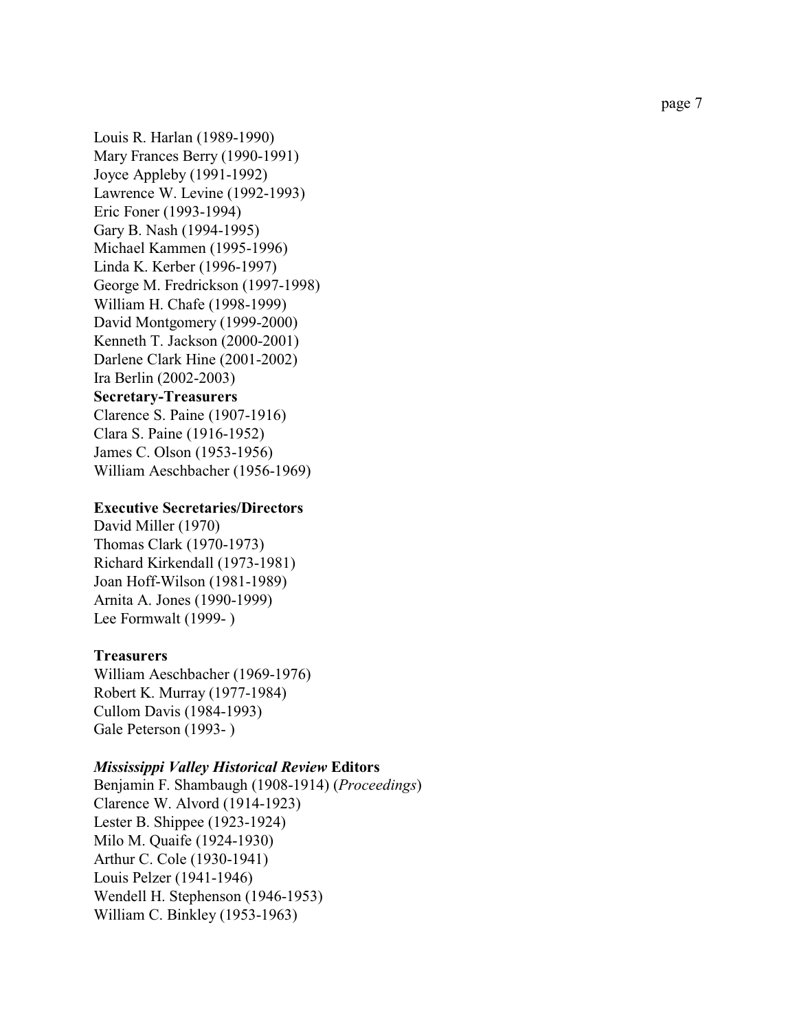Louis R. Harlan (1989-1990)
Mary Frances Berry (1990-1991)
Joyce Appleby (1991-1992)
Lawrence W. Levine (1992-1993)
Eric Foner (1993-1994)
Gary B. Nash (1994-1995)
Michael Kammen (1995-1996)
Linda K. Kerber (1996-1997)
George M. Fredrickson (1997-1998)
William H. Chafe (1998-1999)
David Montgomery (1999-2000)
Kenneth T. Jackson (2000-2001)
Darlene Clark Hine (2001-2002)
Ira Berlin (2002-2003)

**Secretary-Treasurers**

Clarence S. Paine (1907-1916)
Clara S. Paine (1916-1952)
James C. Olson (1953-1956)
William Aeschbacher (1956-1969)

**Executive Secretaries/Directors**

David Miller (1970)
Thomas Clark (1970-1973)
Richard Kirkendall (1973-1981)
Joan Hoff-Wilson (1981-1989)
Arnita A. Jones (1990-1999)
Lee Formwalt (1999- )

**Treasurers**

William Aeschbacher (1969-1976)
Robert K. Murray (1977-1984)
Cullom Davis (1984-1993)
Gale Peterson (1993- )

***Mississippi Valley Historical Review* Editors**

Benjamin F. Shambaugh (1908-1914) (*Proceedings*)
Clarence W. Alvord (1914-1923)
Lester B. Shippee (1923-1924)
Milo M. Quaife (1924-1930)
Arthur C. Cole (1930-1941)
Louis Pelzer (1941-1946)
Wendell H. Stephenson (1946-1953)
William C. Binkley (1953-1963)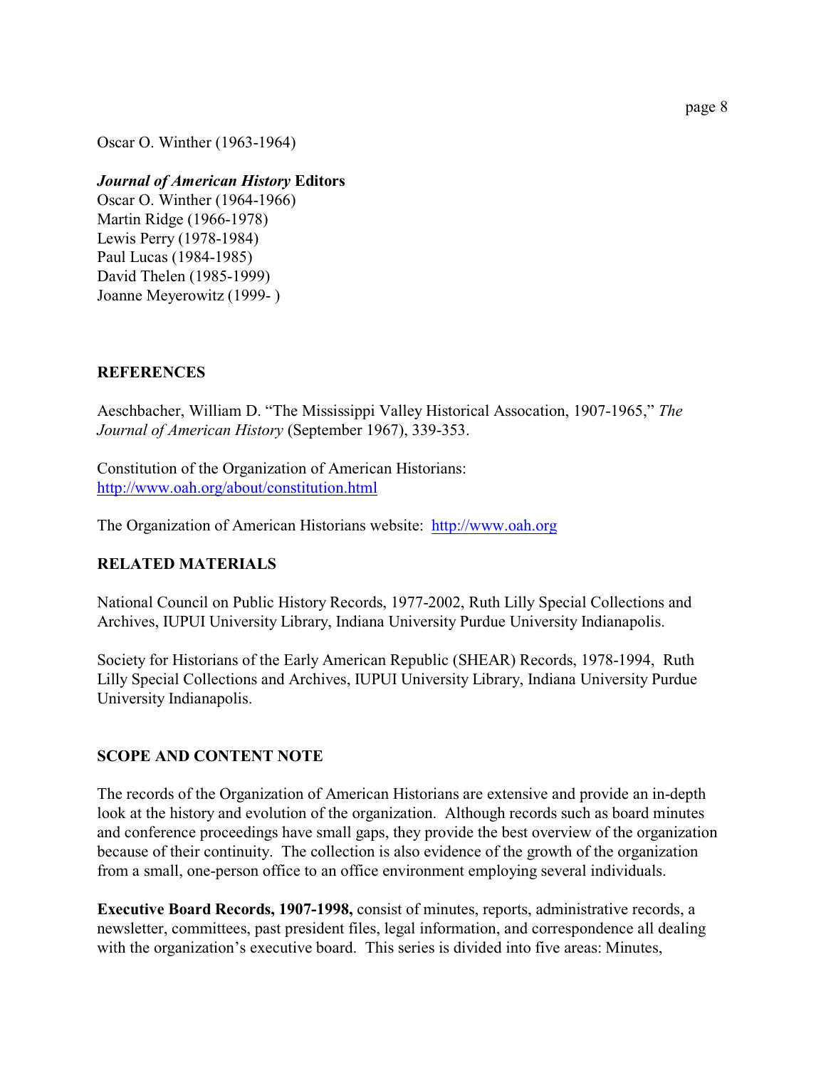Oscar O. Winther (1963-1964)

***Journal of American History* Editors**
Oscar O. Winther (1964-1966)
Martin Ridge (1966-1978)
Lewis Perry (1978-1984)
Paul Lucas (1984-1985)
David Thelen (1985-1999)
Joanne Meyerowitz (1999- )

## REFERENCES

Aeschbacher, William D. "The Mississippi Valley Historical Assocation, 1907-1965," *The Journal of American History* (September 1967), 339-353.

Constitution of the Organization of American Historians:
http://www.oah.org/about/constitution.html

The Organization of American Historians website: http://www.oah.org

## RELATED MATERIALS

National Council on Public History Records, 1977-2002, Ruth Lilly Special Collections and Archives, IUPUI University Library, Indiana University Purdue University Indianapolis.

Society for Historians of the Early American Republic (SHEAR) Records, 1978-1994, Ruth Lilly Special Collections and Archives, IUPUI University Library, Indiana University Purdue University Indianapolis.

## SCOPE AND CONTENT NOTE

The records of the Organization of American Historians are extensive and provide an in-depth look at the history and evolution of the organization. Although records such as board minutes and conference proceedings have small gaps, they provide the best overview of the organization because of their continuity. The collection is also evidence of the growth of the organization from a small, one-person office to an office environment employing several individuals.

**Executive Board Records, 1907-1998,** consist of minutes, reports, administrative records, a newsletter, committees, past president files, legal information, and correspondence all dealing with the organization's executive board. This series is divided into five areas: Minutes,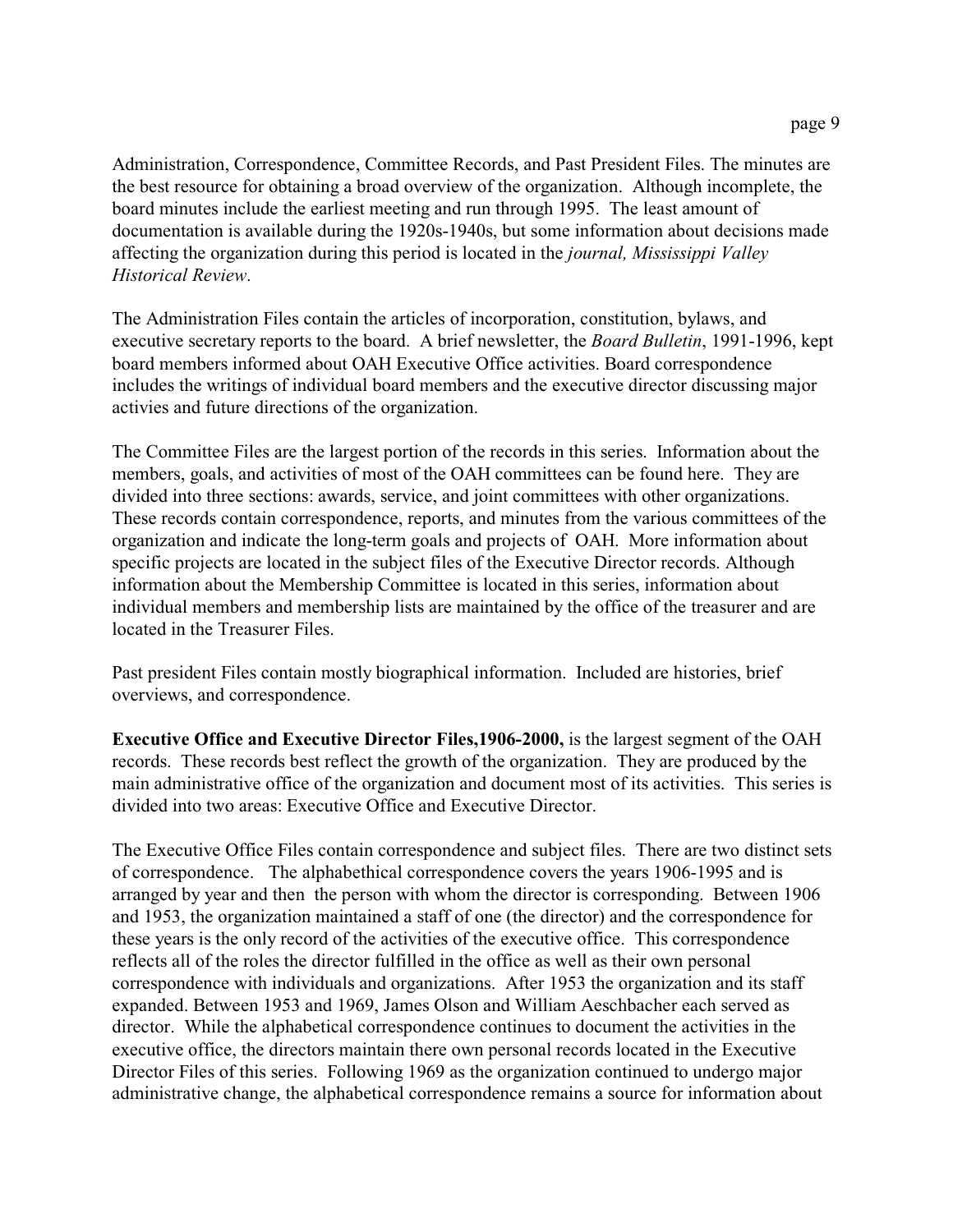Administration, Correspondence, Committee Records, and Past President Files. The minutes are the best resource for obtaining a broad overview of the organization. Although incomplete, the board minutes include the earliest meeting and run through 1995. The least amount of documentation is available during the 1920s-1940s, but some information about decisions made affecting the organization during this period is located in the *journal, Mississippi Valley Historical Review*.

The Administration Files contain the articles of incorporation, constitution, bylaws, and executive secretary reports to the board. A brief newsletter, the *Board Bulletin*, 1991-1996, kept board members informed about OAH Executive Office activities. Board correspondence includes the writings of individual board members and the executive director discussing major activies and future directions of the organization.

The Committee Files are the largest portion of the records in this series. Information about the members, goals, and activities of most of the OAH committees can be found here. They are divided into three sections: awards, service, and joint committees with other organizations. These records contain correspondence, reports, and minutes from the various committees of the organization and indicate the long-term goals and projects of OAH. More information about specific projects are located in the subject files of the Executive Director records. Although information about the Membership Committee is located in this series, information about individual members and membership lists are maintained by the office of the treasurer and are located in the Treasurer Files.

Past president Files contain mostly biographical information. Included are histories, brief overviews, and correspondence.

**Executive Office and Executive Director Files,1906-2000,** is the largest segment of the OAH records. These records best reflect the growth of the organization. They are produced by the main administrative office of the organization and document most of its activities. This series is divided into two areas: Executive Office and Executive Director.

The Executive Office Files contain correspondence and subject files. There are two distinct sets of correspondence. The alphabethical correspondence covers the years 1906-1995 and is arranged by year and then the person with whom the director is corresponding. Between 1906 and 1953, the organization maintained a staff of one (the director) and the correspondence for these years is the only record of the activities of the executive office. This correspondence reflects all of the roles the director fulfilled in the office as well as their own personal correspondence with individuals and organizations. After 1953 the organization and its staff expanded. Between 1953 and 1969, James Olson and William Aeschbacher each served as director. While the alphabetical correspondence continues to document the activities in the executive office, the directors maintain there own personal records located in the Executive Director Files of this series. Following 1969 as the organization continued to undergo major administrative change, the alphabetical correspondence remains a source for information about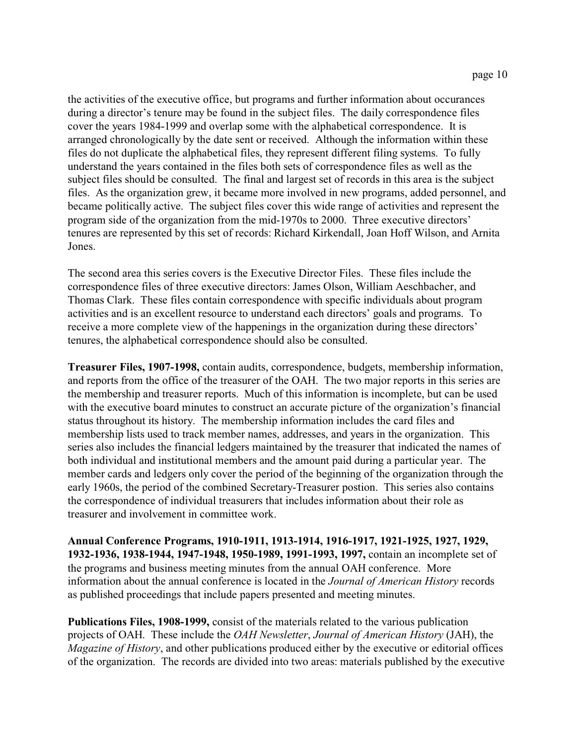the activities of the executive office, but programs and further information about occurances during a director's tenure may be found in the subject files. The daily correspondence files cover the years 1984-1999 and overlap some with the alphabetical correspondence. It is arranged chronologically by the date sent or received. Although the information within these files do not duplicate the alphabetical files, they represent different filing systems. To fully understand the years contained in the files both sets of correspondence files as well as the subject files should be consulted. The final and largest set of records in this area is the subject files. As the organization grew, it became more involved in new programs, added personnel, and became politically active. The subject files cover this wide range of activities and represent the program side of the organization from the mid-1970s to 2000. Three executive directors' tenures are represented by this set of records: Richard Kirkendall, Joan Hoff Wilson, and Arnita Jones.

The second area this series covers is the Executive Director Files. These files include the correspondence files of three executive directors: James Olson, William Aeschbacher, and Thomas Clark. These files contain correspondence with specific individuals about program activities and is an excellent resource to understand each directors' goals and programs. To receive a more complete view of the happenings in the organization during these directors' tenures, the alphabetical correspondence should also be consulted.

**Treasurer Files, 1907-1998,** contain audits, correspondence, budgets, membership information, and reports from the office of the treasurer of the OAH. The two major reports in this series are the membership and treasurer reports. Much of this information is incomplete, but can be used with the executive board minutes to construct an accurate picture of the organization's financial status throughout its history. The membership information includes the card files and membership lists used to track member names, addresses, and years in the organization. This series also includes the financial ledgers maintained by the treasurer that indicated the names of both individual and institutional members and the amount paid during a particular year. The member cards and ledgers only cover the period of the beginning of the organization through the early 1960s, the period of the combined Secretary-Treasurer postion. This series also contains the correspondence of individual treasurers that includes information about their role as treasurer and involvement in committee work.

**Annual Conference Programs, 1910-1911, 1913-1914, 1916-1917, 1921-1925, 1927, 1929, 1932-1936, 1938-1944, 1947-1948, 1950-1989, 1991-1993, 1997,** contain an incomplete set of the programs and business meeting minutes from the annual OAH conference. More information about the annual conference is located in the *Journal of American History* records as published proceedings that include papers presented and meeting minutes.

**Publications Files, 1908-1999,** consist of the materials related to the various publication projects of OAH. These include the *OAH Newsletter*, *Journal of American History* (JAH), the *Magazine of History*, and other publications produced either by the executive or editorial offices of the organization. The records are divided into two areas: materials published by the executive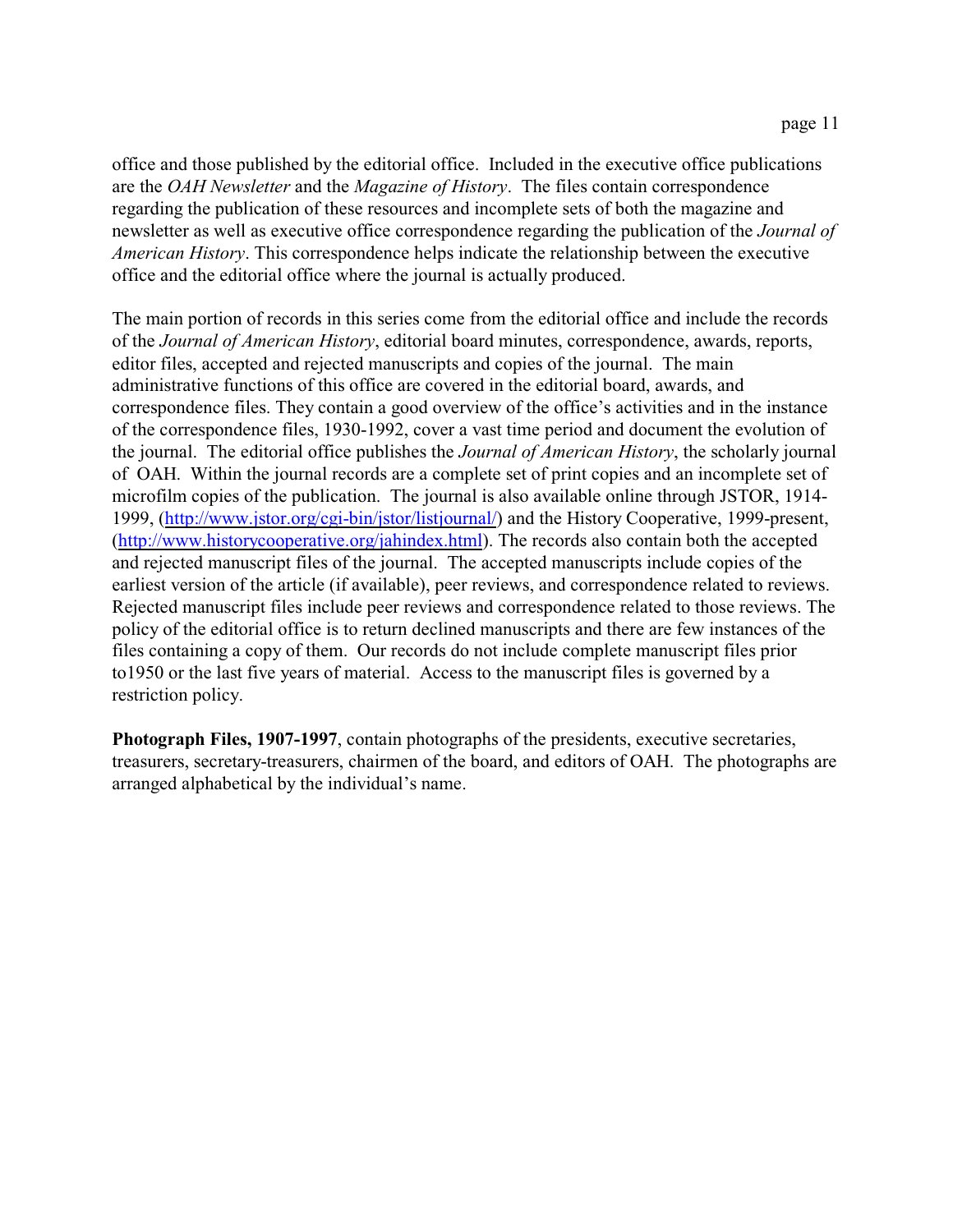office and those published by the editorial office. Included in the executive office publications are the *OAH Newsletter* and the *Magazine of History*. The files contain correspondence regarding the publication of these resources and incomplete sets of both the magazine and newsletter as well as executive office correspondence regarding the publication of the *Journal of American History*. This correspondence helps indicate the relationship between the executive office and the editorial office where the journal is actually produced.

The main portion of records in this series come from the editorial office and include the records of the *Journal of American History*, editorial board minutes, correspondence, awards, reports, editor files, accepted and rejected manuscripts and copies of the journal. The main administrative functions of this office are covered in the editorial board, awards, and correspondence files. They contain a good overview of the office's activities and in the instance of the correspondence files, 1930-1992, cover a vast time period and document the evolution of the journal. The editorial office publishes the *Journal of American History*, the scholarly journal of OAH. Within the journal records are a complete set of print copies and an incomplete set of microfilm copies of the publication. The journal is also available online through JSTOR, 1914-1999, (http://www.jstor.org/cgi-bin/jstor/listjournal/) and the History Cooperative, 1999-present, (http://www.historycooperative.org/jahindex.html). The records also contain both the accepted and rejected manuscript files of the journal. The accepted manuscripts include copies of the earliest version of the article (if available), peer reviews, and correspondence related to reviews. Rejected manuscript files include peer reviews and correspondence related to those reviews. The policy of the editorial office is to return declined manuscripts and there are few instances of the files containing a copy of them. Our records do not include complete manuscript files prior to1950 or the last five years of material. Access to the manuscript files is governed by a restriction policy.

**Photograph Files, 1907-1997**, contain photographs of the presidents, executive secretaries, treasurers, secretary-treasurers, chairmen of the board, and editors of OAH. The photographs are arranged alphabetical by the individual's name.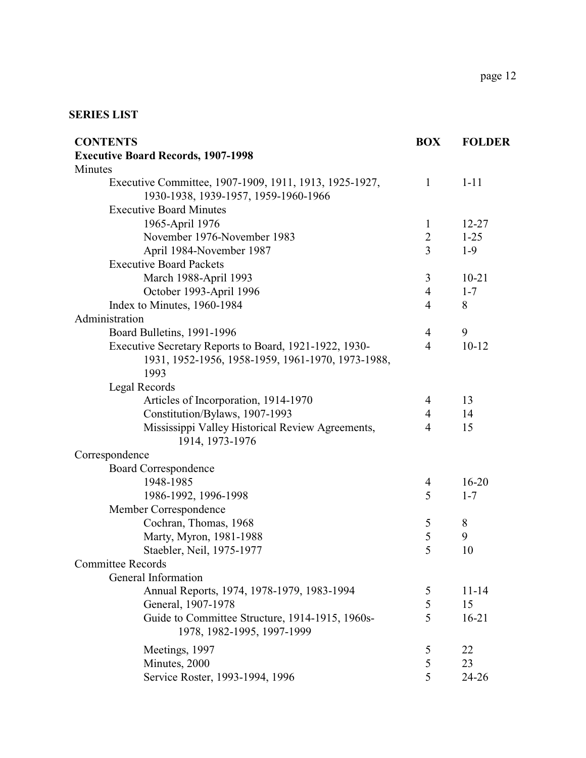## SERIES LIST

| CONTENTS | BOX | FOLDER |
|---|---|---|
| **Executive Board Records, 1907-1998** | | |
| Minutes | | |
| Executive Committee, 1907-1909, 1911, 1913, 1925-1927, 1930-1938, 1939-1957, 1959-1960-1966 | 1 | 1-11 |
| Executive Board Minutes | | |
| 1965-April 1976 | 1 | 12-27 |
| November 1976-November 1983 | 2 | 1-25 |
| April 1984-November 1987 | 3 | 1-9 |
| Executive Board Packets | | |
| March 1988-April 1993 | 3 | 10-21 |
| October 1993-April 1996 | 4 | 1-7 |
| Index to Minutes, 1960-1984 | 4 | 8 |
| Administration | | |
| Board Bulletins, 1991-1996 | 4 | 9 |
| Executive Secretary Reports to Board, 1921-1922, 1930-1931, 1952-1956, 1958-1959, 1961-1970, 1973-1988, 1993 | 4 | 10-12 |
| Legal Records | | |
| Articles of Incorporation, 1914-1970 | 4 | 13 |
| Constitution/Bylaws, 1907-1993 | 4 | 14 |
| Mississippi Valley Historical Review Agreements, 1914, 1973-1976 | 4 | 15 |
| Correspondence | | |
| Board Correspondence | | |
| 1948-1985 | 4 | 16-20 |
| 1986-1992, 1996-1998 | 5 | 1-7 |
| Member Correspondence | | |
| Cochran, Thomas, 1968 | 5 | 8 |
| Marty, Myron, 1981-1988 | 5 | 9 |
| Staebler, Neil, 1975-1977 | 5 | 10 |
| Committee Records | | |
| General Information | | |
| Annual Reports, 1974, 1978-1979, 1983-1994 | 5 | 11-14 |
| General, 1907-1978 | 5 | 15 |
| Guide to Committee Structure, 1914-1915, 1960s-1978, 1982-1995, 1997-1999 | 5 | 16-21 |
| Meetings, 1997 | 5 | 22 |
| Minutes, 2000 | 5 | 23 |
| Service Roster, 1993-1994, 1996 | 5 | 24-26 |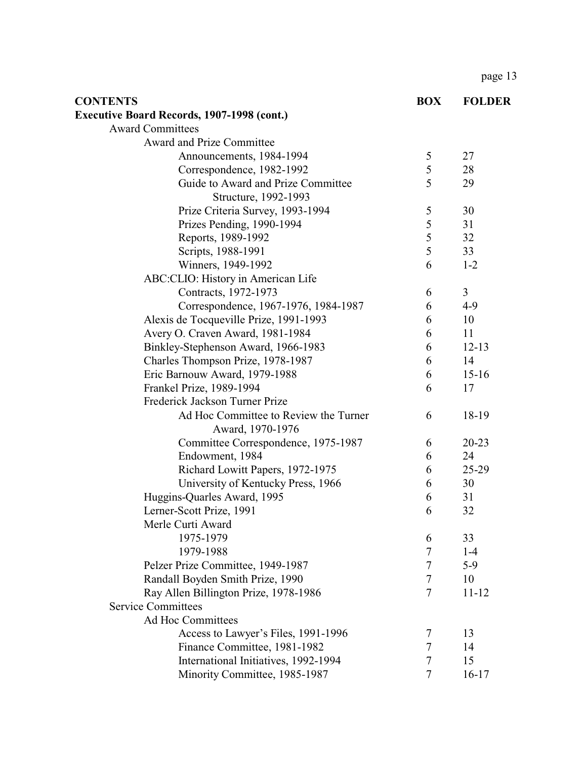| CONTENTS | BOX | FOLDER |
| --- | --- | --- |
| **Executive Board Records, 1907-1998 (cont.)** | | |
| Award Committees | | |
| Award and Prize Committee | | |
| Announcements, 1984-1994 | 5 | 27 |
| Correspondence, 1982-1992 | 5 | 28 |
| Guide to Award and Prize Committee Structure, 1992-1993 | 5 | 29 |
| Prize Criteria Survey, 1993-1994 | 5 | 30 |
| Prizes Pending, 1990-1994 | 5 | 31 |
| Reports, 1989-1992 | 5 | 32 |
| Scripts, 1988-1991 | 5 | 33 |
| Winners, 1949-1992 | 6 | 1-2 |
| ABC:CLIO: History in American Life | | |
| Contracts, 1972-1973 | 6 | 3 |
| Correspondence, 1967-1976, 1984-1987 | 6 | 4-9 |
| Alexis de Tocqueville Prize, 1991-1993 | 6 | 10 |
| Avery O. Craven Award, 1981-1984 | 6 | 11 |
| Binkley-Stephenson Award, 1966-1983 | 6 | 12-13 |
| Charles Thompson Prize, 1978-1987 | 6 | 14 |
| Eric Barnouw Award, 1979-1988 | 6 | 15-16 |
| Frankel Prize, 1989-1994 | 6 | 17 |
| Frederick Jackson Turner Prize | | |
| Ad Hoc Committee to Review the Turner Award, 1970-1976 | 6 | 18-19 |
| Committee Correspondence, 1975-1987 | 6 | 20-23 |
| Endowment, 1984 | 6 | 24 |
| Richard Lowitt Papers, 1972-1975 | 6 | 25-29 |
| University of Kentucky Press, 1966 | 6 | 30 |
| Huggins-Quarles Award, 1995 | 6 | 31 |
| Lerner-Scott Prize, 1991 | 6 | 32 |
| Merle Curti Award | | |
| 1975-1979 | 6 | 33 |
| 1979-1988 | 7 | 1-4 |
| Pelzer Prize Committee, 1949-1987 | 7 | 5-9 |
| Randall Boyden Smith Prize, 1990 | 7 | 10 |
| Ray Allen Billington Prize, 1978-1986 | 7 | 11-12 |
| Service Committees | | |
| Ad Hoc Committees | | |
| Access to Lawyer's Files, 1991-1996 | 7 | 13 |
| Finance Committee, 1981-1982 | 7 | 14 |
| International Initiatives, 1992-1994 | 7 | 15 |
| Minority Committee, 1985-1987 | 7 | 16-17 |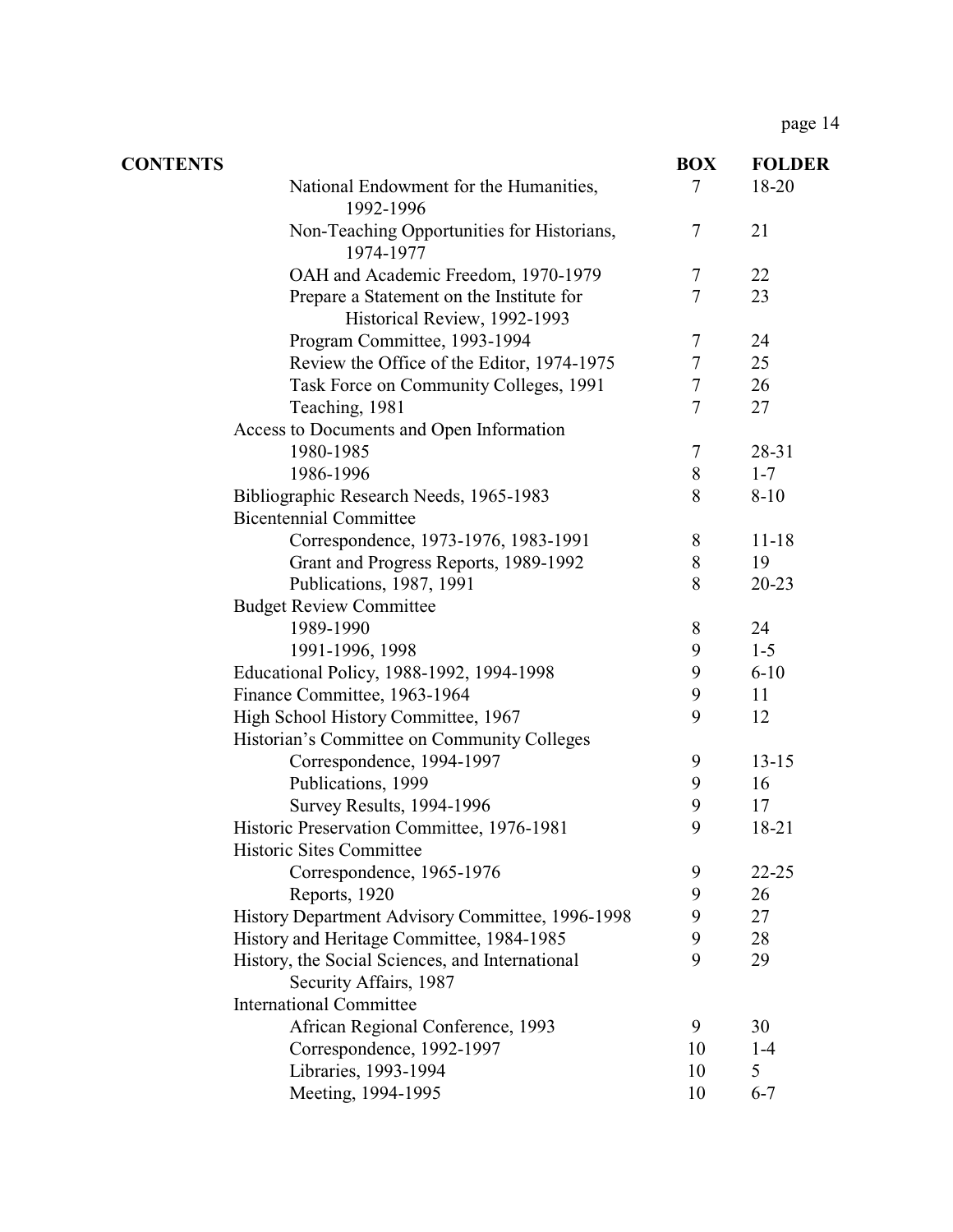| CONTENTS | BOX | FOLDER |
|---|---|---|
| National Endowment for the Humanities, 1992-1996 | 7 | 18-20 |
| Non-Teaching Opportunities for Historians, 1974-1977 | 7 | 21 |
| OAH and Academic Freedom, 1970-1979 | 7 | 22 |
| Prepare a Statement on the Institute for Historical Review, 1992-1993 | 7 | 23 |
| Program Committee, 1993-1994 | 7 | 24 |
| Review the Office of the Editor, 1974-1975 | 7 | 25 |
| Task Force on Community Colleges, 1991 | 7 | 26 |
| Teaching, 1981 | 7 | 27 |
| Access to Documents and Open Information | | |
| 1980-1985 | 7 | 28-31 |
| 1986-1996 | 8 | 1-7 |
| Bibliographic Research Needs, 1965-1983 | 8 | 8-10 |
| Bicentennial Committee | | |
| Correspondence, 1973-1976, 1983-1991 | 8 | 11-18 |
| Grant and Progress Reports, 1989-1992 | 8 | 19 |
| Publications, 1987, 1991 | 8 | 20-23 |
| Budget Review Committee | | |
| 1989-1990 | 8 | 24 |
| 1991-1996, 1998 | 9 | 1-5 |
| Educational Policy, 1988-1992, 1994-1998 | 9 | 6-10 |
| Finance Committee, 1963-1964 | 9 | 11 |
| High School History Committee, 1967 | 9 | 12 |
| Historian's Committee on Community Colleges | | |
| Correspondence, 1994-1997 | 9 | 13-15 |
| Publications, 1999 | 9 | 16 |
| Survey Results, 1994-1996 | 9 | 17 |
| Historic Preservation Committee, 1976-1981 | 9 | 18-21 |
| Historic Sites Committee | | |
| Correspondence, 1965-1976 | 9 | 22-25 |
| Reports, 1920 | 9 | 26 |
| History Department Advisory Committee, 1996-1998 | 9 | 27 |
| History and Heritage Committee, 1984-1985 | 9 | 28 |
| History, the Social Sciences, and International Security Affairs, 1987 | 9 | 29 |
| International Committee | | |
| African Regional Conference, 1993 | 9 | 30 |
| Correspondence, 1992-1997 | 10 | 1-4 |
| Libraries, 1993-1994 | 10 | 5 |
| Meeting, 1994-1995 | 10 | 6-7 |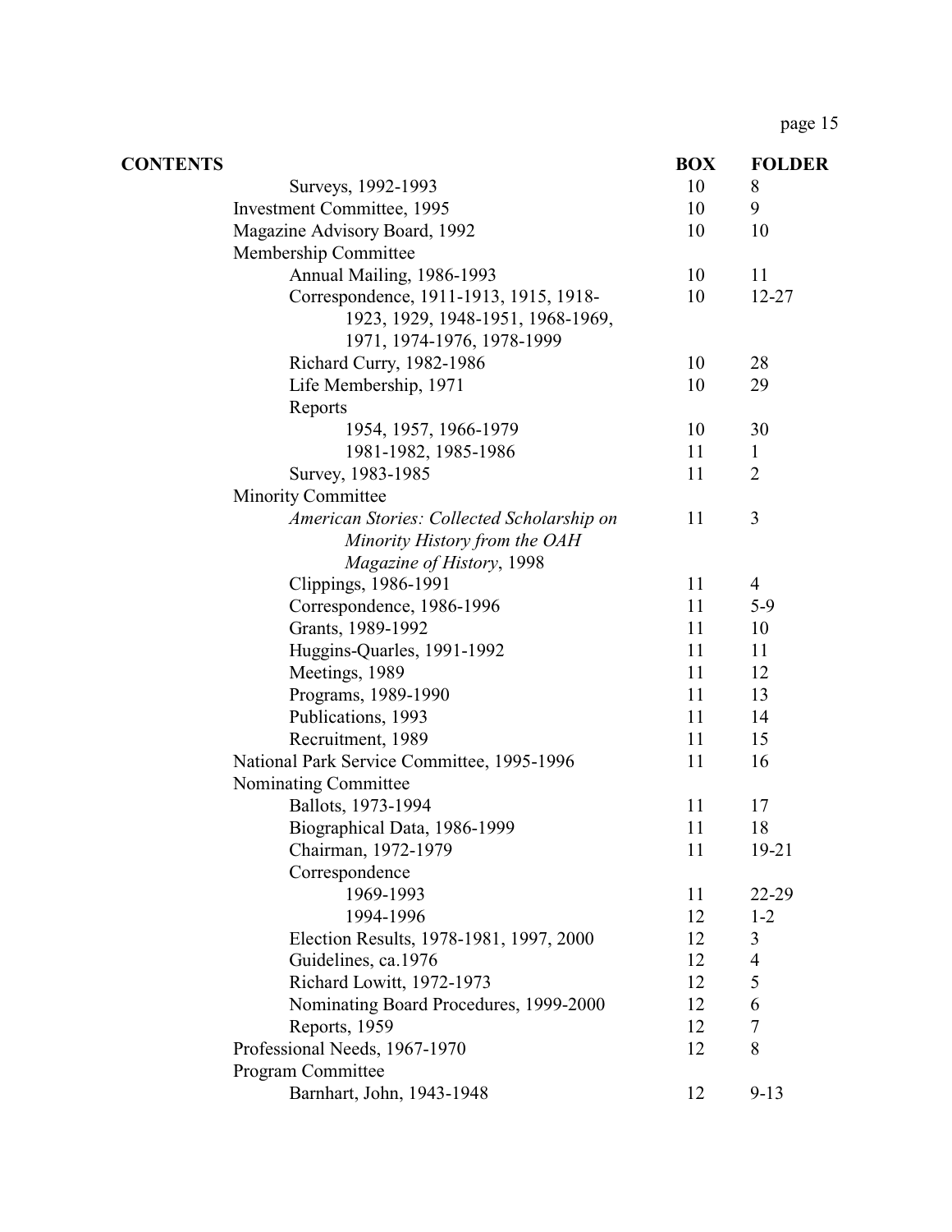| CONTENTS | BOX | FOLDER |
|---|---|---|
| Surveys, 1992-1993 | 10 | 8 |
| Investment Committee, 1995 | 10 | 9 |
| Magazine Advisory Board, 1992 | 10 | 10 |
| Membership Committee | | |
| Annual Mailing, 1986-1993 | 10 | 11 |
| Correspondence, 1911-1913, 1915, 1918-1923, 1929, 1948-1951, 1968-1969, 1971, 1974-1976, 1978-1999 | 10 | 12-27 |
| Richard Curry, 1982-1986 | 10 | 28 |
| Life Membership, 1971 | 10 | 29 |
| Reports | | |
| 1954, 1957, 1966-1979 | 10 | 30 |
| 1981-1982, 1985-1986 | 11 | 1 |
| Survey, 1983-1985 | 11 | 2 |
| Minority Committee | | |
| *American Stories: Collected Scholarship on Minority History from the OAH Magazine of History*, 1998 | 11 | 3 |
| Clippings, 1986-1991 | 11 | 4 |
| Correspondence, 1986-1996 | 11 | 5-9 |
| Grants, 1989-1992 | 11 | 10 |
| Huggins-Quarles, 1991-1992 | 11 | 11 |
| Meetings, 1989 | 11 | 12 |
| Programs, 1989-1990 | 11 | 13 |
| Publications, 1993 | 11 | 14 |
| Recruitment, 1989 | 11 | 15 |
| National Park Service Committee, 1995-1996 | 11 | 16 |
| Nominating Committee | | |
| Ballots, 1973-1994 | 11 | 17 |
| Biographical Data, 1986-1999 | 11 | 18 |
| Chairman, 1972-1979 | 11 | 19-21 |
| Correspondence | | |
| 1969-1993 | 11 | 22-29 |
| 1994-1996 | 12 | 1-2 |
| Election Results, 1978-1981, 1997, 2000 | 12 | 3 |
| Guidelines, ca.1976 | 12 | 4 |
| Richard Lowitt, 1972-1973 | 12 | 5 |
| Nominating Board Procedures, 1999-2000 | 12 | 6 |
| Reports, 1959 | 12 | 7 |
| Professional Needs, 1967-1970 | 12 | 8 |
| Program Committee | | |
| Barnhart, John, 1943-1948 | 12 | 9-13 |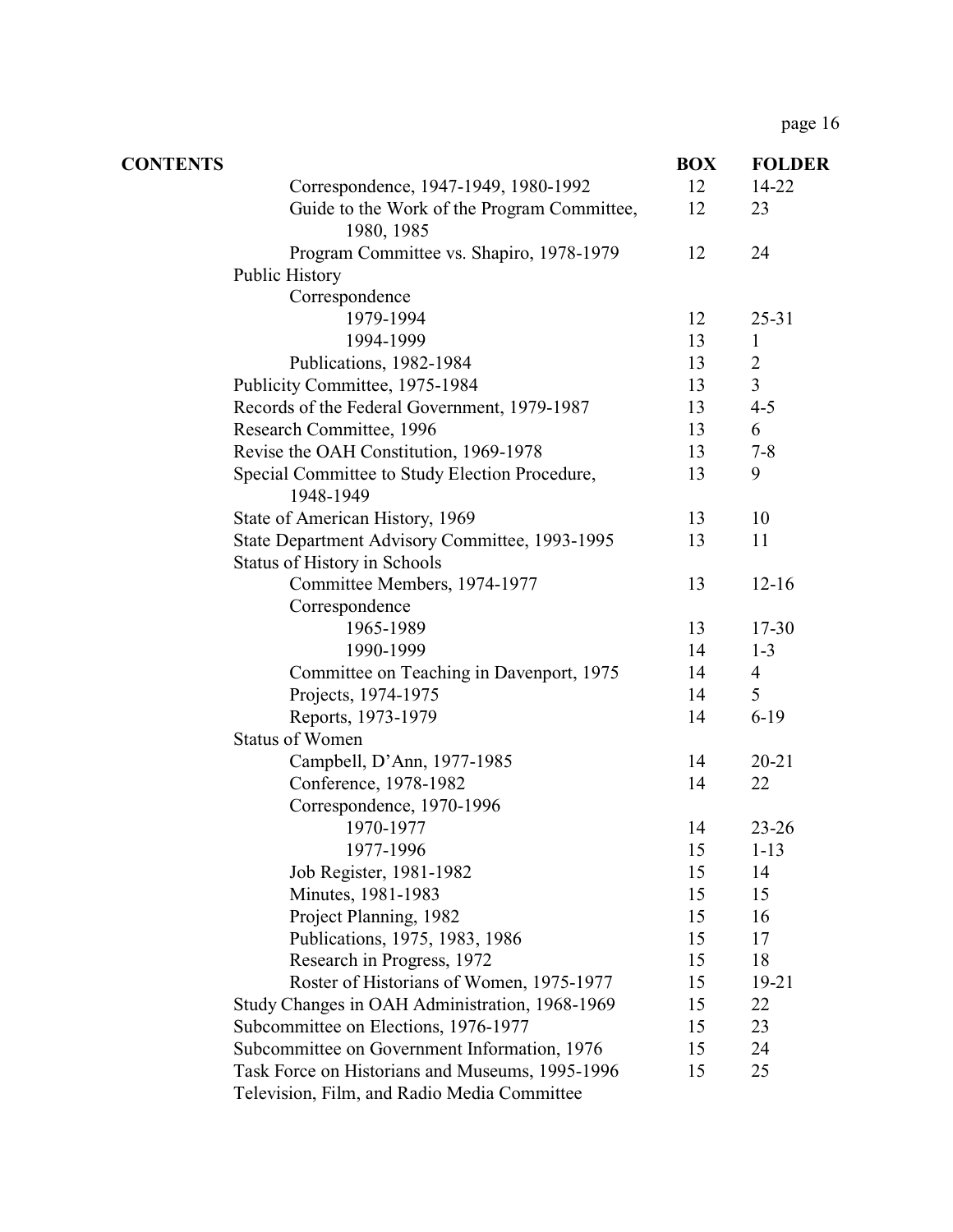| CONTENTS | BOX | FOLDER |
|---|---|---|
| Correspondence, 1947-1949, 1980-1992 | 12 | 14-22 |
| Guide to the Work of the Program Committee, 1980, 1985 | 12 | 23 |
| Program Committee vs. Shapiro, 1978-1979 | 12 | 24 |
| Public History | | |
| Correspondence | | |
| 1979-1994 | 12 | 25-31 |
| 1994-1999 | 13 | 1 |
| Publications, 1982-1984 | 13 | 2 |
| Publicity Committee, 1975-1984 | 13 | 3 |
| Records of the Federal Government, 1979-1987 | 13 | 4-5 |
| Research Committee, 1996 | 13 | 6 |
| Revise the OAH Constitution, 1969-1978 | 13 | 7-8 |
| Special Committee to Study Election Procedure, 1948-1949 | 13 | 9 |
| State of American History, 1969 | 13 | 10 |
| State Department Advisory Committee, 1993-1995 | 13 | 11 |
| Status of History in Schools | | |
| Committee Members, 1974-1977 | 13 | 12-16 |
| Correspondence | | |
| 1965-1989 | 13 | 17-30 |
| 1990-1999 | 14 | 1-3 |
| Committee on Teaching in Davenport, 1975 | 14 | 4 |
| Projects, 1974-1975 | 14 | 5 |
| Reports, 1973-1979 | 14 | 6-19 |
| Status of Women | | |
| Campbell, D'Ann, 1977-1985 | 14 | 20-21 |
| Conference, 1978-1982 | 14 | 22 |
| Correspondence, 1970-1996 | | |
| 1970-1977 | 14 | 23-26 |
| 1977-1996 | 15 | 1-13 |
| Job Register, 1981-1982 | 15 | 14 |
| Minutes, 1981-1983 | 15 | 15 |
| Project Planning, 1982 | 15 | 16 |
| Publications, 1975, 1983, 1986 | 15 | 17 |
| Research in Progress, 1972 | 15 | 18 |
| Roster of Historians of Women, 1975-1977 | 15 | 19-21 |
| Study Changes in OAH Administration, 1968-1969 | 15 | 22 |
| Subcommittee on Elections, 1976-1977 | 15 | 23 |
| Subcommittee on Government Information, 1976 | 15 | 24 |
| Task Force on Historians and Museums, 1995-1996 | 15 | 25 |
| Television, Film, and Radio Media Committee | | |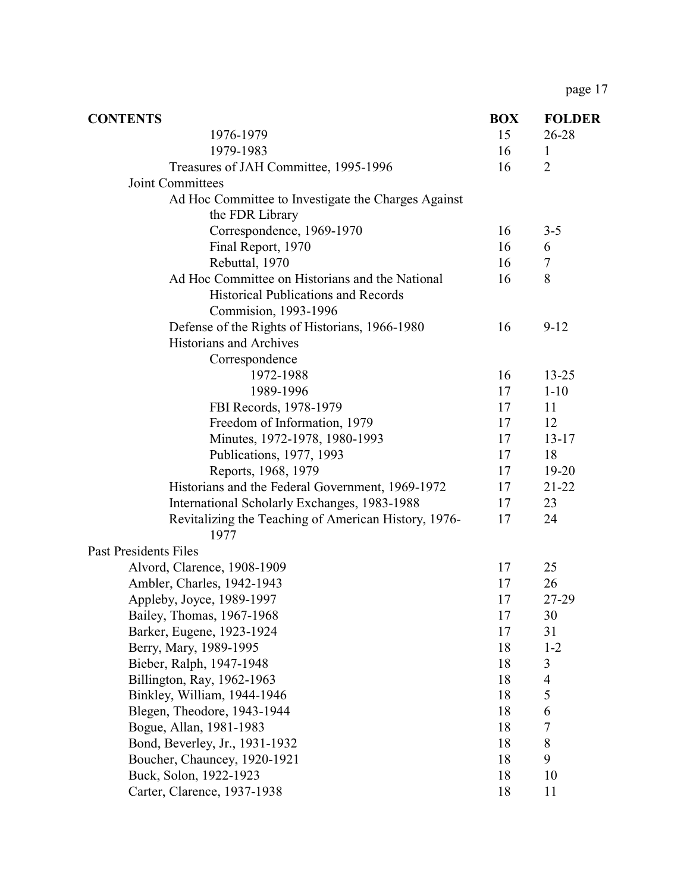| CONTENTS | BOX | FOLDER |
|---|---|---|
| 1976-1979 | 15 | 26-28 |
| 1979-1983 | 16 | 1 |
| Treasures of JAH Committee, 1995-1996 | 16 | 2 |
| Joint Committees | | |
| Ad Hoc Committee to Investigate the Charges Against the FDR Library | | |
| Correspondence, 1969-1970 | 16 | 3-5 |
| Final Report, 1970 | 16 | 6 |
| Rebuttal, 1970 | 16 | 7 |
| Ad Hoc Committee on Historians and the National Historical Publications and Records Commision, 1993-1996 | 16 | 8 |
| Defense of the Rights of Historians, 1966-1980 | 16 | 9-12 |
| Historians and Archives | | |
| Correspondence | | |
| 1972-1988 | 16 | 13-25 |
| 1989-1996 | 17 | 1-10 |
| FBI Records, 1978-1979 | 17 | 11 |
| Freedom of Information, 1979 | 17 | 12 |
| Minutes, 1972-1978, 1980-1993 | 17 | 13-17 |
| Publications, 1977, 1993 | 17 | 18 |
| Reports, 1968, 1979 | 17 | 19-20 |
| Historians and the Federal Government, 1969-1972 | 17 | 21-22 |
| International Scholarly Exchanges, 1983-1988 | 17 | 23 |
| Revitalizing the Teaching of American History, 1976-1977 | 17 | 24 |
| Past Presidents Files | | |
| Alvord, Clarence, 1908-1909 | 17 | 25 |
| Ambler, Charles, 1942-1943 | 17 | 26 |
| Appleby, Joyce, 1989-1997 | 17 | 27-29 |
| Bailey, Thomas, 1967-1968 | 17 | 30 |
| Barker, Eugene, 1923-1924 | 17 | 31 |
| Berry, Mary, 1989-1995 | 18 | 1-2 |
| Bieber, Ralph, 1947-1948 | 18 | 3 |
| Billington, Ray, 1962-1963 | 18 | 4 |
| Binkley, William, 1944-1946 | 18 | 5 |
| Blegen, Theodore, 1943-1944 | 18 | 6 |
| Bogue, Allan, 1981-1983 | 18 | 7 |
| Bond, Beverley, Jr., 1931-1932 | 18 | 8 |
| Boucher, Chauncey, 1920-1921 | 18 | 9 |
| Buck, Solon, 1922-1923 | 18 | 10 |
| Carter, Clarence, 1937-1938 | 18 | 11 |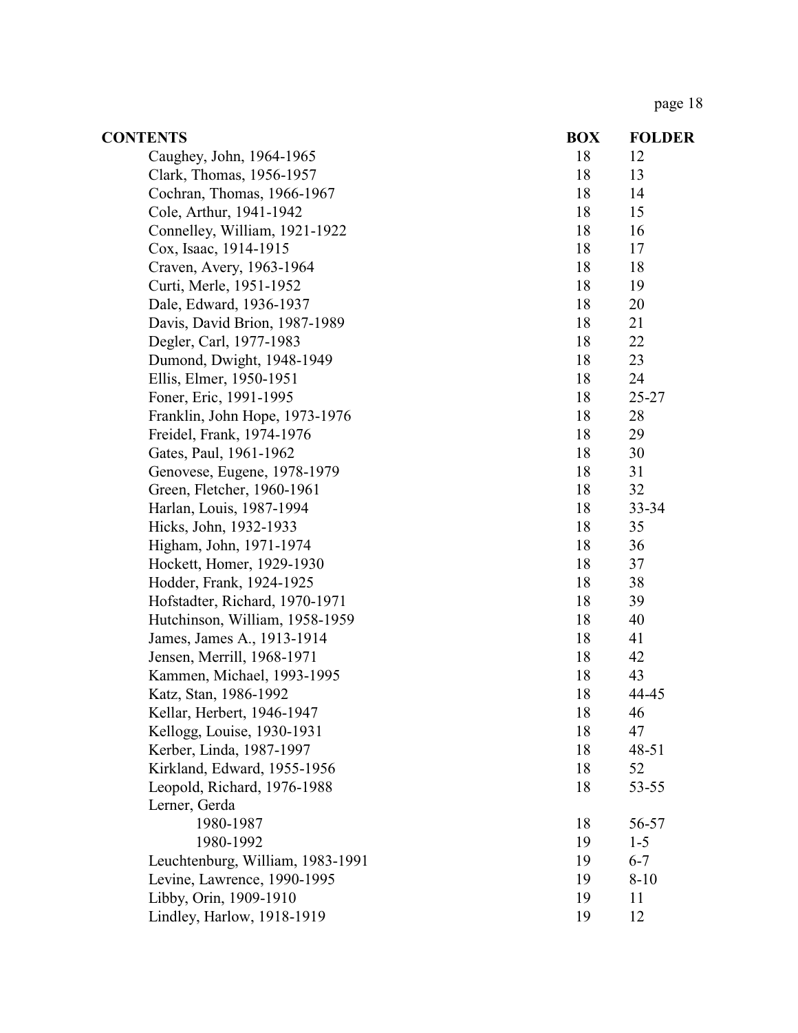| CONTENTS | BOX | FOLDER |
|---|---|---|
| Caughey, John, 1964-1965 | 18 | 12 |
| Clark, Thomas, 1956-1957 | 18 | 13 |
| Cochran, Thomas, 1966-1967 | 18 | 14 |
| Cole, Arthur, 1941-1942 | 18 | 15 |
| Connelley, William, 1921-1922 | 18 | 16 |
| Cox, Isaac, 1914-1915 | 18 | 17 |
| Craven, Avery, 1963-1964 | 18 | 18 |
| Curti, Merle, 1951-1952 | 18 | 19 |
| Dale, Edward, 1936-1937 | 18 | 20 |
| Davis, David Brion, 1987-1989 | 18 | 21 |
| Degler, Carl, 1977-1983 | 18 | 22 |
| Dumond, Dwight, 1948-1949 | 18 | 23 |
| Ellis, Elmer, 1950-1951 | 18 | 24 |
| Foner, Eric, 1991-1995 | 18 | 25-27 |
| Franklin, John Hope, 1973-1976 | 18 | 28 |
| Freidel, Frank, 1974-1976 | 18 | 29 |
| Gates, Paul, 1961-1962 | 18 | 30 |
| Genovese, Eugene, 1978-1979 | 18 | 31 |
| Green, Fletcher, 1960-1961 | 18 | 32 |
| Harlan, Louis, 1987-1994 | 18 | 33-34 |
| Hicks, John, 1932-1933 | 18 | 35 |
| Higham, John, 1971-1974 | 18 | 36 |
| Hockett, Homer, 1929-1930 | 18 | 37 |
| Hodder, Frank, 1924-1925 | 18 | 38 |
| Hofstadter, Richard, 1970-1971 | 18 | 39 |
| Hutchinson, William, 1958-1959 | 18 | 40 |
| James, James A., 1913-1914 | 18 | 41 |
| Jensen, Merrill, 1968-1971 | 18 | 42 |
| Kammen, Michael, 1993-1995 | 18 | 43 |
| Katz, Stan, 1986-1992 | 18 | 44-45 |
| Kellar, Herbert, 1946-1947 | 18 | 46 |
| Kellogg, Louise, 1930-1931 | 18 | 47 |
| Kerber, Linda, 1987-1997 | 18 | 48-51 |
| Kirkland, Edward, 1955-1956 | 18 | 52 |
| Leopold, Richard, 1976-1988 | 18 | 53-55 |
| Lerner, Gerda | | |
| 1980-1987 | 18 | 56-57 |
| 1980-1992 | 19 | 1-5 |
| Leuchtenburg, William, 1983-1991 | 19 | 6-7 |
| Levine, Lawrence, 1990-1995 | 19 | 8-10 |
| Libby, Orin, 1909-1910 | 19 | 11 |
| Lindley, Harlow, 1918-1919 | 19 | 12 |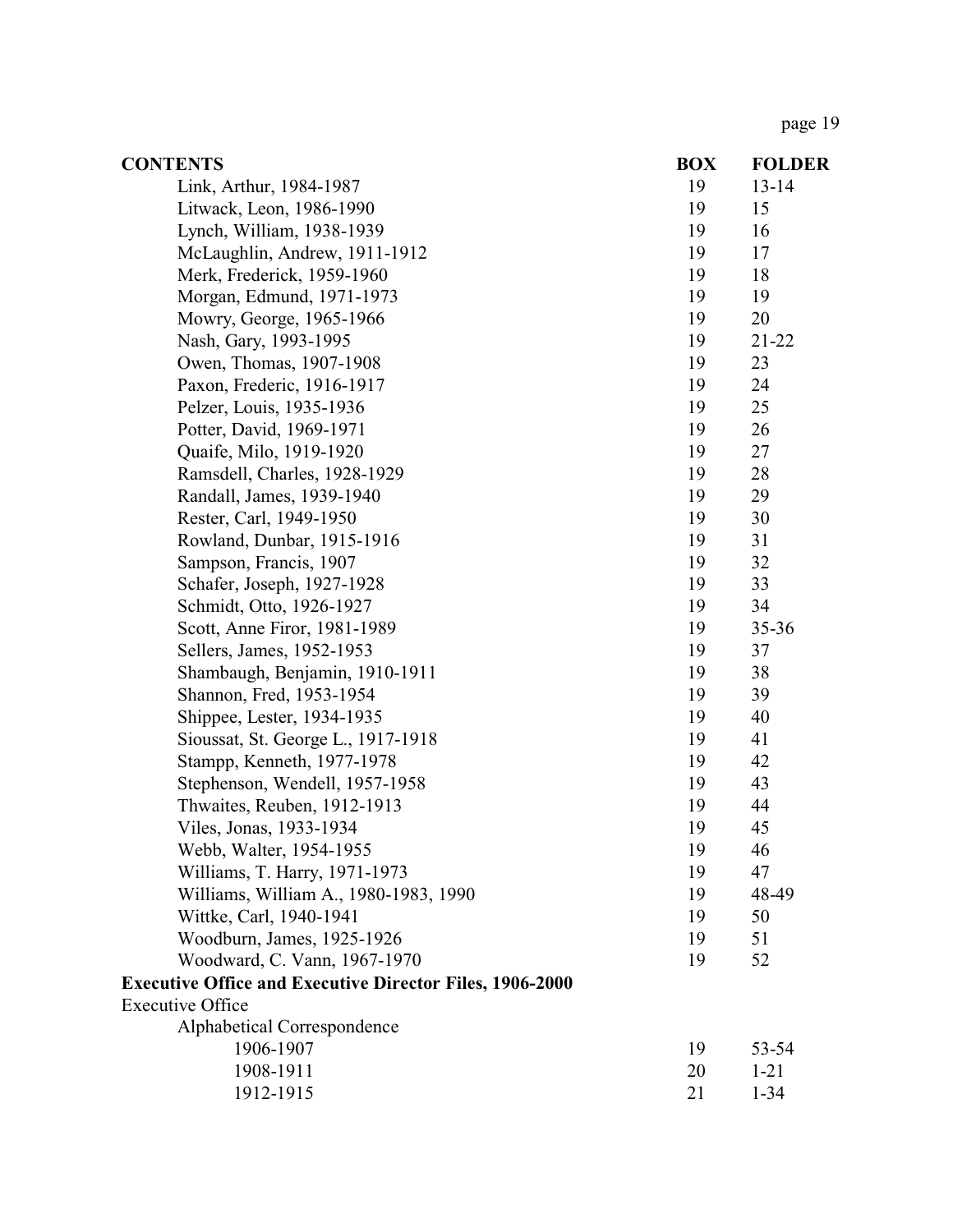| CONTENTS | BOX | FOLDER |
|---|---|---|
| Link, Arthur, 1984-1987 | 19 | 13-14 |
| Litwack, Leon, 1986-1990 | 19 | 15 |
| Lynch, William, 1938-1939 | 19 | 16 |
| McLaughlin, Andrew, 1911-1912 | 19 | 17 |
| Merk, Frederick, 1959-1960 | 19 | 18 |
| Morgan, Edmund, 1971-1973 | 19 | 19 |
| Mowry, George, 1965-1966 | 19 | 20 |
| Nash, Gary, 1993-1995 | 19 | 21-22 |
| Owen, Thomas, 1907-1908 | 19 | 23 |
| Paxon, Frederic, 1916-1917 | 19 | 24 |
| Pelzer, Louis, 1935-1936 | 19 | 25 |
| Potter, David, 1969-1971 | 19 | 26 |
| Quaife, Milo, 1919-1920 | 19 | 27 |
| Ramsdell, Charles, 1928-1929 | 19 | 28 |
| Randall, James, 1939-1940 | 19 | 29 |
| Rester, Carl, 1949-1950 | 19 | 30 |
| Rowland, Dunbar, 1915-1916 | 19 | 31 |
| Sampson, Francis, 1907 | 19 | 32 |
| Schafer, Joseph, 1927-1928 | 19 | 33 |
| Schmidt, Otto, 1926-1927 | 19 | 34 |
| Scott, Anne Firor, 1981-1989 | 19 | 35-36 |
| Sellers, James, 1952-1953 | 19 | 37 |
| Shambaugh, Benjamin, 1910-1911 | 19 | 38 |
| Shannon, Fred, 1953-1954 | 19 | 39 |
| Shippee, Lester, 1934-1935 | 19 | 40 |
| Sioussat, St. George L., 1917-1918 | 19 | 41 |
| Stampp, Kenneth, 1977-1978 | 19 | 42 |
| Stephenson, Wendell, 1957-1958 | 19 | 43 |
| Thwaites, Reuben, 1912-1913 | 19 | 44 |
| Viles, Jonas, 1933-1934 | 19 | 45 |
| Webb, Walter, 1954-1955 | 19 | 46 |
| Williams, T. Harry, 1971-1973 | 19 | 47 |
| Williams, William A., 1980-1983, 1990 | 19 | 48-49 |
| Wittke, Carl, 1940-1941 | 19 | 50 |
| Woodburn, James, 1925-1926 | 19 | 51 |
| Woodward, C. Vann, 1967-1970 | 19 | 52 |
| **Executive Office and Executive Director Files, 1906-2000** | | |
| Executive Office | | |
| Alphabetical Correspondence | | |
| 1906-1907 | 19 | 53-54 |
| 1908-1911 | 20 | 1-21 |
| 1912-1915 | 21 | 1-34 |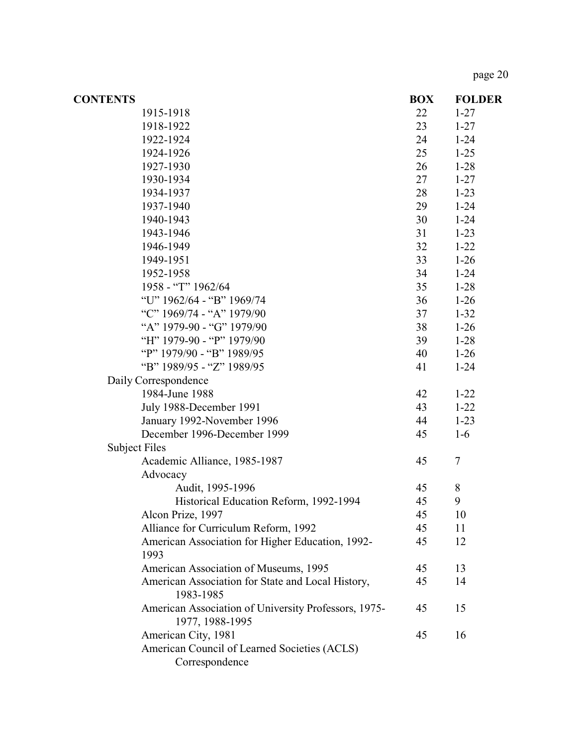| CONTENTS | BOX | FOLDER |
|---|---|---|
| 1915-1918 | 22 | 1-27 |
| 1918-1922 | 23 | 1-27 |
| 1922-1924 | 24 | 1-24 |
| 1924-1926 | 25 | 1-25 |
| 1927-1930 | 26 | 1-28 |
| 1930-1934 | 27 | 1-27 |
| 1934-1937 | 28 | 1-23 |
| 1937-1940 | 29 | 1-24 |
| 1940-1943 | 30 | 1-24 |
| 1943-1946 | 31 | 1-23 |
| 1946-1949 | 32 | 1-22 |
| 1949-1951 | 33 | 1-26 |
| 1952-1958 | 34 | 1-24 |
| 1958 - "T" 1962/64 | 35 | 1-28 |
| "U" 1962/64 - "B" 1969/74 | 36 | 1-26 |
| "C" 1969/74 - "A" 1979/90 | 37 | 1-32 |
| "A" 1979-90 - "G" 1979/90 | 38 | 1-26 |
| "H" 1979-90 - "P" 1979/90 | 39 | 1-28 |
| "P" 1979/90 - "B" 1989/95 | 40 | 1-26 |
| "B" 1989/95 - "Z" 1989/95 | 41 | 1-24 |
| Daily Correspondence | | |
| 1984-June 1988 | 42 | 1-22 |
| July 1988-December 1991 | 43 | 1-22 |
| January 1992-November 1996 | 44 | 1-23 |
| December 1996-December 1999 | 45 | 1-6 |
| Subject Files | | |
| Academic Alliance, 1985-1987 | 45 | 7 |
| Advocacy | | |
| Audit, 1995-1996 | 45 | 8 |
| Historical Education Reform, 1992-1994 | 45 | 9 |
| Alcon Prize, 1997 | 45 | 10 |
| Alliance for Curriculum Reform, 1992 | 45 | 11 |
| American Association for Higher Education, 1992-1993 | 45 | 12 |
| American Association of Museums, 1995 | 45 | 13 |
| American Association for State and Local History, 1983-1985 | 45 | 14 |
| American Association of University Professors, 1975-1977, 1988-1995 | 45 | 15 |
| American City, 1981 | 45 | 16 |
| American Council of Learned Societies (ACLS) Correspondence | | |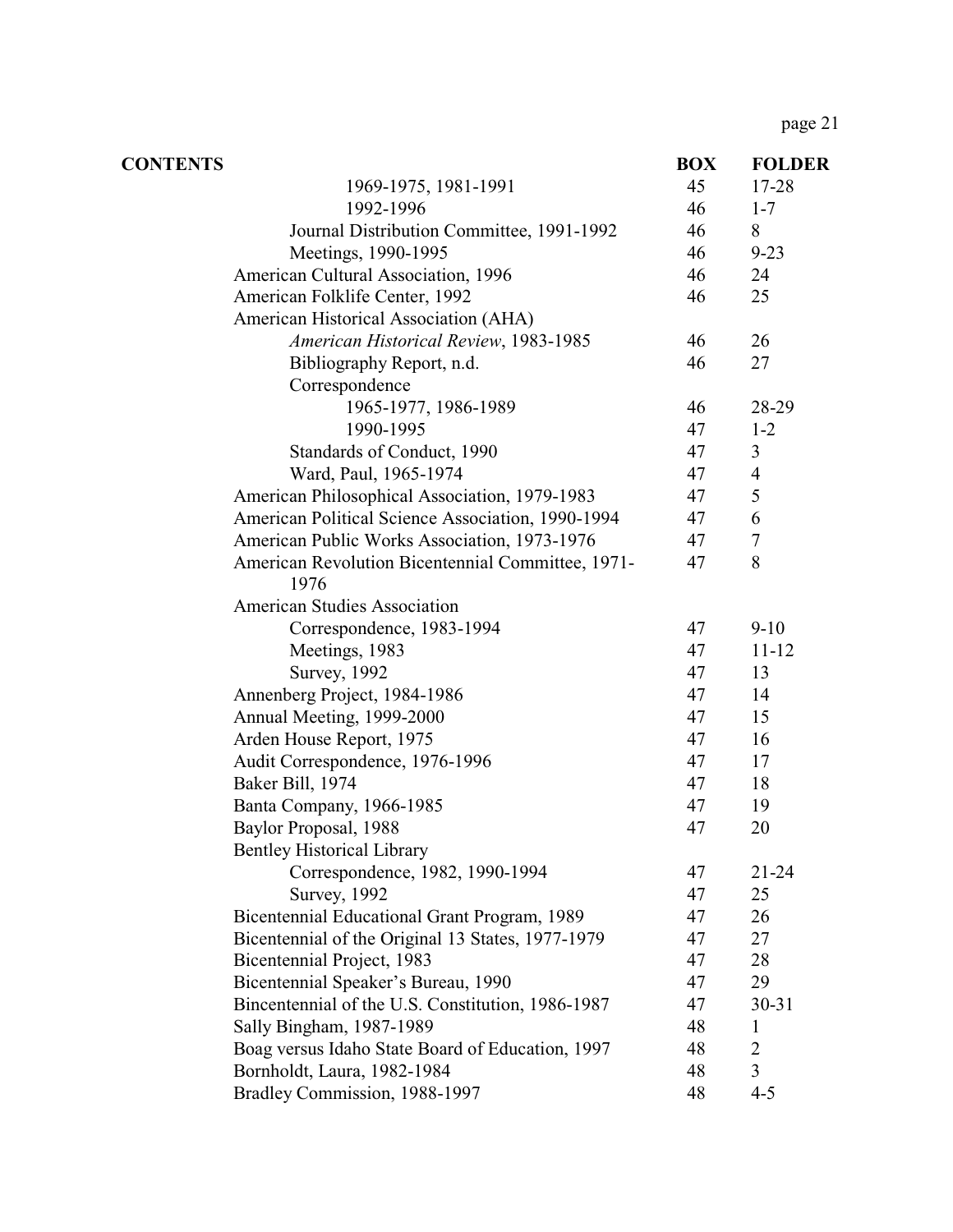| CONTENTS | BOX | FOLDER |
|---|---|---|
| 1969-1975, 1981-1991 | 45 | 17-28 |
| 1992-1996 | 46 | 1-7 |
| Journal Distribution Committee, 1991-1992 | 46 | 8 |
| Meetings, 1990-1995 | 46 | 9-23 |
| American Cultural Association, 1996 | 46 | 24 |
| American Folklife Center, 1992 | 46 | 25 |
| American Historical Association (AHA) | | |
| *American Historical Review*, 1983-1985 | 46 | 26 |
| Bibliography Report, n.d. | 46 | 27 |
| Correspondence | | |
| 1965-1977, 1986-1989 | 46 | 28-29 |
| 1990-1995 | 47 | 1-2 |
| Standards of Conduct, 1990 | 47 | 3 |
| Ward, Paul, 1965-1974 | 47 | 4 |
| American Philosophical Association, 1979-1983 | 47 | 5 |
| American Political Science Association, 1990-1994 | 47 | 6 |
| American Public Works Association, 1973-1976 | 47 | 7 |
| American Revolution Bicentennial Committee, 1971-1976 | 47 | 8 |
| American Studies Association | | |
| Correspondence, 1983-1994 | 47 | 9-10 |
| Meetings, 1983 | 47 | 11-12 |
| Survey, 1992 | 47 | 13 |
| Annenberg Project, 1984-1986 | 47 | 14 |
| Annual Meeting, 1999-2000 | 47 | 15 |
| Arden House Report, 1975 | 47 | 16 |
| Audit Correspondence, 1976-1996 | 47 | 17 |
| Baker Bill, 1974 | 47 | 18 |
| Banta Company, 1966-1985 | 47 | 19 |
| Baylor Proposal, 1988 | 47 | 20 |
| Bentley Historical Library | | |
| Correspondence, 1982, 1990-1994 | 47 | 21-24 |
| Survey, 1992 | 47 | 25 |
| Bicentennial Educational Grant Program, 1989 | 47 | 26 |
| Bicentennial of the Original 13 States, 1977-1979 | 47 | 27 |
| Bicentennial Project, 1983 | 47 | 28 |
| Bicentennial Speaker's Bureau, 1990 | 47 | 29 |
| Bincentennial of the U.S. Constitution, 1986-1987 | 47 | 30-31 |
| Sally Bingham, 1987-1989 | 48 | 1 |
| Boag versus Idaho State Board of Education, 1997 | 48 | 2 |
| Bornholdt, Laura, 1982-1984 | 48 | 3 |
| Bradley Commission, 1988-1997 | 48 | 4-5 |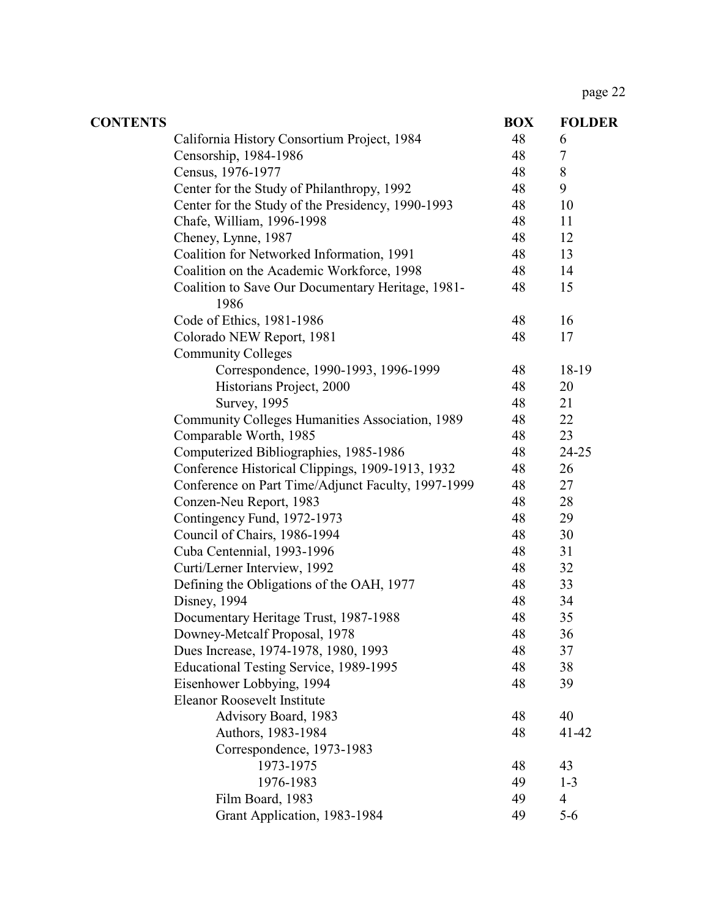| CONTENTS | BOX | FOLDER |
|---|---|---|
| California History Consortium Project, 1984 | 48 | 6 |
| Censorship, 1984-1986 | 48 | 7 |
| Census, 1976-1977 | 48 | 8 |
| Center for the Study of Philanthropy, 1992 | 48 | 9 |
| Center for the Study of the Presidency, 1990-1993 | 48 | 10 |
| Chafe, William, 1996-1998 | 48 | 11 |
| Cheney, Lynne, 1987 | 48 | 12 |
| Coalition for Networked Information, 1991 | 48 | 13 |
| Coalition on the Academic Workforce, 1998 | 48 | 14 |
| Coalition to Save Our Documentary Heritage, 1981-1986 | 48 | 15 |
| Code of Ethics, 1981-1986 | 48 | 16 |
| Colorado NEW Report, 1981 | 48 | 17 |
| Community Colleges | | |
| &nbsp;&nbsp;&nbsp;&nbsp;Correspondence, 1990-1993, 1996-1999 | 48 | 18-19 |
| &nbsp;&nbsp;&nbsp;&nbsp;Historians Project, 2000 | 48 | 20 |
| &nbsp;&nbsp;&nbsp;&nbsp;Survey, 1995 | 48 | 21 |
| Community Colleges Humanities Association, 1989 | 48 | 22 |
| Comparable Worth, 1985 | 48 | 23 |
| Computerized Bibliographies, 1985-1986 | 48 | 24-25 |
| Conference Historical Clippings, 1909-1913, 1932 | 48 | 26 |
| Conference on Part Time/Adjunct Faculty, 1997-1999 | 48 | 27 |
| Conzen-Neu Report, 1983 | 48 | 28 |
| Contingency Fund, 1972-1973 | 48 | 29 |
| Council of Chairs, 1986-1994 | 48 | 30 |
| Cuba Centennial, 1993-1996 | 48 | 31 |
| Curti/Lerner Interview, 1992 | 48 | 32 |
| Defining the Obligations of the OAH, 1977 | 48 | 33 |
| Disney, 1994 | 48 | 34 |
| Documentary Heritage Trust, 1987-1988 | 48 | 35 |
| Downey-Metcalf Proposal, 1978 | 48 | 36 |
| Dues Increase, 1974-1978, 1980, 1993 | 48 | 37 |
| Educational Testing Service, 1989-1995 | 48 | 38 |
| Eisenhower Lobbying, 1994 | 48 | 39 |
| Eleanor Roosevelt Institute | | |
| &nbsp;&nbsp;&nbsp;&nbsp;Advisory Board, 1983 | 48 | 40 |
| &nbsp;&nbsp;&nbsp;&nbsp;Authors, 1983-1984 | 48 | 41-42 |
| &nbsp;&nbsp;&nbsp;&nbsp;Correspondence, 1973-1983 | | |
| &nbsp;&nbsp;&nbsp;&nbsp;&nbsp;&nbsp;&nbsp;&nbsp;1973-1975 | 48 | 43 |
| &nbsp;&nbsp;&nbsp;&nbsp;&nbsp;&nbsp;&nbsp;&nbsp;1976-1983 | 49 | 1-3 |
| &nbsp;&nbsp;&nbsp;&nbsp;Film Board, 1983 | 49 | 4 |
| &nbsp;&nbsp;&nbsp;&nbsp;Grant Application, 1983-1984 | 49 | 5-6 |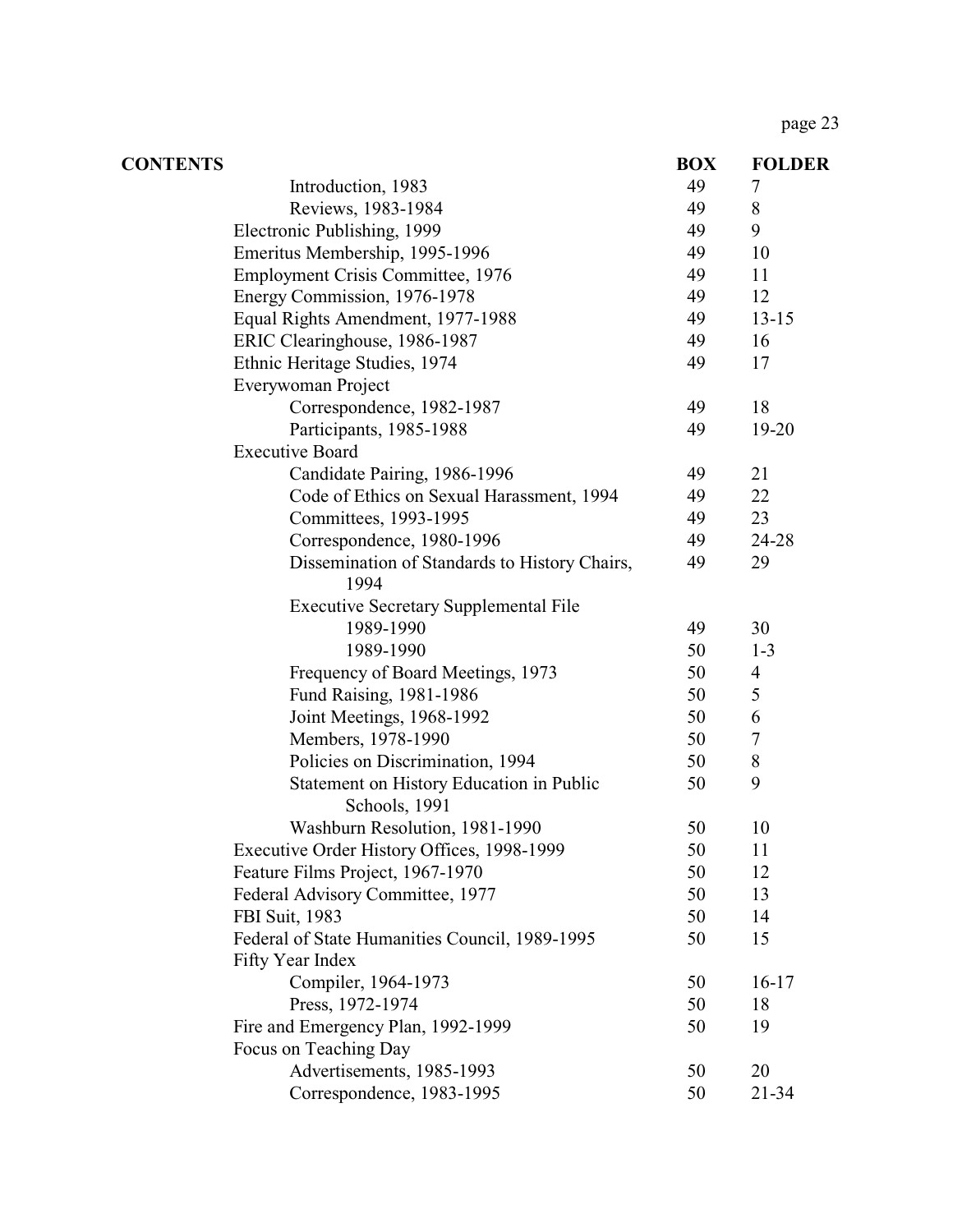| CONTENTS | BOX | FOLDER |
|---|---|---|
| Introduction, 1983 | 49 | 7 |
| Reviews, 1983-1984 | 49 | 8 |
| Electronic Publishing, 1999 | 49 | 9 |
| Emeritus Membership, 1995-1996 | 49 | 10 |
| Employment Crisis Committee, 1976 | 49 | 11 |
| Energy Commission, 1976-1978 | 49 | 12 |
| Equal Rights Amendment, 1977-1988 | 49 | 13-15 |
| ERIC Clearinghouse, 1986-1987 | 49 | 16 |
| Ethnic Heritage Studies, 1974 | 49 | 17 |
| Everywoman Project | | |
| Correspondence, 1982-1987 | 49 | 18 |
| Participants, 1985-1988 | 49 | 19-20 |
| Executive Board | | |
| Candidate Pairing, 1986-1996 | 49 | 21 |
| Code of Ethics on Sexual Harassment, 1994 | 49 | 22 |
| Committees, 1993-1995 | 49 | 23 |
| Correspondence, 1980-1996 | 49 | 24-28 |
| Dissemination of Standards to History Chairs, 1994 | 49 | 29 |
| Executive Secretary Supplemental File | | |
| 1989-1990 | 49 | 30 |
| 1989-1990 | 50 | 1-3 |
| Frequency of Board Meetings, 1973 | 50 | 4 |
| Fund Raising, 1981-1986 | 50 | 5 |
| Joint Meetings, 1968-1992 | 50 | 6 |
| Members, 1978-1990 | 50 | 7 |
| Policies on Discrimination, 1994 | 50 | 8 |
| Statement on History Education in Public Schools, 1991 | 50 | 9 |
| Washburn Resolution, 1981-1990 | 50 | 10 |
| Executive Order History Offices, 1998-1999 | 50 | 11 |
| Feature Films Project, 1967-1970 | 50 | 12 |
| Federal Advisory Committee, 1977 | 50 | 13 |
| FBI Suit, 1983 | 50 | 14 |
| Federal of State Humanities Council, 1989-1995 | 50 | 15 |
| Fifty Year Index | | |
| Compiler, 1964-1973 | 50 | 16-17 |
| Press, 1972-1974 | 50 | 18 |
| Fire and Emergency Plan, 1992-1999 | 50 | 19 |
| Focus on Teaching Day | | |
| Advertisements, 1985-1993 | 50 | 20 |
| Correspondence, 1983-1995 | 50 | 21-34 |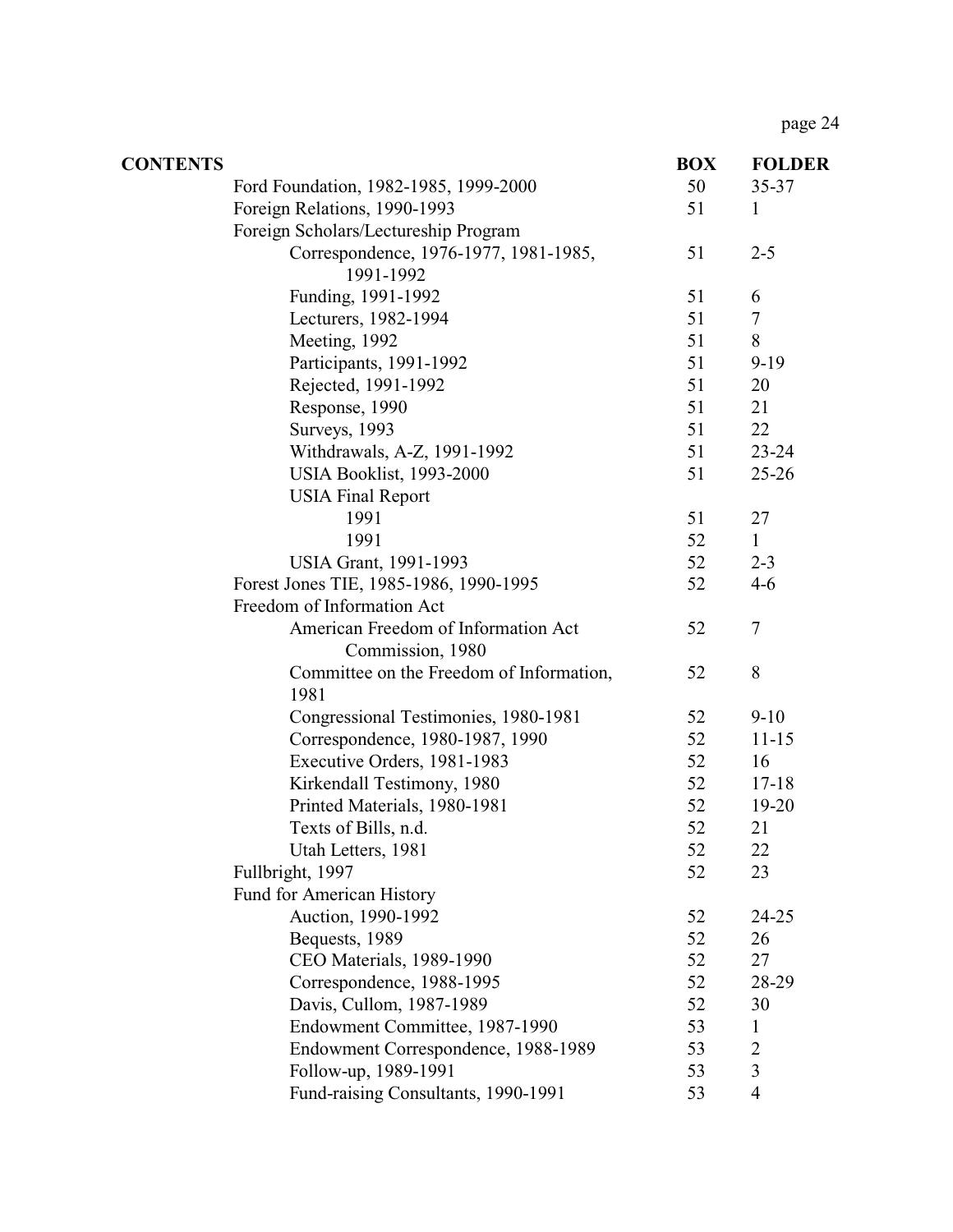| CONTENTS | BOX | FOLDER |
| --- | --- | --- |
| Ford Foundation, 1982-1985, 1999-2000 | 50 | 35-37 |
| Foreign Relations, 1990-1993 | 51 | 1 |
| Foreign Scholars/Lectureship Program | | |
| Correspondence, 1976-1977, 1981-1985, 1991-1992 | 51 | 2-5 |
| Funding, 1991-1992 | 51 | 6 |
| Lecturers, 1982-1994 | 51 | 7 |
| Meeting, 1992 | 51 | 8 |
| Participants, 1991-1992 | 51 | 9-19 |
| Rejected, 1991-1992 | 51 | 20 |
| Response, 1990 | 51 | 21 |
| Surveys, 1993 | 51 | 22 |
| Withdrawals, A-Z, 1991-1992 | 51 | 23-24 |
| USIA Booklist, 1993-2000 | 51 | 25-26 |
| USIA Final Report | | |
| 1991 | 51 | 27 |
| 1991 | 52 | 1 |
| USIA Grant, 1991-1993 | 52 | 2-3 |
| Forest Jones TIE, 1985-1986, 1990-1995 | 52 | 4-6 |
| Freedom of Information Act | | |
| American Freedom of Information Act Commission, 1980 | 52 | 7 |
| Committee on the Freedom of Information, 1981 | 52 | 8 |
| Congressional Testimonies, 1980-1981 | 52 | 9-10 |
| Correspondence, 1980-1987, 1990 | 52 | 11-15 |
| Executive Orders, 1981-1983 | 52 | 16 |
| Kirkendall Testimony, 1980 | 52 | 17-18 |
| Printed Materials, 1980-1981 | 52 | 19-20 |
| Texts of Bills, n.d. | 52 | 21 |
| Utah Letters, 1981 | 52 | 22 |
| Fullbright, 1997 | 52 | 23 |
| Fund for American History | | |
| Auction, 1990-1992 | 52 | 24-25 |
| Bequests, 1989 | 52 | 26 |
| CEO Materials, 1989-1990 | 52 | 27 |
| Correspondence, 1988-1995 | 52 | 28-29 |
| Davis, Cullom, 1987-1989 | 52 | 30 |
| Endowment Committee, 1987-1990 | 53 | 1 |
| Endowment Correspondence, 1988-1989 | 53 | 2 |
| Follow-up, 1989-1991 | 53 | 3 |
| Fund-raising Consultants, 1990-1991 | 53 | 4 |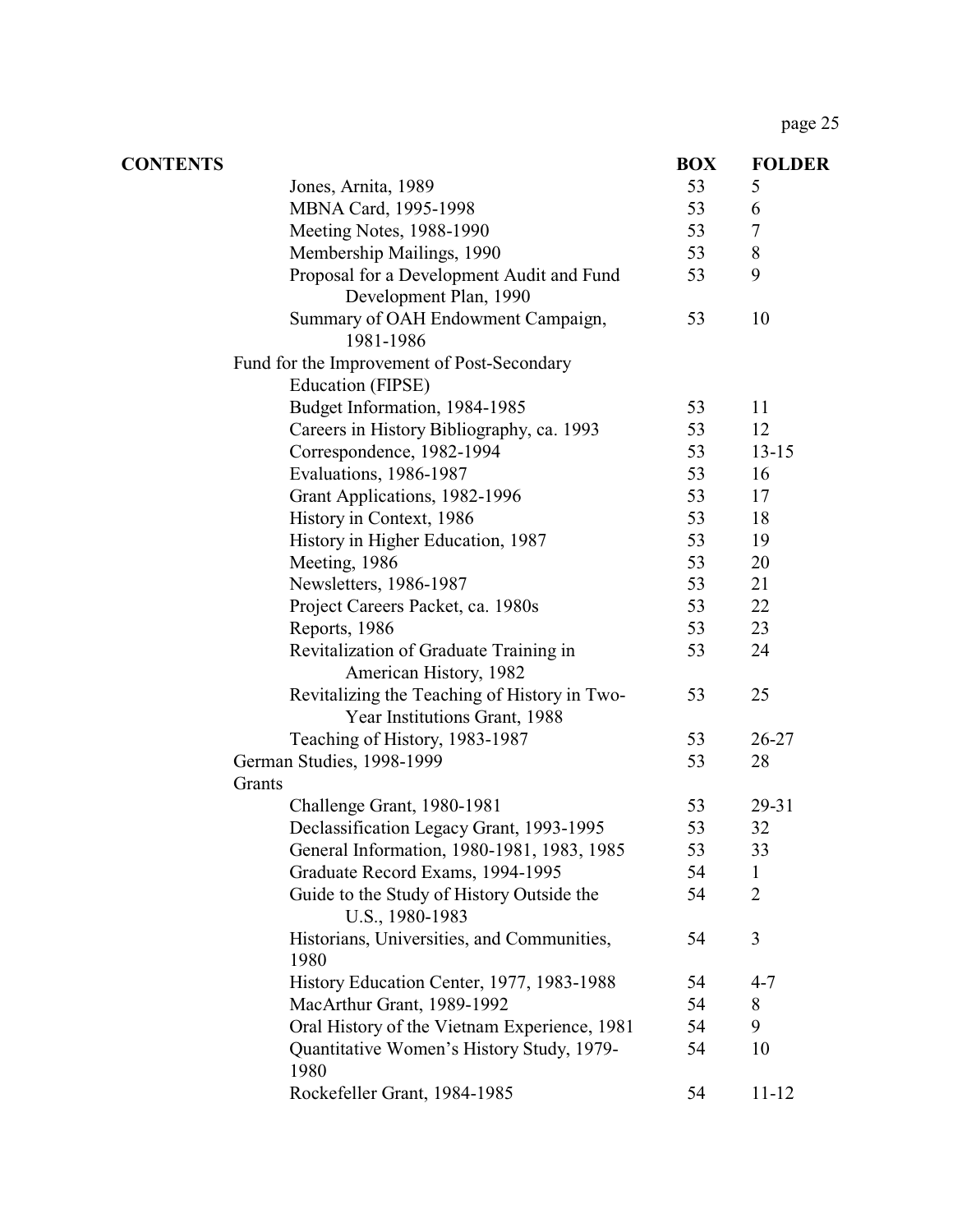| CONTENTS | BOX | FOLDER |
|---|---|---|
| Jones, Arnita, 1989 | 53 | 5 |
| MBNA Card, 1995-1998 | 53 | 6 |
| Meeting Notes, 1988-1990 | 53 | 7 |
| Membership Mailings, 1990 | 53 | 8 |
| Proposal for a Development Audit and Fund Development Plan, 1990 | 53 | 9 |
| Summary of OAH Endowment Campaign, 1981-1986 | 53 | 10 |
| Fund for the Improvement of Post-Secondary Education (FIPSE) | | |
| Budget Information, 1984-1985 | 53 | 11 |
| Careers in History Bibliography, ca. 1993 | 53 | 12 |
| Correspondence, 1982-1994 | 53 | 13-15 |
| Evaluations, 1986-1987 | 53 | 16 |
| Grant Applications, 1982-1996 | 53 | 17 |
| History in Context, 1986 | 53 | 18 |
| History in Higher Education, 1987 | 53 | 19 |
| Meeting, 1986 | 53 | 20 |
| Newsletters, 1986-1987 | 53 | 21 |
| Project Careers Packet, ca. 1980s | 53 | 22 |
| Reports, 1986 | 53 | 23 |
| Revitalization of Graduate Training in American History, 1982 | 53 | 24 |
| Revitalizing the Teaching of History in Two-Year Institutions Grant, 1988 | 53 | 25 |
| Teaching of History, 1983-1987 | 53 | 26-27 |
| German Studies, 1998-1999 | 53 | 28 |
| Grants | | |
| Challenge Grant, 1980-1981 | 53 | 29-31 |
| Declassification Legacy Grant, 1993-1995 | 53 | 32 |
| General Information, 1980-1981, 1983, 1985 | 53 | 33 |
| Graduate Record Exams, 1994-1995 | 54 | 1 |
| Guide to the Study of History Outside the U.S., 1980-1983 | 54 | 2 |
| Historians, Universities, and Communities, 1980 | 54 | 3 |
| History Education Center, 1977, 1983-1988 | 54 | 4-7 |
| MacArthur Grant, 1989-1992 | 54 | 8 |
| Oral History of the Vietnam Experience, 1981 | 54 | 9 |
| Quantitative Women's History Study, 1979-1980 | 54 | 10 |
| Rockefeller Grant, 1984-1985 | 54 | 11-12 |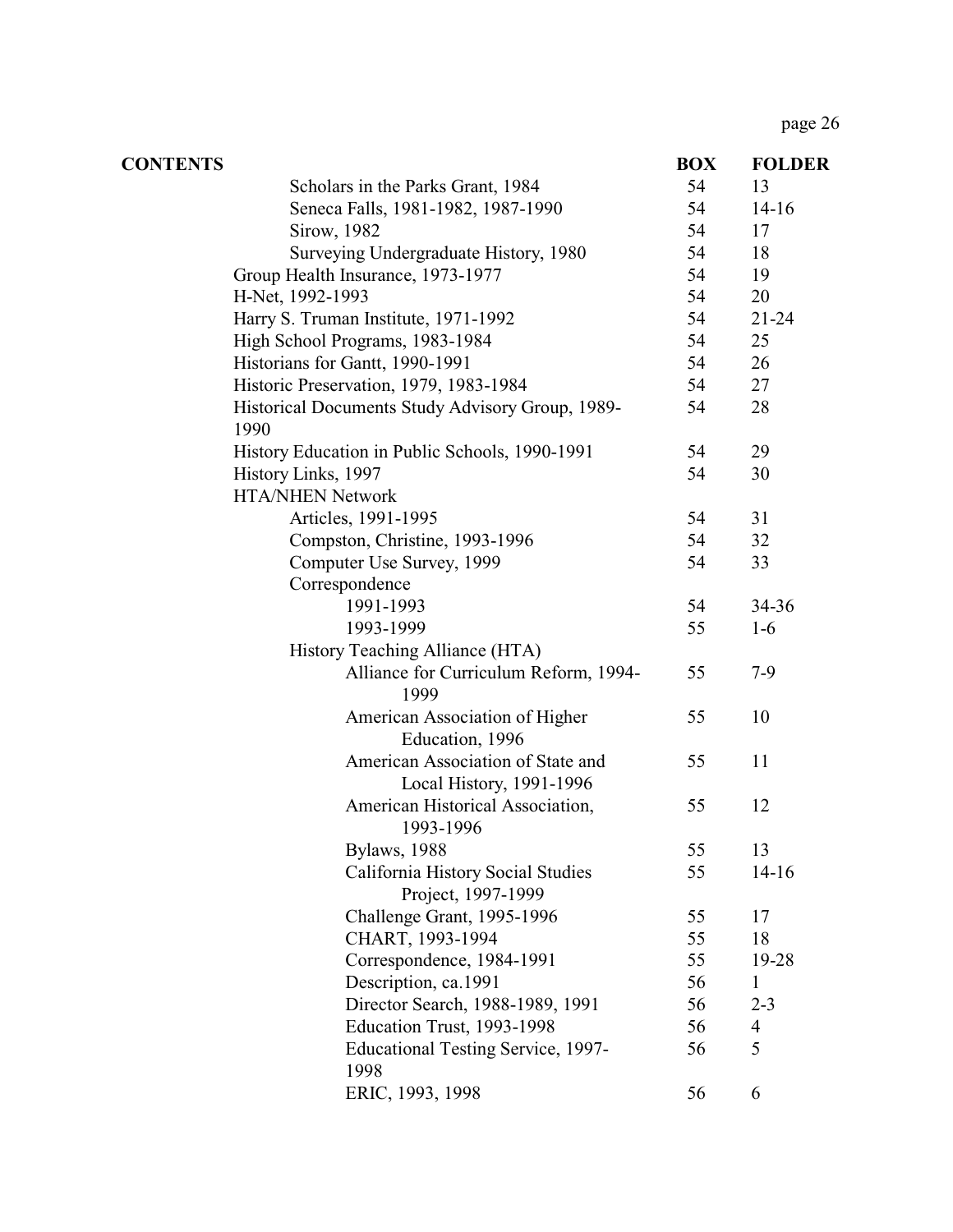| CONTENTS | BOX | FOLDER |
|---|---|---|
| Scholars in the Parks Grant, 1984 | 54 | 13 |
| Seneca Falls, 1981-1982, 1987-1990 | 54 | 14-16 |
| Sirow, 1982 | 54 | 17 |
| Surveying Undergraduate History, 1980 | 54 | 18 |
| Group Health Insurance, 1973-1977 | 54 | 19 |
| H-Net, 1992-1993 | 54 | 20 |
| Harry S. Truman Institute, 1971-1992 | 54 | 21-24 |
| High School Programs, 1983-1984 | 54 | 25 |
| Historians for Gantt, 1990-1991 | 54 | 26 |
| Historic Preservation, 1979, 1983-1984 | 54 | 27 |
| Historical Documents Study Advisory Group, 1989-1990 | 54 | 28 |
| History Education in Public Schools, 1990-1991 | 54 | 29 |
| History Links, 1997 | 54 | 30 |
| HTA/NHEN Network | | |
| Articles, 1991-1995 | 54 | 31 |
| Compston, Christine, 1993-1996 | 54 | 32 |
| Computer Use Survey, 1999 | 54 | 33 |
| Correspondence | | |
| 1991-1993 | 54 | 34-36 |
| 1993-1999 | 55 | 1-6 |
| History Teaching Alliance (HTA) | | |
| Alliance for Curriculum Reform, 1994-1999 | 55 | 7-9 |
| American Association of Higher Education, 1996 | 55 | 10 |
| American Association of State and Local History, 1991-1996 | 55 | 11 |
| American Historical Association, 1993-1996 | 55 | 12 |
| Bylaws, 1988 | 55 | 13 |
| California History Social Studies Project, 1997-1999 | 55 | 14-16 |
| Challenge Grant, 1995-1996 | 55 | 17 |
| CHART, 1993-1994 | 55 | 18 |
| Correspondence, 1984-1991 | 55 | 19-28 |
| Description, ca.1991 | 56 | 1 |
| Director Search, 1988-1989, 1991 | 56 | 2-3 |
| Education Trust, 1993-1998 | 56 | 4 |
| Educational Testing Service, 1997-1998 | 56 | 5 |
| ERIC, 1993, 1998 | 56 | 6 |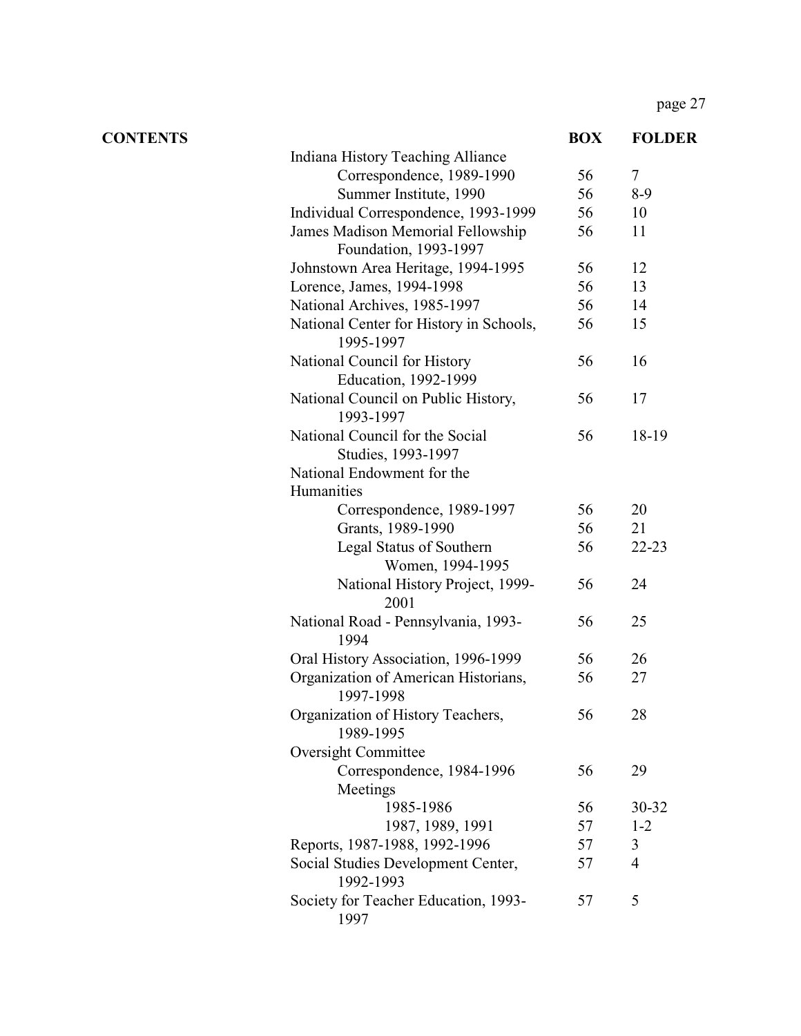| CONTENTS | BOX | FOLDER |
|---|---|---|
| Indiana History Teaching Alliance | | |
| Correspondence, 1989-1990 | 56 | 7 |
| Summer Institute, 1990 | 56 | 8-9 |
| Individual Correspondence, 1993-1999 | 56 | 10 |
| James Madison Memorial Fellowship Foundation, 1993-1997 | 56 | 11 |
| Johnstown Area Heritage, 1994-1995 | 56 | 12 |
| Lorence, James, 1994-1998 | 56 | 13 |
| National Archives, 1985-1997 | 56 | 14 |
| National Center for History in Schools, 1995-1997 | 56 | 15 |
| National Council for History Education, 1992-1999 | 56 | 16 |
| National Council on Public History, 1993-1997 | 56 | 17 |
| National Council for the Social Studies, 1993-1997 | 56 | 18-19 |
| National Endowment for the Humanities | | |
| Correspondence, 1989-1997 | 56 | 20 |
| Grants, 1989-1990 | 56 | 21 |
| Legal Status of Southern Women, 1994-1995 | 56 | 22-23 |
| National History Project, 1999-2001 | 56 | 24 |
| National Road - Pennsylvania, 1993-1994 | 56 | 25 |
| Oral History Association, 1996-1999 | 56 | 26 |
| Organization of American Historians, 1997-1998 | 56 | 27 |
| Organization of History Teachers, 1989-1995 | 56 | 28 |
| Oversight Committee | | |
| Correspondence, 1984-1996 | 56 | 29 |
| Meetings | | |
| 1985-1986 | 56 | 30-32 |
| 1987, 1989, 1991 | 57 | 1-2 |
| Reports, 1987-1988, 1992-1996 | 57 | 3 |
| Social Studies Development Center, 1992-1993 | 57 | 4 |
| Society for Teacher Education, 1993-1997 | 57 | 5 |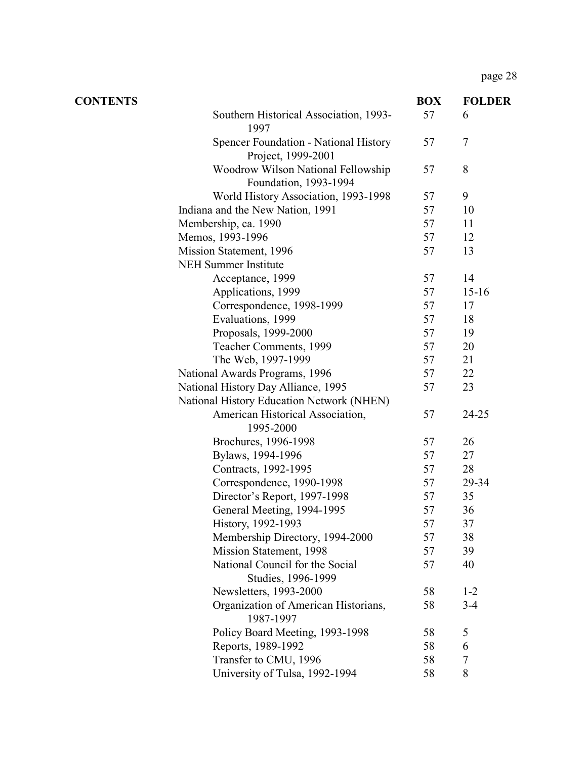| CONTENTS | BOX | FOLDER |
|---|---|---|
| Southern Historical Association, 1993-1997 | 57 | 6 |
| Spencer Foundation - National History Project, 1999-2001 | 57 | 7 |
| Woodrow Wilson National Fellowship Foundation, 1993-1994 | 57 | 8 |
| World History Association, 1993-1998 | 57 | 9 |
| Indiana and the New Nation, 1991 | 57 | 10 |
| Membership, ca. 1990 | 57 | 11 |
| Memos, 1993-1996 | 57 | 12 |
| Mission Statement, 1996 | 57 | 13 |
| NEH Summer Institute | | |
| Acceptance, 1999 | 57 | 14 |
| Applications, 1999 | 57 | 15-16 |
| Correspondence, 1998-1999 | 57 | 17 |
| Evaluations, 1999 | 57 | 18 |
| Proposals, 1999-2000 | 57 | 19 |
| Teacher Comments, 1999 | 57 | 20 |
| The Web, 1997-1999 | 57 | 21 |
| National Awards Programs, 1996 | 57 | 22 |
| National History Day Alliance, 1995 | 57 | 23 |
| National History Education Network (NHEN) | | |
| American Historical Association, 1995-2000 | 57 | 24-25 |
| Brochures, 1996-1998 | 57 | 26 |
| Bylaws, 1994-1996 | 57 | 27 |
| Contracts, 1992-1995 | 57 | 28 |
| Correspondence, 1990-1998 | 57 | 29-34 |
| Director's Report, 1997-1998 | 57 | 35 |
| General Meeting, 1994-1995 | 57 | 36 |
| History, 1992-1993 | 57 | 37 |
| Membership Directory, 1994-2000 | 57 | 38 |
| Mission Statement, 1998 | 57 | 39 |
| National Council for the Social Studies, 1996-1999 | 57 | 40 |
| Newsletters, 1993-2000 | 58 | 1-2 |
| Organization of American Historians, 1987-1997 | 58 | 3-4 |
| Policy Board Meeting, 1993-1998 | 58 | 5 |
| Reports, 1989-1992 | 58 | 6 |
| Transfer to CMU, 1996 | 58 | 7 |
| University of Tulsa, 1992-1994 | 58 | 8 |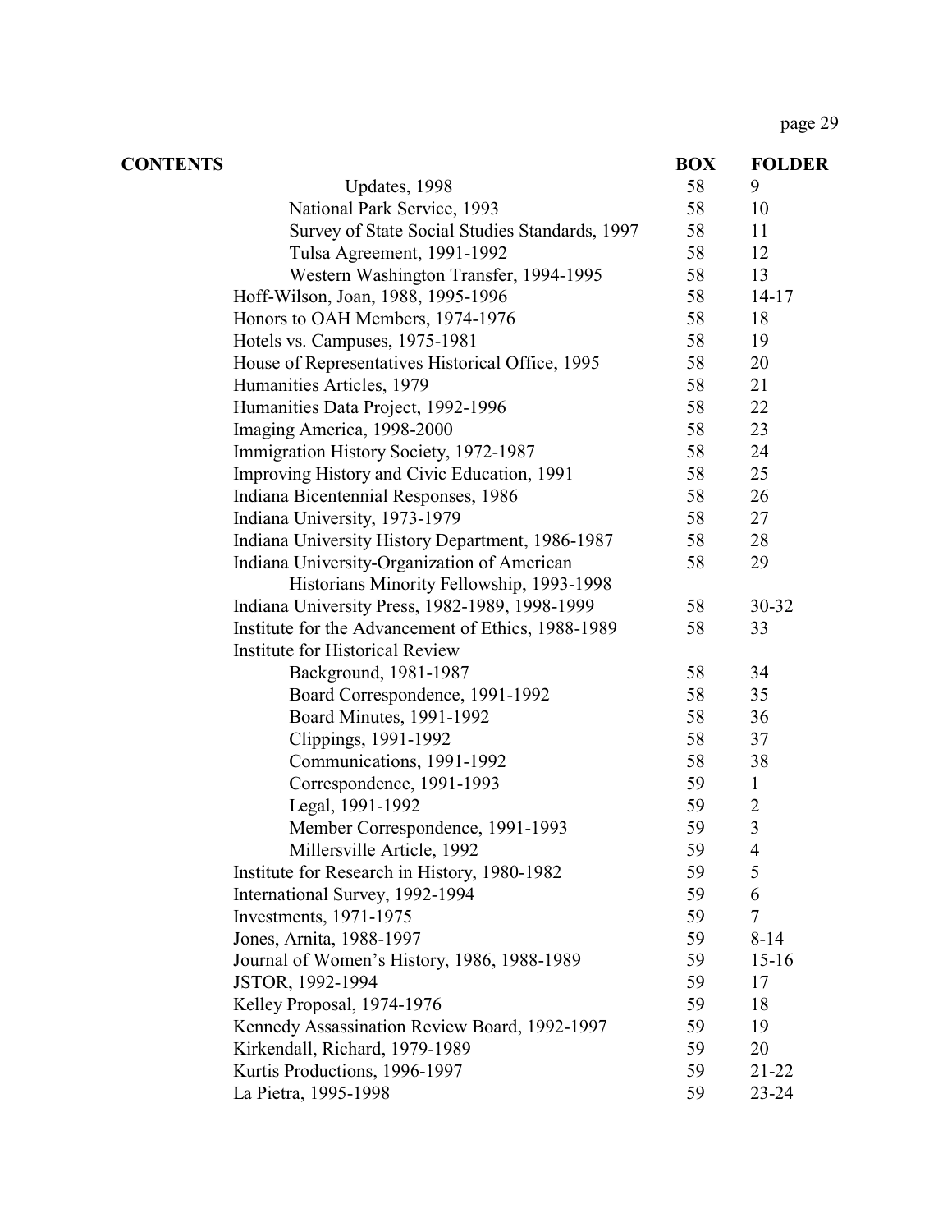| CONTENTS | BOX | FOLDER |
|---|---|---|
| Updates, 1998 | 58 | 9 |
| National Park Service, 1993 | 58 | 10 |
| Survey of State Social Studies Standards, 1997 | 58 | 11 |
| Tulsa Agreement, 1991-1992 | 58 | 12 |
| Western Washington Transfer, 1994-1995 | 58 | 13 |
| Hoff-Wilson, Joan, 1988, 1995-1996 | 58 | 14-17 |
| Honors to OAH Members, 1974-1976 | 58 | 18 |
| Hotels vs. Campuses, 1975-1981 | 58 | 19 |
| House of Representatives Historical Office, 1995 | 58 | 20 |
| Humanities Articles, 1979 | 58 | 21 |
| Humanities Data Project, 1992-1996 | 58 | 22 |
| Imaging America, 1998-2000 | 58 | 23 |
| Immigration History Society, 1972-1987 | 58 | 24 |
| Improving History and Civic Education, 1991 | 58 | 25 |
| Indiana Bicentennial Responses, 1986 | 58 | 26 |
| Indiana University, 1973-1979 | 58 | 27 |
| Indiana University History Department, 1986-1987 | 58 | 28 |
| Indiana University-Organization of American Historians Minority Fellowship, 1993-1998 | 58 | 29 |
| Indiana University Press, 1982-1989, 1998-1999 | 58 | 30-32 |
| Institute for the Advancement of Ethics, 1988-1989 | 58 | 33 |
| Institute for Historical Review | | |
| Background, 1981-1987 | 58 | 34 |
| Board Correspondence, 1991-1992 | 58 | 35 |
| Board Minutes, 1991-1992 | 58 | 36 |
| Clippings, 1991-1992 | 58 | 37 |
| Communications, 1991-1992 | 58 | 38 |
| Correspondence, 1991-1993 | 59 | 1 |
| Legal, 1991-1992 | 59 | 2 |
| Member Correspondence, 1991-1993 | 59 | 3 |
| Millersville Article, 1992 | 59 | 4 |
| Institute for Research in History, 1980-1982 | 59 | 5 |
| International Survey, 1992-1994 | 59 | 6 |
| Investments, 1971-1975 | 59 | 7 |
| Jones, Arnita, 1988-1997 | 59 | 8-14 |
| Journal of Women's History, 1986, 1988-1989 | 59 | 15-16 |
| JSTOR, 1992-1994 | 59 | 17 |
| Kelley Proposal, 1974-1976 | 59 | 18 |
| Kennedy Assassination Review Board, 1992-1997 | 59 | 19 |
| Kirkendall, Richard, 1979-1989 | 59 | 20 |
| Kurtis Productions, 1996-1997 | 59 | 21-22 |
| La Pietra, 1995-1998 | 59 | 23-24 |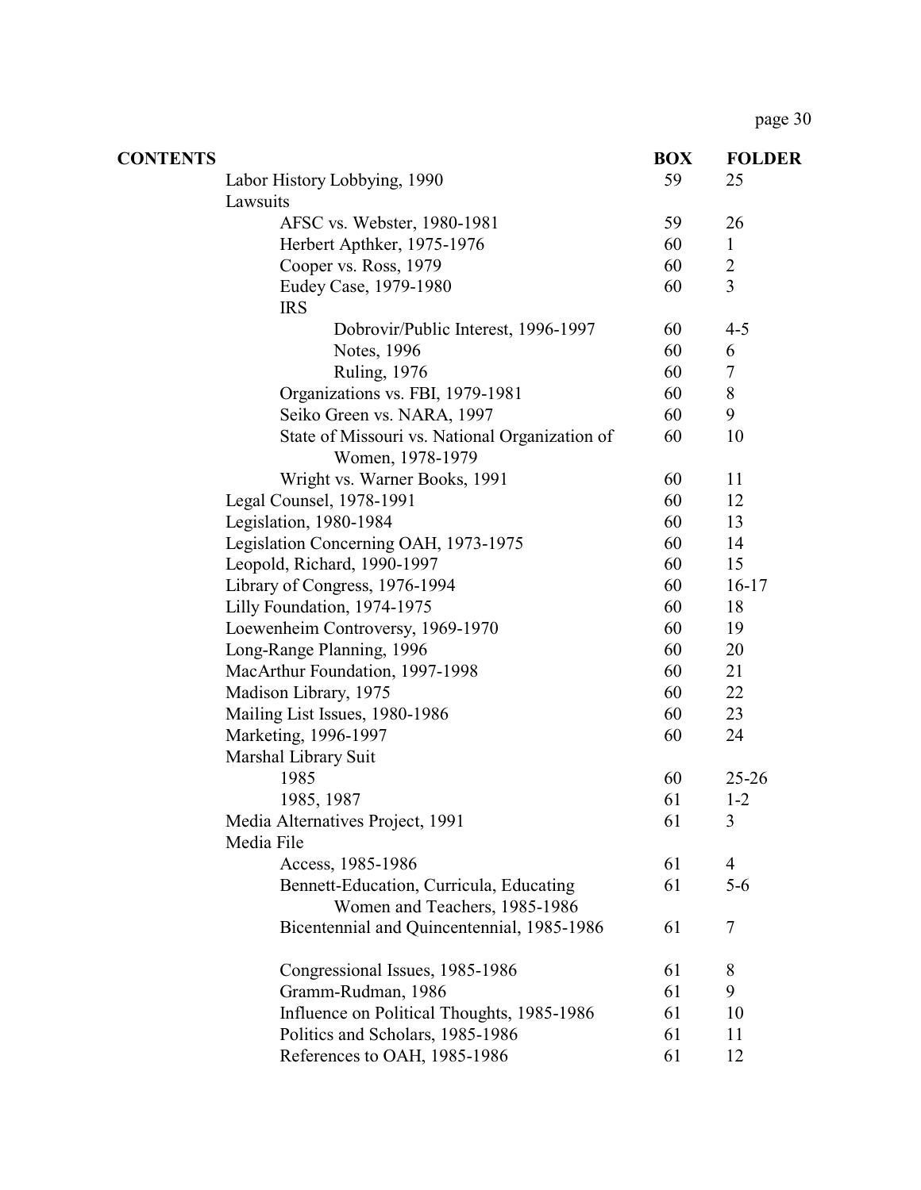| CONTENTS | BOX | FOLDER |
|---|---|---|
| Labor History Lobbying, 1990 | 59 | 25 |
| Lawsuits | | |
| AFSC vs. Webster, 1980-1981 | 59 | 26 |
| Herbert Apthker, 1975-1976 | 60 | 1 |
| Cooper vs. Ross, 1979 | 60 | 2 |
| Eudey Case, 1979-1980 | 60 | 3 |
| IRS | | |
| Dobrovir/Public Interest, 1996-1997 | 60 | 4-5 |
| Notes, 1996 | 60 | 6 |
| Ruling, 1976 | 60 | 7 |
| Organizations vs. FBI, 1979-1981 | 60 | 8 |
| Seiko Green vs. NARA, 1997 | 60 | 9 |
| State of Missouri vs. National Organization of Women, 1978-1979 | 60 | 10 |
| Wright vs. Warner Books, 1991 | 60 | 11 |
| Legal Counsel, 1978-1991 | 60 | 12 |
| Legislation, 1980-1984 | 60 | 13 |
| Legislation Concerning OAH, 1973-1975 | 60 | 14 |
| Leopold, Richard, 1990-1997 | 60 | 15 |
| Library of Congress, 1976-1994 | 60 | 16-17 |
| Lilly Foundation, 1974-1975 | 60 | 18 |
| Loewenheim Controversy, 1969-1970 | 60 | 19 |
| Long-Range Planning, 1996 | 60 | 20 |
| MacArthur Foundation, 1997-1998 | 60 | 21 |
| Madison Library, 1975 | 60 | 22 |
| Mailing List Issues, 1980-1986 | 60 | 23 |
| Marketing, 1996-1997 | 60 | 24 |
| Marshal Library Suit | | |
| 1985 | 60 | 25-26 |
| 1985, 1987 | 61 | 1-2 |
| Media Alternatives Project, 1991 | 61 | 3 |
| Media File | | |
| Access, 1985-1986 | 61 | 4 |
| Bennett-Education, Curricula, Educating Women and Teachers, 1985-1986 | 61 | 5-6 |
| Bicentennial and Quincentennial, 1985-1986 | 61 | 7 |
| Congressional Issues, 1985-1986 | 61 | 8 |
| Gramm-Rudman, 1986 | 61 | 9 |
| Influence on Political Thoughts, 1985-1986 | 61 | 10 |
| Politics and Scholars, 1985-1986 | 61 | 11 |
| References to OAH, 1985-1986 | 61 | 12 |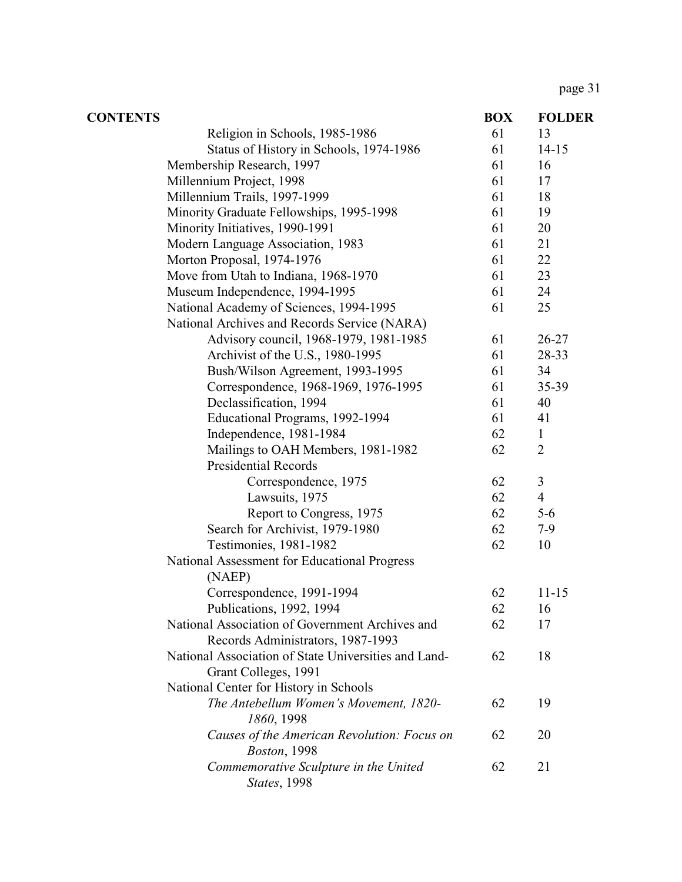| CONTENTS | BOX | FOLDER |
|---|---|---|
| Religion in Schools, 1985-1986 | 61 | 13 |
| Status of History in Schools, 1974-1986 | 61 | 14-15 |
| Membership Research, 1997 | 61 | 16 |
| Millennium Project, 1998 | 61 | 17 |
| Millennium Trails, 1997-1999 | 61 | 18 |
| Minority Graduate Fellowships, 1995-1998 | 61 | 19 |
| Minority Initiatives, 1990-1991 | 61 | 20 |
| Modern Language Association, 1983 | 61 | 21 |
| Morton Proposal, 1974-1976 | 61 | 22 |
| Move from Utah to Indiana, 1968-1970 | 61 | 23 |
| Museum Independence, 1994-1995 | 61 | 24 |
| National Academy of Sciences, 1994-1995 | 61 | 25 |
| National Archives and Records Service (NARA) | | |
| Advisory council, 1968-1979, 1981-1985 | 61 | 26-27 |
| Archivist of the U.S., 1980-1995 | 61 | 28-33 |
| Bush/Wilson Agreement, 1993-1995 | 61 | 34 |
| Correspondence, 1968-1969, 1976-1995 | 61 | 35-39 |
| Declassification, 1994 | 61 | 40 |
| Educational Programs, 1992-1994 | 61 | 41 |
| Independence, 1981-1984 | 62 | 1 |
| Mailings to OAH Members, 1981-1982 | 62 | 2 |
| Presidential Records | | |
| Correspondence, 1975 | 62 | 3 |
| Lawsuits, 1975 | 62 | 4 |
| Report to Congress, 1975 | 62 | 5-6 |
| Search for Archivist, 1979-1980 | 62 | 7-9 |
| Testimonies, 1981-1982 | 62 | 10 |
| National Assessment for Educational Progress (NAEP) | | |
| Correspondence, 1991-1994 | 62 | 11-15 |
| Publications, 1992, 1994 | 62 | 16 |
| National Association of Government Archives and Records Administrators, 1987-1993 | 62 | 17 |
| National Association of State Universities and Land-Grant Colleges, 1991 | 62 | 18 |
| National Center for History in Schools | | |
| *The Antebellum Women's Movement, 1820-1860*, 1998 | 62 | 19 |
| *Causes of the American Revolution: Focus on Boston*, 1998 | 62 | 20 |
| *Commemorative Sculpture in the United States*, 1998 | 62 | 21 |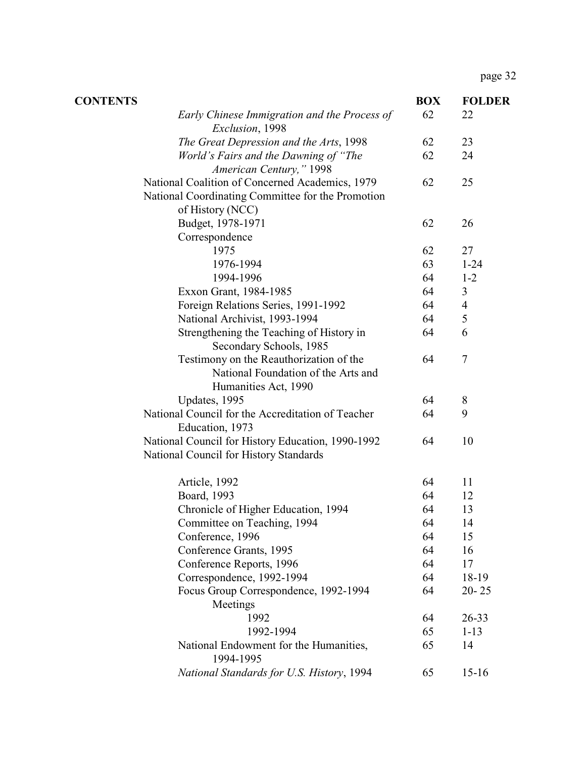| CONTENTS | BOX | FOLDER |
| --- | --- | --- |
| *Early Chinese Immigration and the Process of Exclusion*, 1998 | 62 | 22 |
| *The Great Depression and the Arts*, 1998 | 62 | 23 |
| *World's Fairs and the Dawning of "The American Century,"* 1998 | 62 | 24 |
| National Coalition of Concerned Academics, 1979 | 62 | 25 |
| National Coordinating Committee for the Promotion of History (NCC) | | |
| Budget, 1978-1971 | 62 | 26 |
| Correspondence | | |
| 1975 | 62 | 27 |
| 1976-1994 | 63 | 1-24 |
| 1994-1996 | 64 | 1-2 |
| Exxon Grant, 1984-1985 | 64 | 3 |
| Foreign Relations Series, 1991-1992 | 64 | 4 |
| National Archivist, 1993-1994 | 64 | 5 |
| Strengthening the Teaching of History in Secondary Schools, 1985 | 64 | 6 |
| Testimony on the Reauthorization of the National Foundation of the Arts and Humanities Act, 1990 | 64 | 7 |
| Updates, 1995 | 64 | 8 |
| National Council for the Accreditation of Teacher Education, 1973 | 64 | 9 |
| National Council for History Education, 1990-1992 | 64 | 10 |
| National Council for History Standards | | |
| Article, 1992 | 64 | 11 |
| Board, 1993 | 64 | 12 |
| Chronicle of Higher Education, 1994 | 64 | 13 |
| Committee on Teaching, 1994 | 64 | 14 |
| Conference, 1996 | 64 | 15 |
| Conference Grants, 1995 | 64 | 16 |
| Conference Reports, 1996 | 64 | 17 |
| Correspondence, 1992-1994 | 64 | 18-19 |
| Focus Group Correspondence, 1992-1994 | 64 | 20- 25 |
| Meetings | | |
| 1992 | 64 | 26-33 |
| 1992-1994 | 65 | 1-13 |
| National Endowment for the Humanities, 1994-1995 | 65 | 14 |
| *National Standards for U.S. History*, 1994 | 65 | 15-16 |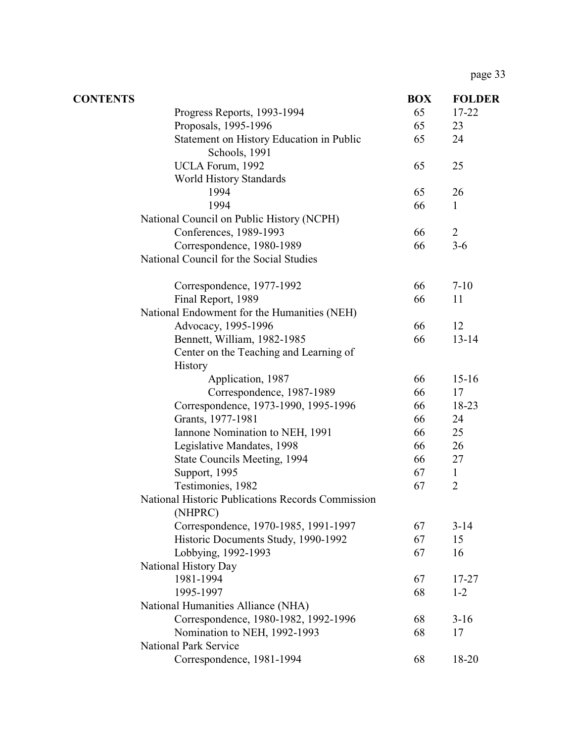| CONTENTS | BOX | FOLDER |
|---|---|---|
| Progress Reports, 1993-1994 | 65 | 17-22 |
| Proposals, 1995-1996 | 65 | 23 |
| Statement on History Education in Public Schools, 1991 | 65 | 24 |
| UCLA Forum, 1992 | 65 | 25 |
| World History Standards | | |
| 1994 | 65 | 26 |
| 1994 | 66 | 1 |
| National Council on Public History (NCPH) | | |
| Conferences, 1989-1993 | 66 | 2 |
| Correspondence, 1980-1989 | 66 | 3-6 |
| National Council for the Social Studies | | |
| Correspondence, 1977-1992 | 66 | 7-10 |
| Final Report, 1989 | 66 | 11 |
| National Endowment for the Humanities (NEH) | | |
| Advocacy, 1995-1996 | 66 | 12 |
| Bennett, William, 1982-1985 | 66 | 13-14 |
| Center on the Teaching and Learning of History | | |
| Application, 1987 | 66 | 15-16 |
| Correspondence, 1987-1989 | 66 | 17 |
| Correspondence, 1973-1990, 1995-1996 | 66 | 18-23 |
| Grants, 1977-1981 | 66 | 24 |
| Iannone Nomination to NEH, 1991 | 66 | 25 |
| Legislative Mandates, 1998 | 66 | 26 |
| State Councils Meeting, 1994 | 66 | 27 |
| Support, 1995 | 67 | 1 |
| Testimonies, 1982 | 67 | 2 |
| National Historic Publications Records Commission (NHPRC) | | |
| Correspondence, 1970-1985, 1991-1997 | 67 | 3-14 |
| Historic Documents Study, 1990-1992 | 67 | 15 |
| Lobbying, 1992-1993 | 67 | 16 |
| National History Day | | |
| 1981-1994 | 67 | 17-27 |
| 1995-1997 | 68 | 1-2 |
| National Humanities Alliance (NHA) | | |
| Correspondence, 1980-1982, 1992-1996 | 68 | 3-16 |
| Nomination to NEH, 1992-1993 | 68 | 17 |
| National Park Service | | |
| Correspondence, 1981-1994 | 68 | 18-20 |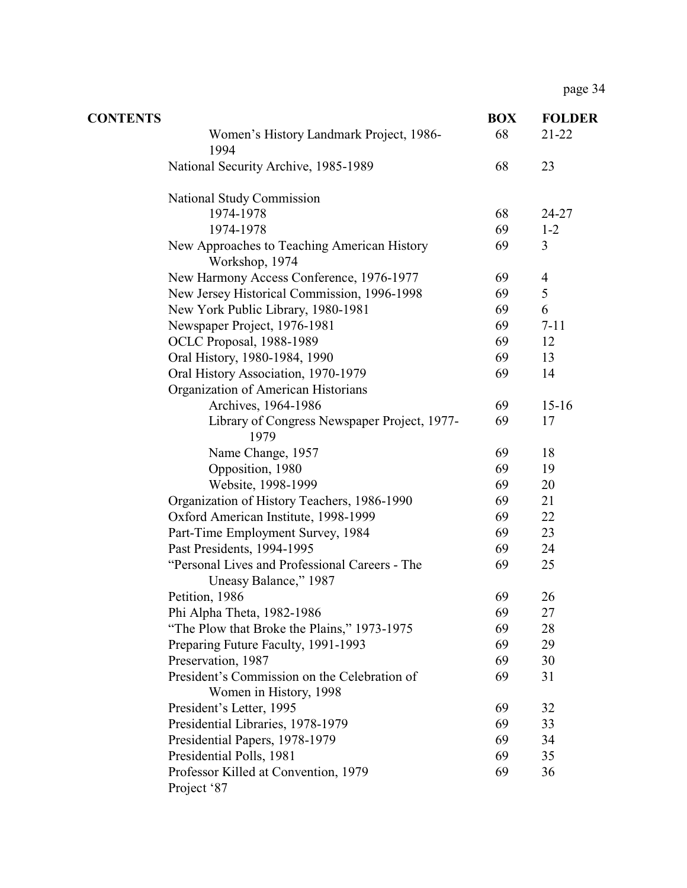| CONTENTS | BOX | FOLDER |
| --- | --- | --- |
| Women's History Landmark Project, 1986-1994 | 68 | 21-22 |
| National Security Archive, 1985-1989 | 68 | 23 |
| National Study Commission | | |
| 1974-1978 | 68 | 24-27 |
| 1974-1978 | 69 | 1-2 |
| New Approaches to Teaching American History Workshop, 1974 | 69 | 3 |
| New Harmony Access Conference, 1976-1977 | 69 | 4 |
| New Jersey Historical Commission, 1996-1998 | 69 | 5 |
| New York Public Library, 1980-1981 | 69 | 6 |
| Newspaper Project, 1976-1981 | 69 | 7-11 |
| OCLC Proposal, 1988-1989 | 69 | 12 |
| Oral History, 1980-1984, 1990 | 69 | 13 |
| Oral History Association, 1970-1979 | 69 | 14 |
| Organization of American Historians | | |
| Archives, 1964-1986 | 69 | 15-16 |
| Library of Congress Newspaper Project, 1977-1979 | 69 | 17 |
| Name Change, 1957 | 69 | 18 |
| Opposition, 1980 | 69 | 19 |
| Website, 1998-1999 | 69 | 20 |
| Organization of History Teachers, 1986-1990 | 69 | 21 |
| Oxford American Institute, 1998-1999 | 69 | 22 |
| Part-Time Employment Survey, 1984 | 69 | 23 |
| Past Presidents, 1994-1995 | 69 | 24 |
| "Personal Lives and Professional Careers - The Uneasy Balance," 1987 | 69 | 25 |
| Petition, 1986 | 69 | 26 |
| Phi Alpha Theta, 1982-1986 | 69 | 27 |
| "The Plow that Broke the Plains," 1973-1975 | 69 | 28 |
| Preparing Future Faculty, 1991-1993 | 69 | 29 |
| Preservation, 1987 | 69 | 30 |
| President's Commission on the Celebration of Women in History, 1998 | 69 | 31 |
| President's Letter, 1995 | 69 | 32 |
| Presidential Libraries, 1978-1979 | 69 | 33 |
| Presidential Papers, 1978-1979 | 69 | 34 |
| Presidential Polls, 1981 | 69 | 35 |
| Professor Killed at Convention, 1979 | 69 | 36 |
| Project '87 | | |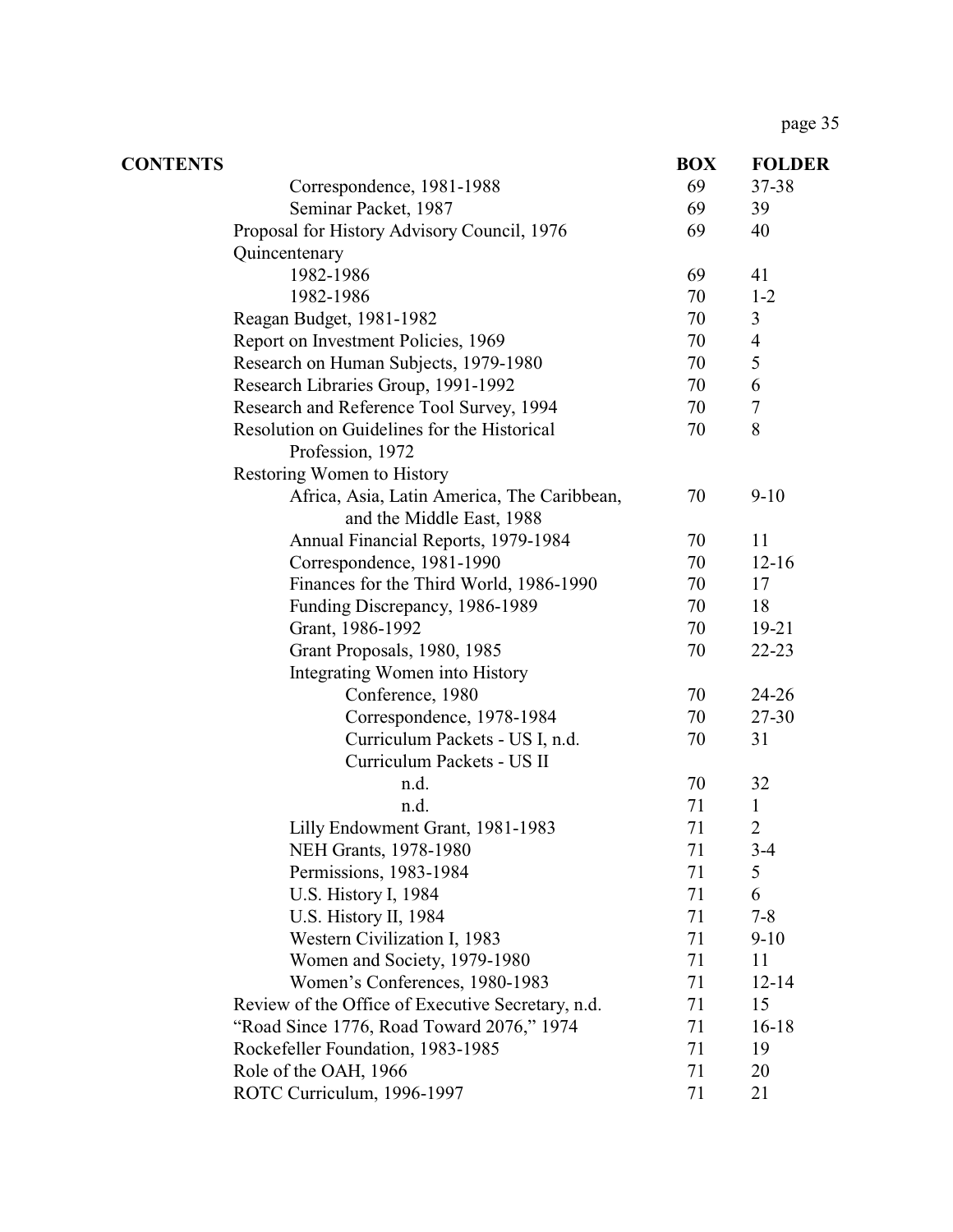| CONTENTS | BOX | FOLDER |
|---|---|---|
| Correspondence, 1981-1988 | 69 | 37-38 |
| Seminar Packet, 1987 | 69 | 39 |
| Proposal for History Advisory Council, 1976 | 69 | 40 |
| Quincentenary | | |
| 1982-1986 | 69 | 41 |
| 1982-1986 | 70 | 1-2 |
| Reagan Budget, 1981-1982 | 70 | 3 |
| Report on Investment Policies, 1969 | 70 | 4 |
| Research on Human Subjects, 1979-1980 | 70 | 5 |
| Research Libraries Group, 1991-1992 | 70 | 6 |
| Research and Reference Tool Survey, 1994 | 70 | 7 |
| Resolution on Guidelines for the Historical Profession, 1972 | 70 | 8 |
| Restoring Women to History | | |
| Africa, Asia, Latin America, The Caribbean, and the Middle East, 1988 | 70 | 9-10 |
| Annual Financial Reports, 1979-1984 | 70 | 11 |
| Correspondence, 1981-1990 | 70 | 12-16 |
| Finances for the Third World, 1986-1990 | 70 | 17 |
| Funding Discrepancy, 1986-1989 | 70 | 18 |
| Grant, 1986-1992 | 70 | 19-21 |
| Grant Proposals, 1980, 1985 | 70 | 22-23 |
| Integrating Women into History | | |
| Conference, 1980 | 70 | 24-26 |
| Correspondence, 1978-1984 | 70 | 27-30 |
| Curriculum Packets - US I, n.d. | 70 | 31 |
| Curriculum Packets - US II | | |
| n.d. | 70 | 32 |
| n.d. | 71 | 1 |
| Lilly Endowment Grant, 1981-1983 | 71 | 2 |
| NEH Grants, 1978-1980 | 71 | 3-4 |
| Permissions, 1983-1984 | 71 | 5 |
| U.S. History I, 1984 | 71 | 6 |
| U.S. History II, 1984 | 71 | 7-8 |
| Western Civilization I, 1983 | 71 | 9-10 |
| Women and Society, 1979-1980 | 71 | 11 |
| Women's Conferences, 1980-1983 | 71 | 12-14 |
| Review of the Office of Executive Secretary, n.d. | 71 | 15 |
| "Road Since 1776, Road Toward 2076," 1974 | 71 | 16-18 |
| Rockefeller Foundation, 1983-1985 | 71 | 19 |
| Role of the OAH, 1966 | 71 | 20 |
| ROTC Curriculum, 1996-1997 | 71 | 21 |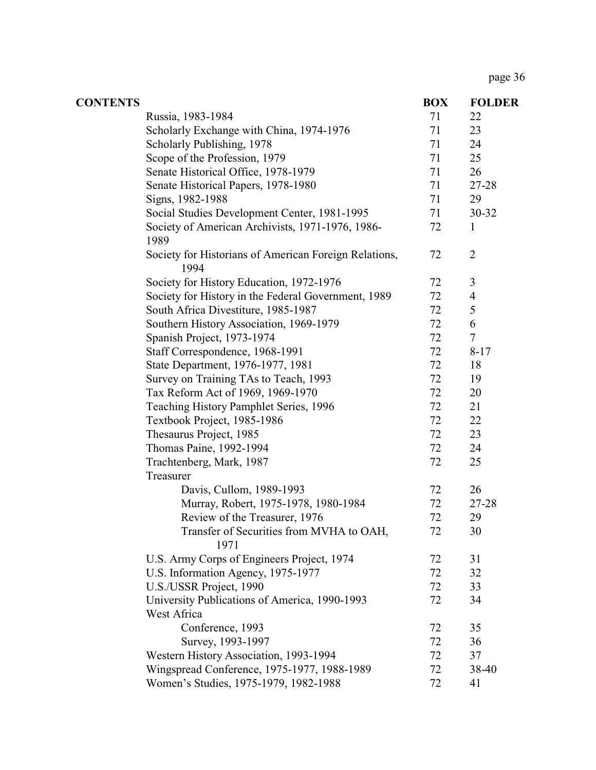| CONTENTS | BOX | FOLDER |
|---|---|---|
| Russia, 1983-1984 | 71 | 22 |
| Scholarly Exchange with China, 1974-1976 | 71 | 23 |
| Scholarly Publishing, 1978 | 71 | 24 |
| Scope of the Profession, 1979 | 71 | 25 |
| Senate Historical Office, 1978-1979 | 71 | 26 |
| Senate Historical Papers, 1978-1980 | 71 | 27-28 |
| Signs, 1982-1988 | 71 | 29 |
| Social Studies Development Center, 1981-1995 | 71 | 30-32 |
| Society of American Archivists, 1971-1976, 1986-1989 | 72 | 1 |
| Society for Historians of American Foreign Relations, 1994 | 72 | 2 |
| Society for History Education, 1972-1976 | 72 | 3 |
| Society for History in the Federal Government, 1989 | 72 | 4 |
| South Africa Divestiture, 1985-1987 | 72 | 5 |
| Southern History Association, 1969-1979 | 72 | 6 |
| Spanish Project, 1973-1974 | 72 | 7 |
| Staff Correspondence, 1968-1991 | 72 | 8-17 |
| State Department, 1976-1977, 1981 | 72 | 18 |
| Survey on Training TAs to Teach, 1993 | 72 | 19 |
| Tax Reform Act of 1969, 1969-1970 | 72 | 20 |
| Teaching History Pamphlet Series, 1996 | 72 | 21 |
| Textbook Project, 1985-1986 | 72 | 22 |
| Thesaurus Project, 1985 | 72 | 23 |
| Thomas Paine, 1992-1994 | 72 | 24 |
| Trachtenberg, Mark, 1987 | 72 | 25 |
| Treasurer | | |
| Davis, Cullom, 1989-1993 | 72 | 26 |
| Murray, Robert, 1975-1978, 1980-1984 | 72 | 27-28 |
| Review of the Treasurer, 1976 | 72 | 29 |
| Transfer of Securities from MVHA to OAH, 1971 | 72 | 30 |
| U.S. Army Corps of Engineers Project, 1974 | 72 | 31 |
| U.S. Information Agency, 1975-1977 | 72 | 32 |
| U.S./USSR Project, 1990 | 72 | 33 |
| University Publications of America, 1990-1993 | 72 | 34 |
| West Africa | | |
| Conference, 1993 | 72 | 35 |
| Survey, 1993-1997 | 72 | 36 |
| Western History Association, 1993-1994 | 72 | 37 |
| Wingspread Conference, 1975-1977, 1988-1989 | 72 | 38-40 |
| Women's Studies, 1975-1979, 1982-1988 | 72 | 41 |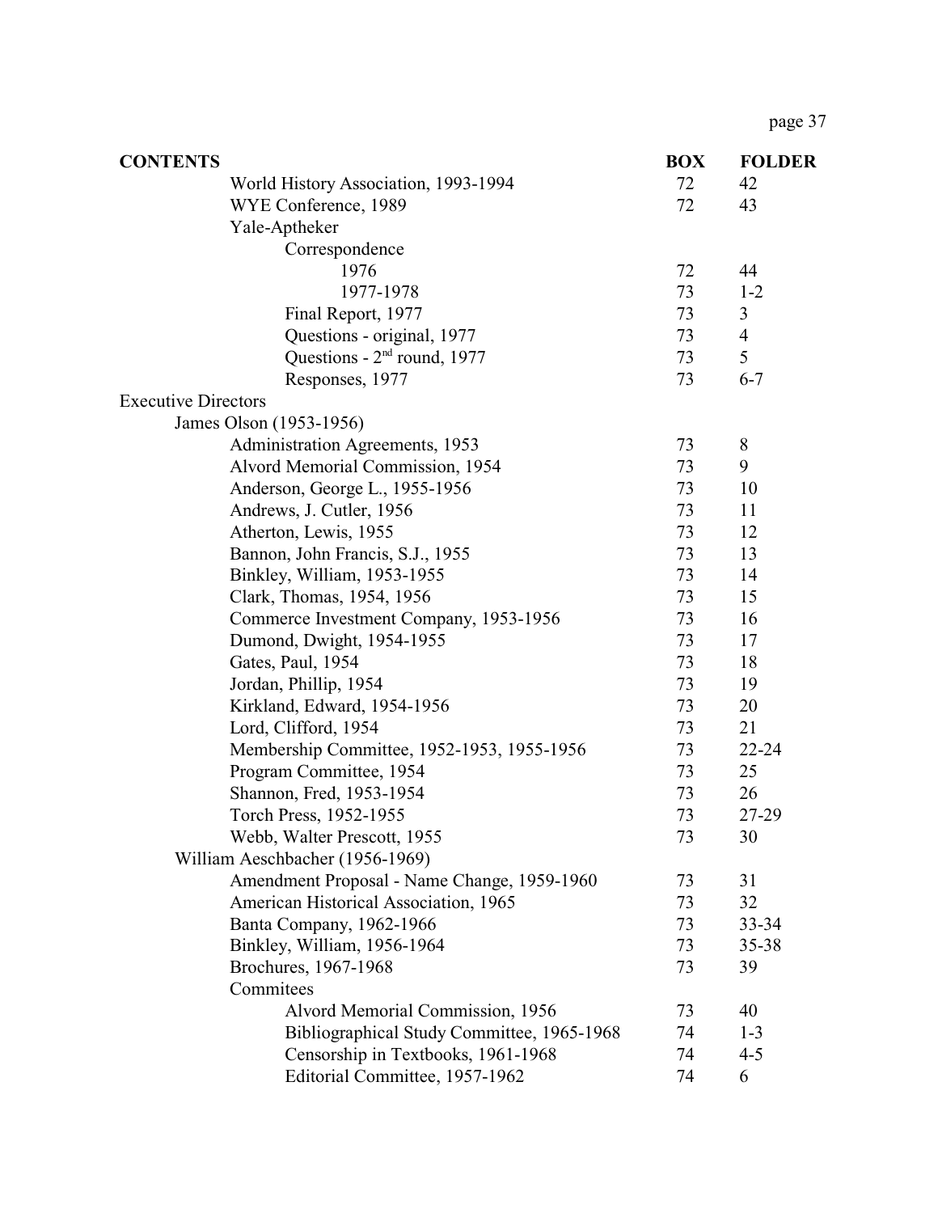| CONTENTS | BOX | FOLDER |
|---|---|---|
| World History Association, 1993-1994 | 72 | 42 |
| WYE Conference, 1989 | 72 | 43 |
| Yale-Aptheker | | |
| Correspondence | | |
| 1976 | 72 | 44 |
| 1977-1978 | 73 | 1-2 |
| Final Report, 1977 | 73 | 3 |
| Questions - original, 1977 | 73 | 4 |
| Questions - 2nd round, 1977 | 73 | 5 |
| Responses, 1977 | 73 | 6-7 |
| Executive Directors | | |
| James Olson (1953-1956) | | |
| Administration Agreements, 1953 | 73 | 8 |
| Alvord Memorial Commission, 1954 | 73 | 9 |
| Anderson, George L., 1955-1956 | 73 | 10 |
| Andrews, J. Cutler, 1956 | 73 | 11 |
| Atherton, Lewis, 1955 | 73 | 12 |
| Bannon, John Francis, S.J., 1955 | 73 | 13 |
| Binkley, William, 1953-1955 | 73 | 14 |
| Clark, Thomas, 1954, 1956 | 73 | 15 |
| Commerce Investment Company, 1953-1956 | 73 | 16 |
| Dumond, Dwight, 1954-1955 | 73 | 17 |
| Gates, Paul, 1954 | 73 | 18 |
| Jordan, Phillip, 1954 | 73 | 19 |
| Kirkland, Edward, 1954-1956 | 73 | 20 |
| Lord, Clifford, 1954 | 73 | 21 |
| Membership Committee, 1952-1953, 1955-1956 | 73 | 22-24 |
| Program Committee, 1954 | 73 | 25 |
| Shannon, Fred, 1953-1954 | 73 | 26 |
| Torch Press, 1952-1955 | 73 | 27-29 |
| Webb, Walter Prescott, 1955 | 73 | 30 |
| William Aeschbacher (1956-1969) | | |
| Amendment Proposal - Name Change, 1959-1960 | 73 | 31 |
| American Historical Association, 1965 | 73 | 32 |
| Banta Company, 1962-1966 | 73 | 33-34 |
| Binkley, William, 1956-1964 | 73 | 35-38 |
| Brochures, 1967-1968 | 73 | 39 |
| Commitees | | |
| Alvord Memorial Commission, 1956 | 73 | 40 |
| Bibliographical Study Committee, 1965-1968 | 74 | 1-3 |
| Censorship in Textbooks, 1961-1968 | 74 | 4-5 |
| Editorial Committee, 1957-1962 | 74 | 6 |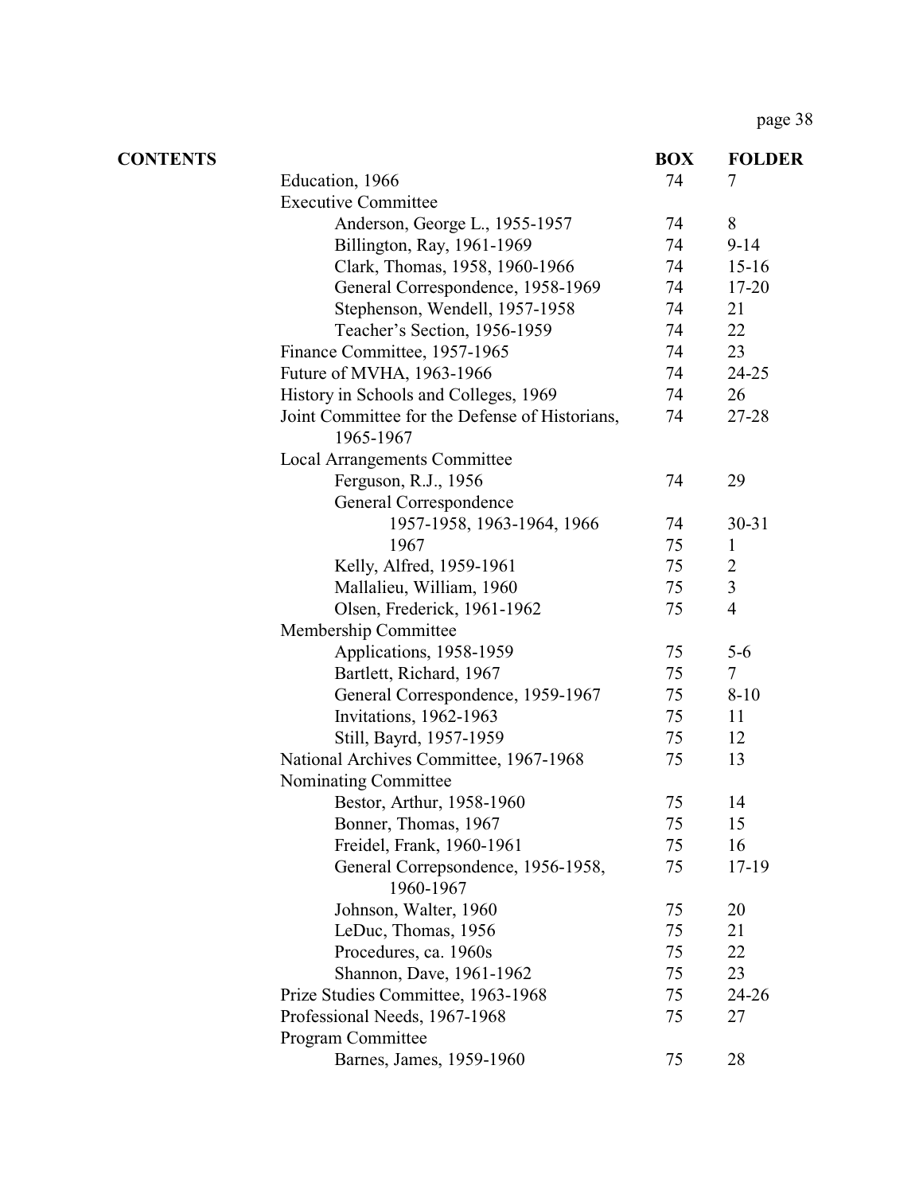| CONTENTS | BOX | FOLDER |
|---|---|---|
| Education, 1966 | 74 | 7 |
| Executive Committee | | |
| Anderson, George L., 1955-1957 | 74 | 8 |
| Billington, Ray, 1961-1969 | 74 | 9-14 |
| Clark, Thomas, 1958, 1960-1966 | 74 | 15-16 |
| General Correspondence, 1958-1969 | 74 | 17-20 |
| Stephenson, Wendell, 1957-1958 | 74 | 21 |
| Teacher's Section, 1956-1959 | 74 | 22 |
| Finance Committee, 1957-1965 | 74 | 23 |
| Future of MVHA, 1963-1966 | 74 | 24-25 |
| History in Schools and Colleges, 1969 | 74 | 26 |
| Joint Committee for the Defense of Historians, 1965-1967 | 74 | 27-28 |
| Local Arrangements Committee | | |
| Ferguson, R.J., 1956 | 74 | 29 |
| General Correspondence | | |
| 1957-1958, 1963-1964, 1966 | 74 | 30-31 |
| 1967 | 75 | 1 |
| Kelly, Alfred, 1959-1961 | 75 | 2 |
| Mallalieu, William, 1960 | 75 | 3 |
| Olsen, Frederick, 1961-1962 | 75 | 4 |
| Membership Committee | | |
| Applications, 1958-1959 | 75 | 5-6 |
| Bartlett, Richard, 1967 | 75 | 7 |
| General Correspondence, 1959-1967 | 75 | 8-10 |
| Invitations, 1962-1963 | 75 | 11 |
| Still, Bayrd, 1957-1959 | 75 | 12 |
| National Archives Committee, 1967-1968 | 75 | 13 |
| Nominating Committee | | |
| Bestor, Arthur, 1958-1960 | 75 | 14 |
| Bonner, Thomas, 1967 | 75 | 15 |
| Freidel, Frank, 1960-1961 | 75 | 16 |
| General Correpsondence, 1956-1958, 1960-1967 | 75 | 17-19 |
| Johnson, Walter, 1960 | 75 | 20 |
| LeDuc, Thomas, 1956 | 75 | 21 |
| Procedures, ca. 1960s | 75 | 22 |
| Shannon, Dave, 1961-1962 | 75 | 23 |
| Prize Studies Committee, 1963-1968 | 75 | 24-26 |
| Professional Needs, 1967-1968 | 75 | 27 |
| Program Committee | | |
| Barnes, James, 1959-1960 | 75 | 28 |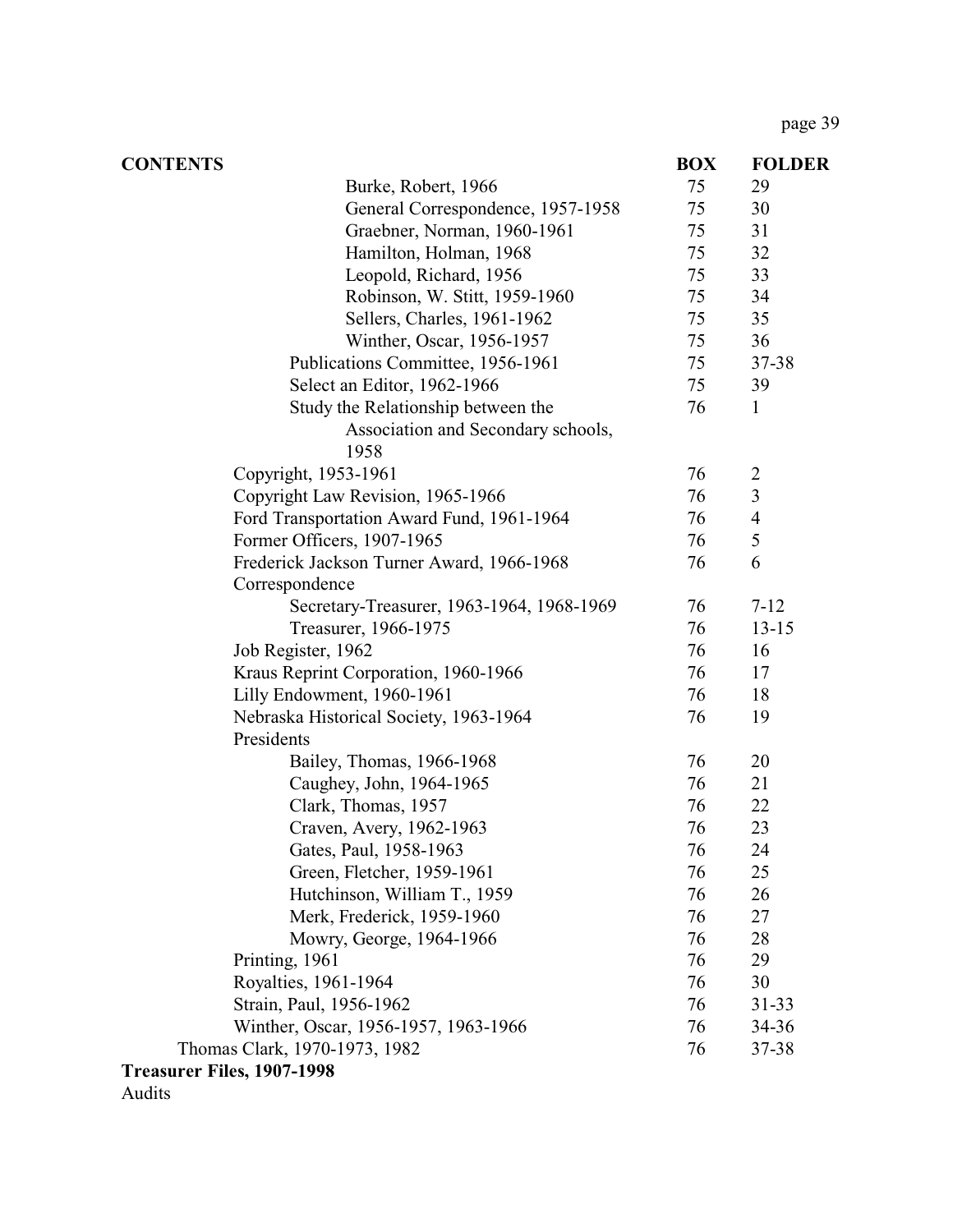| CONTENTS | BOX | FOLDER |
| --- | --- | --- |
| Burke, Robert, 1966 | 75 | 29 |
| General Correspondence, 1957-1958 | 75 | 30 |
| Graebner, Norman, 1960-1961 | 75 | 31 |
| Hamilton, Holman, 1968 | 75 | 32 |
| Leopold, Richard, 1956 | 75 | 33 |
| Robinson, W. Stitt, 1959-1960 | 75 | 34 |
| Sellers, Charles, 1961-1962 | 75 | 35 |
| Winther, Oscar, 1956-1957 | 75 | 36 |
| Publications Committee, 1956-1961 | 75 | 37-38 |
| Select an Editor, 1962-1966 | 75 | 39 |
| Study the Relationship between the Association and Secondary schools, 1958 | 76 | 1 |
| Copyright, 1953-1961 | 76 | 2 |
| Copyright Law Revision, 1965-1966 | 76 | 3 |
| Ford Transportation Award Fund, 1961-1964 | 76 | 4 |
| Former Officers, 1907-1965 | 76 | 5 |
| Frederick Jackson Turner Award, 1966-1968 | 76 | 6 |
| Correspondence | | |
| Secretary-Treasurer, 1963-1964, 1968-1969 | 76 | 7-12 |
| Treasurer, 1966-1975 | 76 | 13-15 |
| Job Register, 1962 | 76 | 16 |
| Kraus Reprint Corporation, 1960-1966 | 76 | 17 |
| Lilly Endowment, 1960-1961 | 76 | 18 |
| Nebraska Historical Society, 1963-1964 | 76 | 19 |
| Presidents | | |
| Bailey, Thomas, 1966-1968 | 76 | 20 |
| Caughey, John, 1964-1965 | 76 | 21 |
| Clark, Thomas, 1957 | 76 | 22 |
| Craven, Avery, 1962-1963 | 76 | 23 |
| Gates, Paul, 1958-1963 | 76 | 24 |
| Green, Fletcher, 1959-1961 | 76 | 25 |
| Hutchinson, William T., 1959 | 76 | 26 |
| Merk, Frederick, 1959-1960 | 76 | 27 |
| Mowry, George, 1964-1966 | 76 | 28 |
| Printing, 1961 | 76 | 29 |
| Royalties, 1961-1964 | 76 | 30 |
| Strain, Paul, 1956-1962 | 76 | 31-33 |
| Winther, Oscar, 1956-1957, 1963-1966 | 76 | 34-36 |
| Thomas Clark, 1970-1973, 1982 | 76 | 37-38 |

**Treasurer Files, 1907-1998**

Audits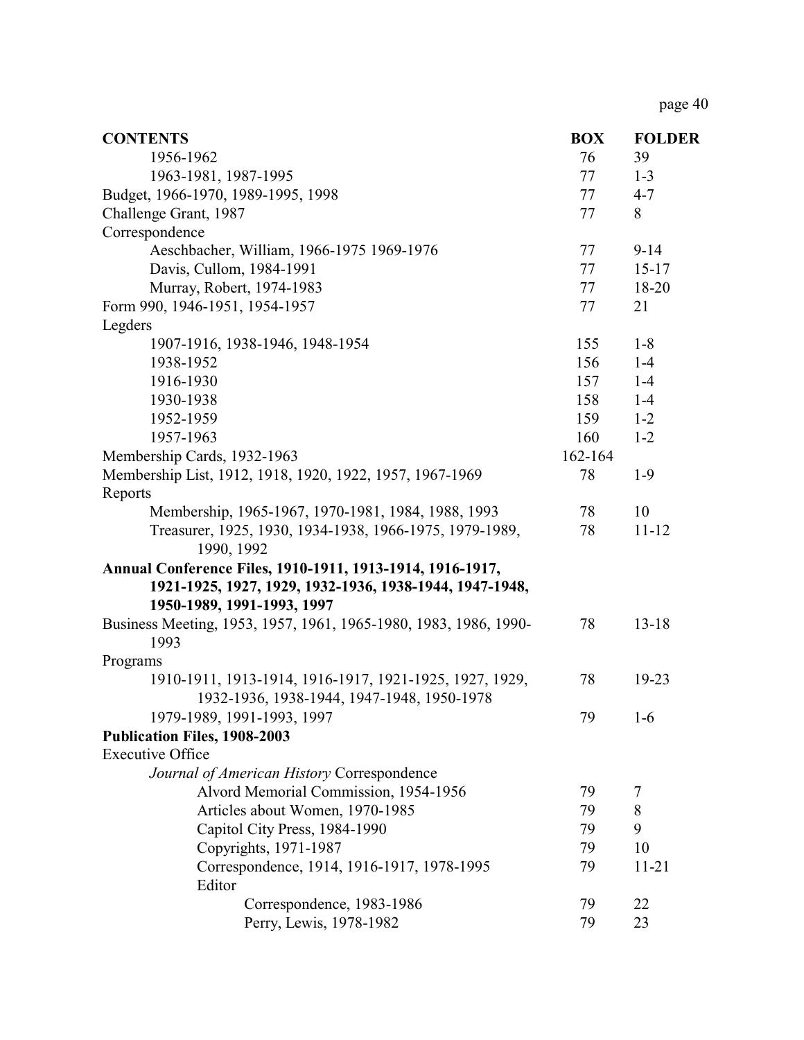| CONTENTS | BOX | FOLDER |
|---|---|---|
| 1956-1962 | 76 | 39 |
| 1963-1981, 1987-1995 | 77 | 1-3 |
| Budget, 1966-1970, 1989-1995, 1998 | 77 | 4-7 |
| Challenge Grant, 1987 | 77 | 8 |
| Correspondence | | |
| Aeschbacher, William, 1966-1975 1969-1976 | 77 | 9-14 |
| Davis, Cullom, 1984-1991 | 77 | 15-17 |
| Murray, Robert, 1974-1983 | 77 | 18-20 |
| Form 990, 1946-1951, 1954-1957 | 77 | 21 |
| Legders | | |
| 1907-1916, 1938-1946, 1948-1954 | 155 | 1-8 |
| 1938-1952 | 156 | 1-4 |
| 1916-1930 | 157 | 1-4 |
| 1930-1938 | 158 | 1-4 |
| 1952-1959 | 159 | 1-2 |
| 1957-1963 | 160 | 1-2 |
| Membership Cards, 1932-1963 | 162-164 | |
| Membership List, 1912, 1918, 1920, 1922, 1957, 1967-1969 | 78 | 1-9 |
| Reports | | |
| Membership, 1965-1967, 1970-1981, 1984, 1988, 1993 | 78 | 10 |
| Treasurer, 1925, 1930, 1934-1938, 1966-1975, 1979-1989, 1990, 1992 | 78 | 11-12 |
| **Annual Conference Files, 1910-1911, 1913-1914, 1916-1917, 1921-1925, 1927, 1929, 1932-1936, 1938-1944, 1947-1948, 1950-1989, 1991-1993, 1997** | | |
| Business Meeting, 1953, 1957, 1961, 1965-1980, 1983, 1986, 1990-1993 | 78 | 13-18 |
| Programs | | |
| 1910-1911, 1913-1914, 1916-1917, 1921-1925, 1927, 1929, 1932-1936, 1938-1944, 1947-1948, 1950-1978 | 78 | 19-23 |
| 1979-1989, 1991-1993, 1997 | 79 | 1-6 |
| **Publication Files, 1908-2003** | | |
| Executive Office | | |
| *Journal of American History* Correspondence | | |
| Alvord Memorial Commission, 1954-1956 | 79 | 7 |
| Articles about Women, 1970-1985 | 79 | 8 |
| Capitol City Press, 1984-1990 | 79 | 9 |
| Copyrights, 1971-1987 | 79 | 10 |
| Correspondence, 1914, 1916-1917, 1978-1995 | 79 | 11-21 |
| Editor | | |
| Correspondence, 1983-1986 | 79 | 22 |
| Perry, Lewis, 1978-1982 | 79 | 23 |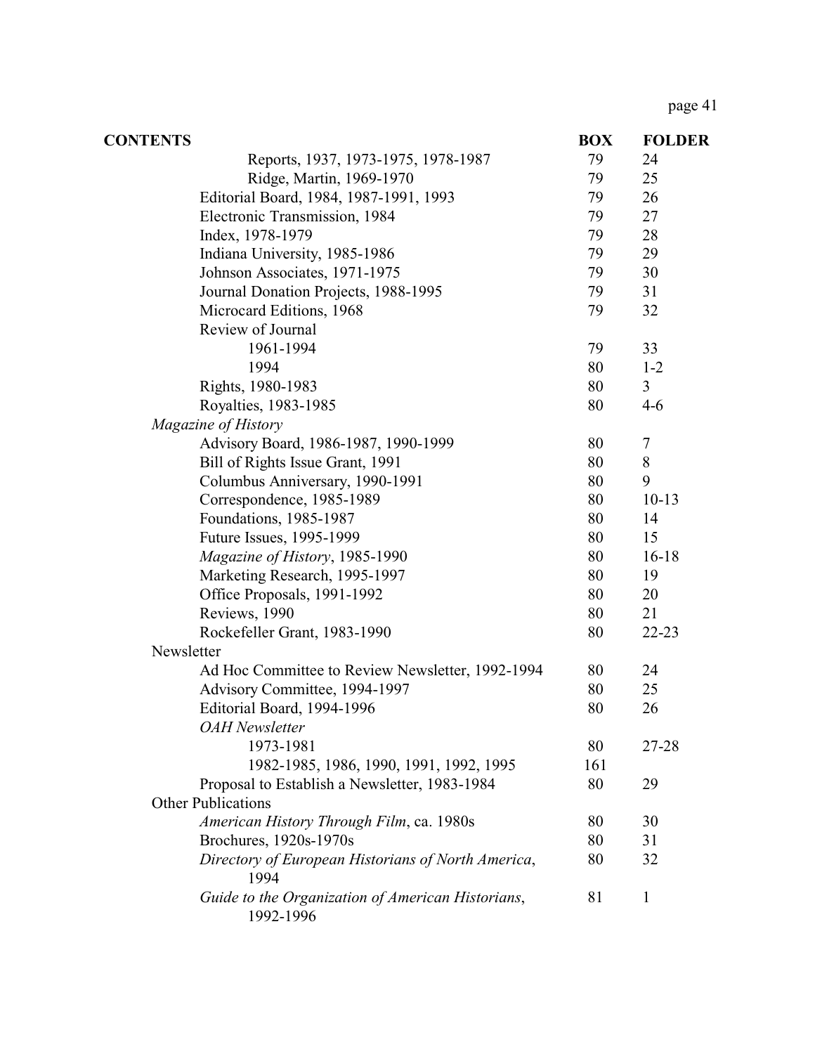| CONTENTS | BOX | FOLDER |
|---|---|---|
| Reports, 1937, 1973-1975, 1978-1987 | 79 | 24 |
| Ridge, Martin, 1969-1970 | 79 | 25 |
| Editorial Board, 1984, 1987-1991, 1993 | 79 | 26 |
| Electronic Transmission, 1984 | 79 | 27 |
| Index, 1978-1979 | 79 | 28 |
| Indiana University, 1985-1986 | 79 | 29 |
| Johnson Associates, 1971-1975 | 79 | 30 |
| Journal Donation Projects, 1988-1995 | 79 | 31 |
| Microcard Editions, 1968 | 79 | 32 |
| Review of Journal | | |
| 1961-1994 | 79 | 33 |
| 1994 | 80 | 1-2 |
| Rights, 1980-1983 | 80 | 3 |
| Royalties, 1983-1985 | 80 | 4-6 |
| *Magazine of History* | | |
| Advisory Board, 1986-1987, 1990-1999 | 80 | 7 |
| Bill of Rights Issue Grant, 1991 | 80 | 8 |
| Columbus Anniversary, 1990-1991 | 80 | 9 |
| Correspondence, 1985-1989 | 80 | 10-13 |
| Foundations, 1985-1987 | 80 | 14 |
| Future Issues, 1995-1999 | 80 | 15 |
| *Magazine of History*, 1985-1990 | 80 | 16-18 |
| Marketing Research, 1995-1997 | 80 | 19 |
| Office Proposals, 1991-1992 | 80 | 20 |
| Reviews, 1990 | 80 | 21 |
| Rockefeller Grant, 1983-1990 | 80 | 22-23 |
| Newsletter | | |
| Ad Hoc Committee to Review Newsletter, 1992-1994 | 80 | 24 |
| Advisory Committee, 1994-1997 | 80 | 25 |
| Editorial Board, 1994-1996 | 80 | 26 |
| *OAH Newsletter* | | |
| 1973-1981 | 80 | 27-28 |
| 1982-1985, 1986, 1990, 1991, 1992, 1995 | 161 | |
| Proposal to Establish a Newsletter, 1983-1984 | 80 | 29 |
| Other Publications | | |
| *American History Through Film*, ca. 1980s | 80 | 30 |
| Brochures, 1920s-1970s | 80 | 31 |
| *Directory of European Historians of North America*, 1994 | 80 | 32 |
| *Guide to the Organization of American Historians*, 1992-1996 | 81 | 1 |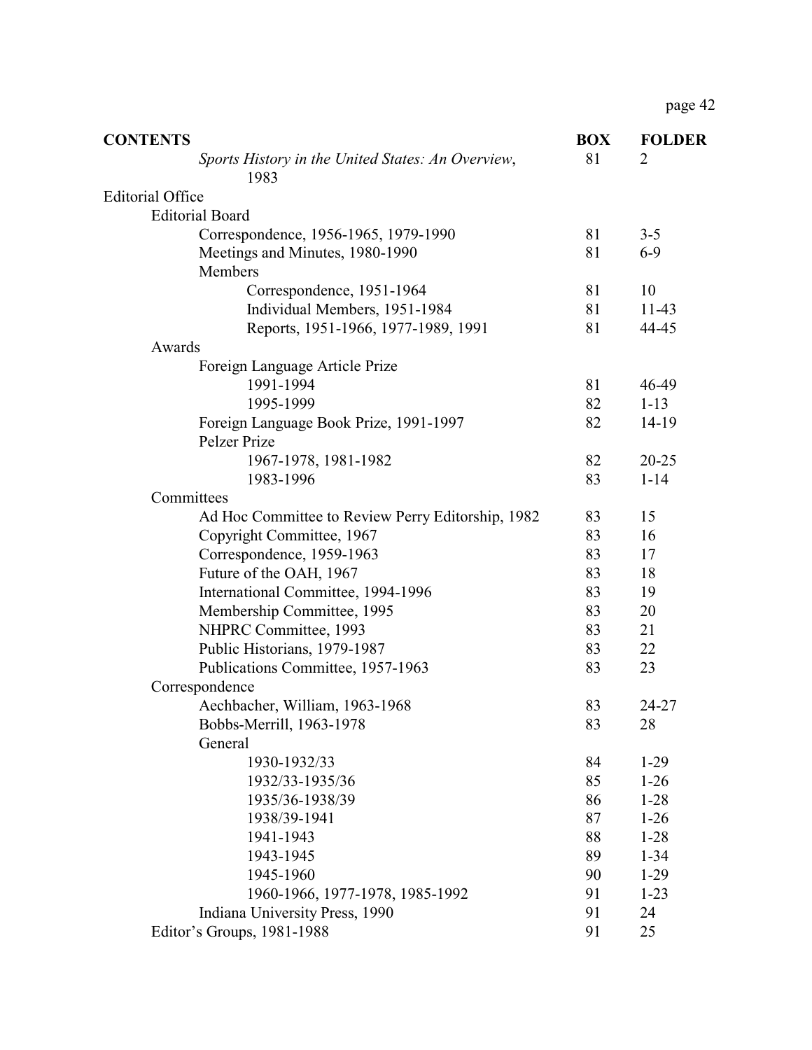| CONTENTS | BOX | FOLDER |
|---|---|---|
| *Sports History in the United States: An Overview*, 1983 | 81 | 2 |
| Editorial Office | | |
| Editorial Board | | |
| Correspondence, 1956-1965, 1979-1990 | 81 | 3-5 |
| Meetings and Minutes, 1980-1990 | 81 | 6-9 |
| Members | | |
| Correspondence, 1951-1964 | 81 | 10 |
| Individual Members, 1951-1984 | 81 | 11-43 |
| Reports, 1951-1966, 1977-1989, 1991 | 81 | 44-45 |
| Awards | | |
| Foreign Language Article Prize | | |
| 1991-1994 | 81 | 46-49 |
| 1995-1999 | 82 | 1-13 |
| Foreign Language Book Prize, 1991-1997 | 82 | 14-19 |
| Pelzer Prize | | |
| 1967-1978, 1981-1982 | 82 | 20-25 |
| 1983-1996 | 83 | 1-14 |
| Committees | | |
| Ad Hoc Committee to Review Perry Editorship, 1982 | 83 | 15 |
| Copyright Committee, 1967 | 83 | 16 |
| Correspondence, 1959-1963 | 83 | 17 |
| Future of the OAH, 1967 | 83 | 18 |
| International Committee, 1994-1996 | 83 | 19 |
| Membership Committee, 1995 | 83 | 20 |
| NHPRC Committee, 1993 | 83 | 21 |
| Public Historians, 1979-1987 | 83 | 22 |
| Publications Committee, 1957-1963 | 83 | 23 |
| Correspondence | | |
| Aechbacher, William, 1963-1968 | 83 | 24-27 |
| Bobbs-Merrill, 1963-1978 | 83 | 28 |
| General | | |
| 1930-1932/33 | 84 | 1-29 |
| 1932/33-1935/36 | 85 | 1-26 |
| 1935/36-1938/39 | 86 | 1-28 |
| 1938/39-1941 | 87 | 1-26 |
| 1941-1943 | 88 | 1-28 |
| 1943-1945 | 89 | 1-34 |
| 1945-1960 | 90 | 1-29 |
| 1960-1966, 1977-1978, 1985-1992 | 91 | 1-23 |
| Indiana University Press, 1990 | 91 | 24 |
| Editor's Groups, 1981-1988 | 91 | 25 |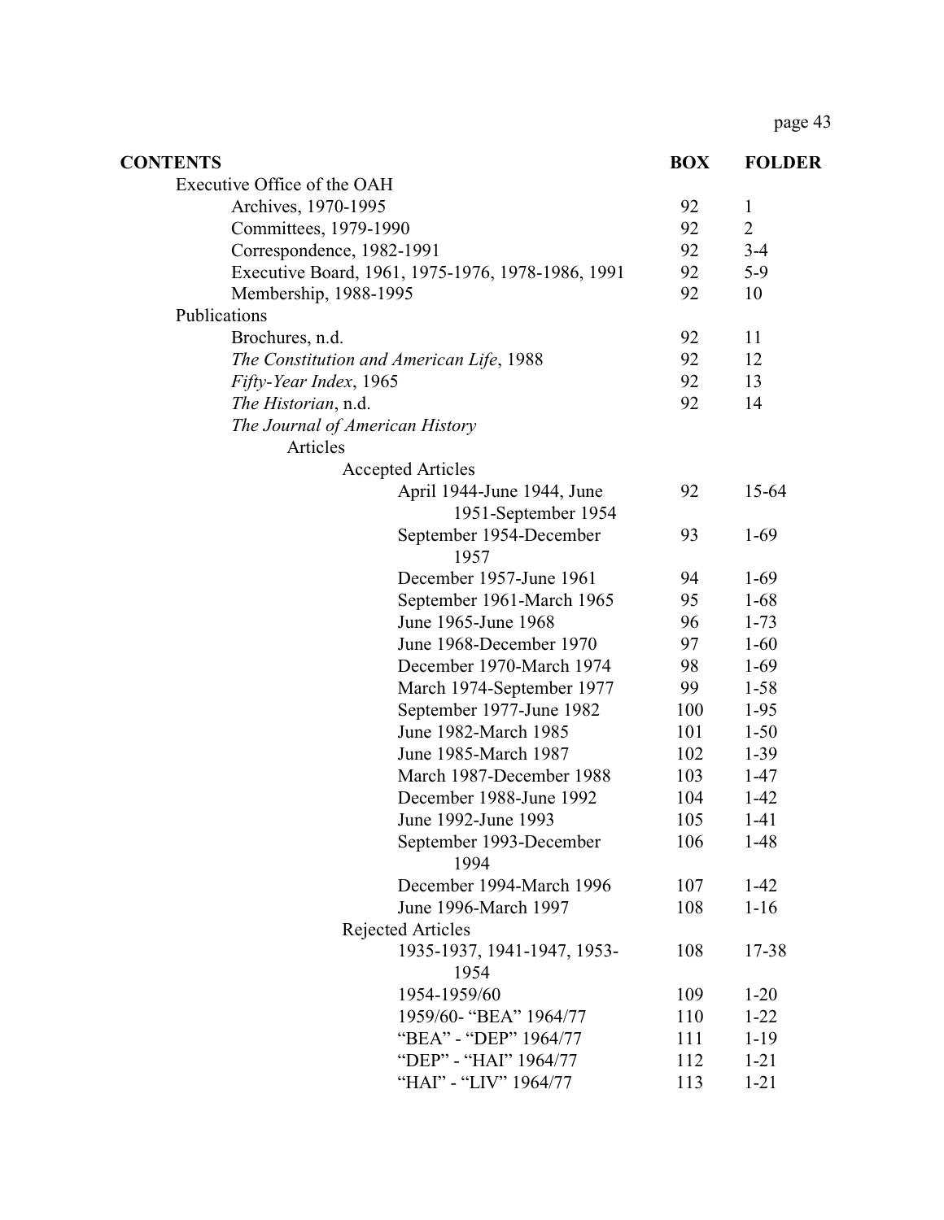| CONTENTS | BOX | FOLDER |
|---|---|---|
| Executive Office of the OAH | | |
| Archives, 1970-1995 | 92 | 1 |
| Committees, 1979-1990 | 92 | 2 |
| Correspondence, 1982-1991 | 92 | 3-4 |
| Executive Board, 1961, 1975-1976, 1978-1986, 1991 | 92 | 5-9 |
| Membership, 1988-1995 | 92 | 10 |
| Publications | | |
| Brochures, n.d. | 92 | 11 |
| *The Constitution and American Life*, 1988 | 92 | 12 |
| *Fifty-Year Index*, 1965 | 92 | 13 |
| *The Historian*, n.d. | 92 | 14 |
| *The Journal of American History* | | |
| Articles | | |
| Accepted Articles | | |
| April 1944-June 1944, June 1951-September 1954 | 92 | 15-64 |
| September 1954-December 1957 | 93 | 1-69 |
| December 1957-June 1961 | 94 | 1-69 |
| September 1961-March 1965 | 95 | 1-68 |
| June 1965-June 1968 | 96 | 1-73 |
| June 1968-December 1970 | 97 | 1-60 |
| December 1970-March 1974 | 98 | 1-69 |
| March 1974-September 1977 | 99 | 1-58 |
| September 1977-June 1982 | 100 | 1-95 |
| June 1982-March 1985 | 101 | 1-50 |
| June 1985-March 1987 | 102 | 1-39 |
| March 1987-December 1988 | 103 | 1-47 |
| December 1988-June 1992 | 104 | 1-42 |
| June 1992-June 1993 | 105 | 1-41 |
| September 1993-December 1994 | 106 | 1-48 |
| December 1994-March 1996 | 107 | 1-42 |
| June 1996-March 1997 | 108 | 1-16 |
| Rejected Articles | | |
| 1935-1937, 1941-1947, 1953-1954 | 108 | 17-38 |
| 1954-1959/60 | 109 | 1-20 |
| 1959/60- "BEA" 1964/77 | 110 | 1-22 |
| "BEA" - "DEP" 1964/77 | 111 | 1-19 |
| "DEP" - "HAI" 1964/77 | 112 | 1-21 |
| "HAI" - "LIV" 1964/77 | 113 | 1-21 |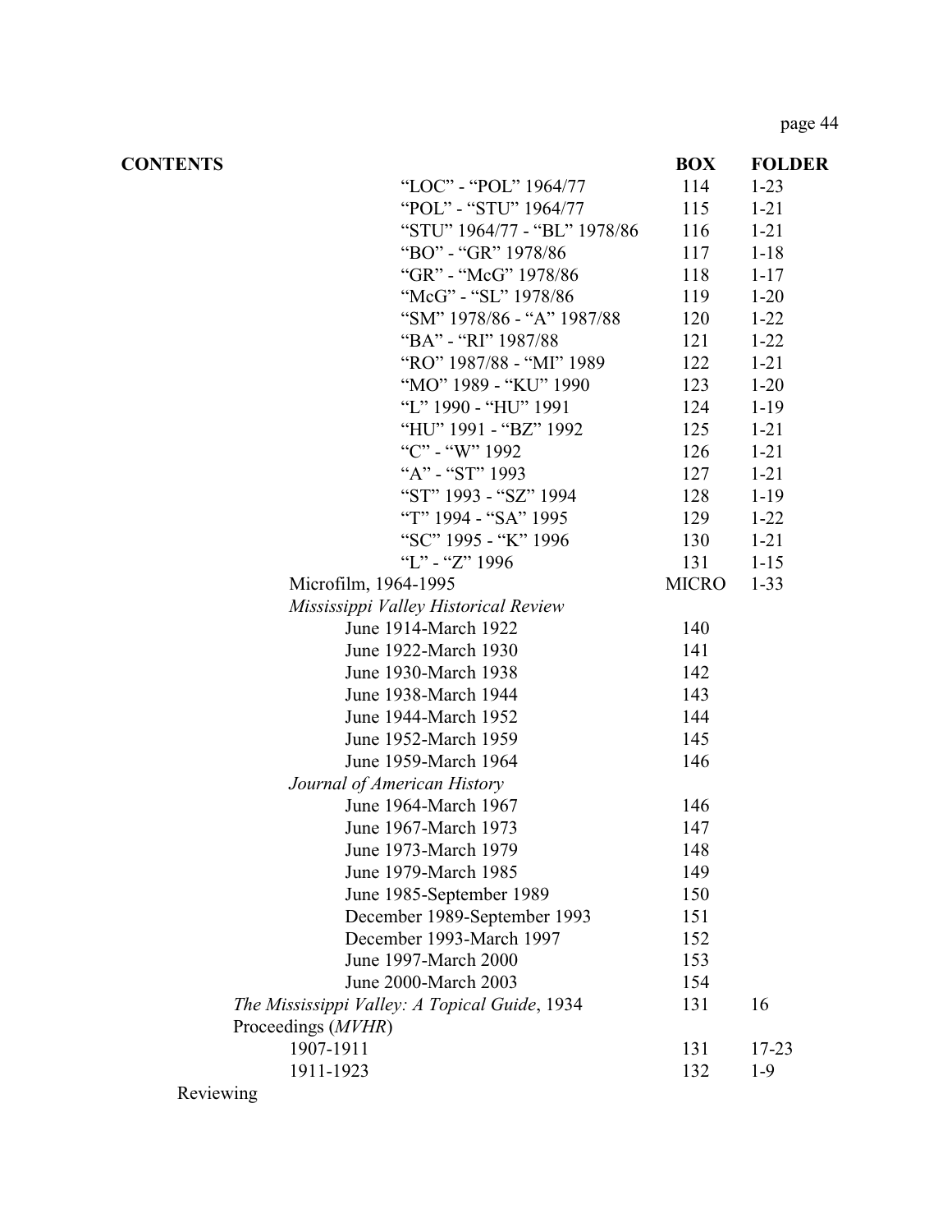| CONTENTS | BOX | FOLDER |
|---|---|---|
| "LOC" - "POL" 1964/77 | 114 | 1-23 |
| "POL" - "STU" 1964/77 | 115 | 1-21 |
| "STU" 1964/77 - "BL" 1978/86 | 116 | 1-21 |
| "BO" - "GR" 1978/86 | 117 | 1-18 |
| "GR" - "McG" 1978/86 | 118 | 1-17 |
| "McG" - "SL" 1978/86 | 119 | 1-20 |
| "SM" 1978/86 - "A" 1987/88 | 120 | 1-22 |
| "BA" - "RI" 1987/88 | 121 | 1-22 |
| "RO" 1987/88 - "MI" 1989 | 122 | 1-21 |
| "MO" 1989 - "KU" 1990 | 123 | 1-20 |
| "L" 1990 - "HU" 1991 | 124 | 1-19 |
| "HU" 1991 - "BZ" 1992 | 125 | 1-21 |
| "C" - "W" 1992 | 126 | 1-21 |
| "A" - "ST" 1993 | 127 | 1-21 |
| "ST" 1993 - "SZ" 1994 | 128 | 1-19 |
| "T" 1994 - "SA" 1995 | 129 | 1-22 |
| "SC" 1995 - "K" 1996 | 130 | 1-21 |
| "L" - "Z" 1996 | 131 | 1-15 |
| Microfilm, 1964-1995 | MICRO | 1-33 |
| *Mississippi Valley Historical Review* | | |
| June 1914-March 1922 | 140 | |
| June 1922-March 1930 | 141 | |
| June 1930-March 1938 | 142 | |
| June 1938-March 1944 | 143 | |
| June 1944-March 1952 | 144 | |
| June 1952-March 1959 | 145 | |
| June 1959-March 1964 | 146 | |
| *Journal of American History* | | |
| June 1964-March 1967 | 146 | |
| June 1967-March 1973 | 147 | |
| June 1973-March 1979 | 148 | |
| June 1979-March 1985 | 149 | |
| June 1985-September 1989 | 150 | |
| December 1989-September 1993 | 151 | |
| December 1993-March 1997 | 152 | |
| June 1997-March 2000 | 153 | |
| June 2000-March 2003 | 154 | |
| *The Mississippi Valley: A Topical Guide*, 1934 | 131 | 16 |
| Proceedings (*MVHR*) | | |
| 1907-1911 | 131 | 17-23 |
| 1911-1923 | 132 | 1-9 |

Reviewing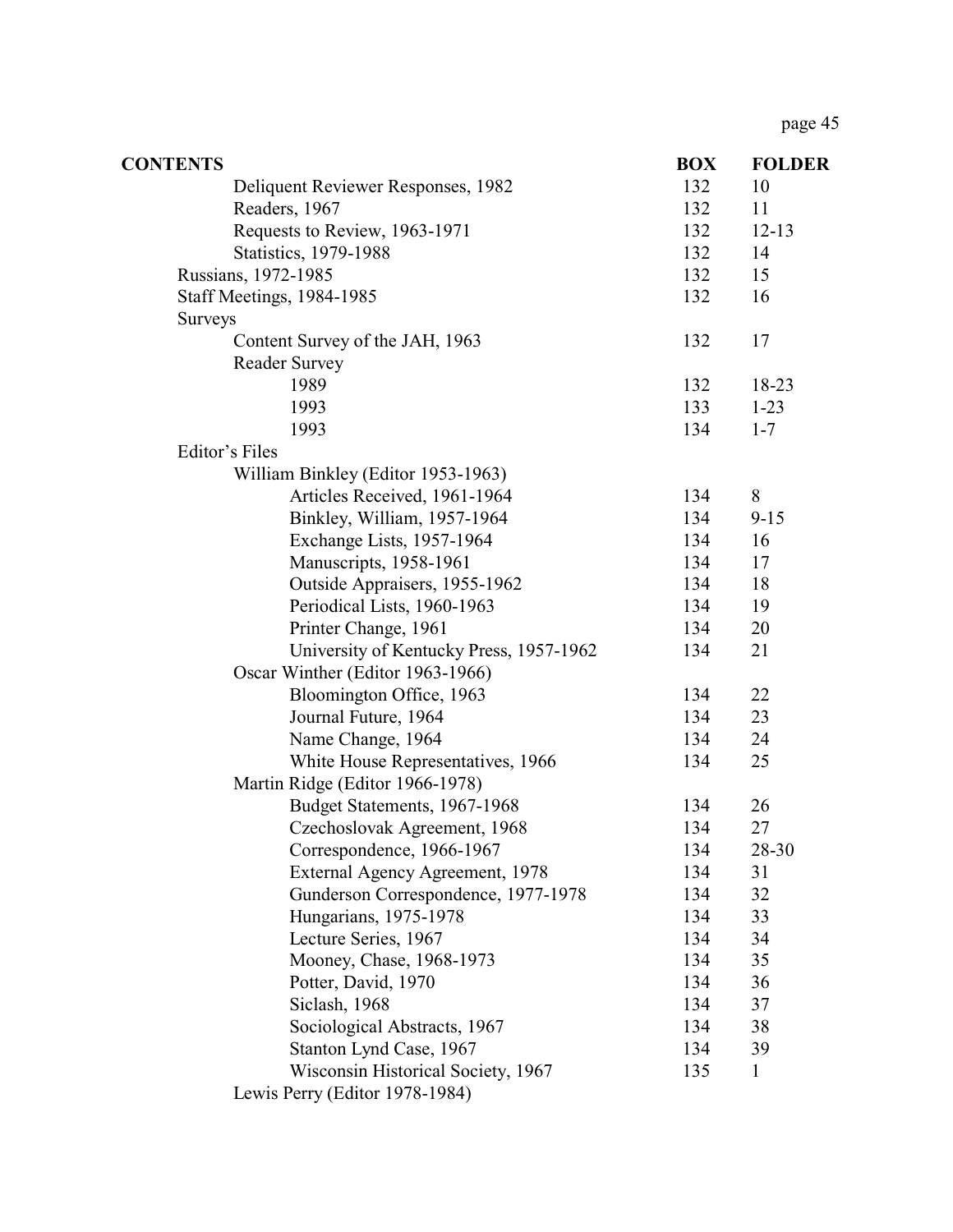| CONTENTS | BOX | FOLDER |
| --- | --- | --- |
| Deliquent Reviewer Responses, 1982 | 132 | 10 |
| Readers, 1967 | 132 | 11 |
| Requests to Review, 1963-1971 | 132 | 12-13 |
| Statistics, 1979-1988 | 132 | 14 |
| Russians, 1972-1985 | 132 | 15 |
| Staff Meetings, 1984-1985 | 132 | 16 |
| Surveys | | |
| Content Survey of the JAH, 1963 | 132 | 17 |
| Reader Survey | | |
| 1989 | 132 | 18-23 |
| 1993 | 133 | 1-23 |
| 1993 | 134 | 1-7 |
| Editor's Files | | |
| William Binkley (Editor 1953-1963) | | |
| Articles Received, 1961-1964 | 134 | 8 |
| Binkley, William, 1957-1964 | 134 | 9-15 |
| Exchange Lists, 1957-1964 | 134 | 16 |
| Manuscripts, 1958-1961 | 134 | 17 |
| Outside Appraisers, 1955-1962 | 134 | 18 |
| Periodical Lists, 1960-1963 | 134 | 19 |
| Printer Change, 1961 | 134 | 20 |
| University of Kentucky Press, 1957-1962 | 134 | 21 |
| Oscar Winther (Editor 1963-1966) | | |
| Bloomington Office, 1963 | 134 | 22 |
| Journal Future, 1964 | 134 | 23 |
| Name Change, 1964 | 134 | 24 |
| White House Representatives, 1966 | 134 | 25 |
| Martin Ridge (Editor 1966-1978) | | |
| Budget Statements, 1967-1968 | 134 | 26 |
| Czechoslovak Agreement, 1968 | 134 | 27 |
| Correspondence, 1966-1967 | 134 | 28-30 |
| External Agency Agreement, 1978 | 134 | 31 |
| Gunderson Correspondence, 1977-1978 | 134 | 32 |
| Hungarians, 1975-1978 | 134 | 33 |
| Lecture Series, 1967 | 134 | 34 |
| Mooney, Chase, 1968-1973 | 134 | 35 |
| Potter, David, 1970 | 134 | 36 |
| Siclash, 1968 | 134 | 37 |
| Sociological Abstracts, 1967 | 134 | 38 |
| Stanton Lynd Case, 1967 | 134 | 39 |
| Wisconsin Historical Society, 1967 | 135 | 1 |
| Lewis Perry (Editor 1978-1984) | | |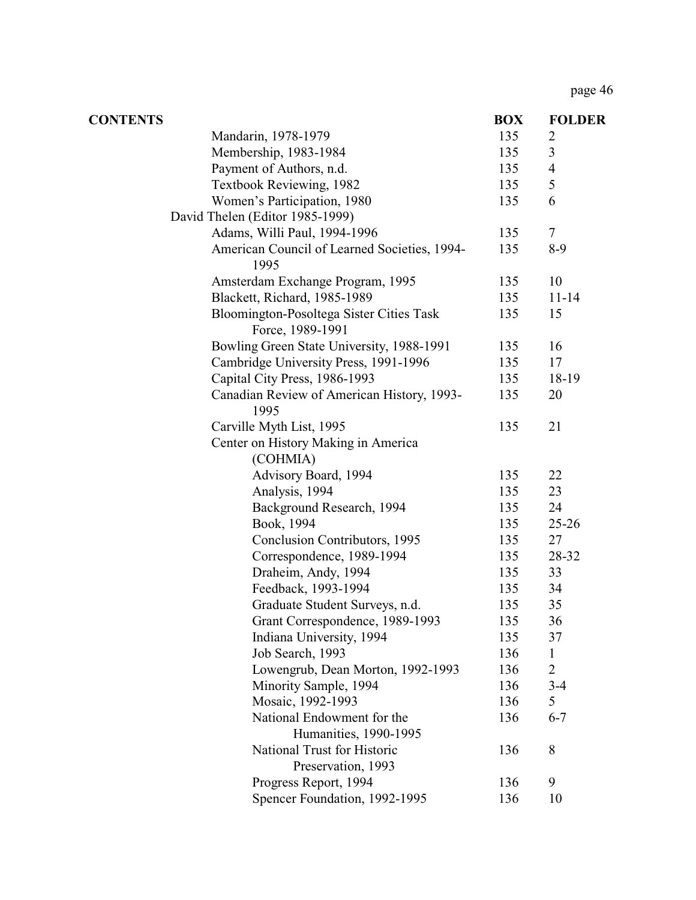| CONTENTS | BOX | FOLDER |
|---|---|---|
| Mandarin, 1978-1979 | 135 | 2 |
| Membership, 1983-1984 | 135 | 3 |
| Payment of Authors, n.d. | 135 | 4 |
| Textbook Reviewing, 1982 | 135 | 5 |
| Women's Participation, 1980 | 135 | 6 |
| David Thelen (Editor 1985-1999) | | |
| Adams, Willi Paul, 1994-1996 | 135 | 7 |
| American Council of Learned Societies, 1994-1995 | 135 | 8-9 |
| Amsterdam Exchange Program, 1995 | 135 | 10 |
| Blackett, Richard, 1985-1989 | 135 | 11-14 |
| Bloomington-Posoltega Sister Cities Task Force, 1989-1991 | 135 | 15 |
| Bowling Green State University, 1988-1991 | 135 | 16 |
| Cambridge University Press, 1991-1996 | 135 | 17 |
| Capital City Press, 1986-1993 | 135 | 18-19 |
| Canadian Review of American History, 1993-1995 | 135 | 20 |
| Carville Myth List, 1995 | 135 | 21 |
| Center on History Making in America (COHMIA) | | |
| Advisory Board, 1994 | 135 | 22 |
| Analysis, 1994 | 135 | 23 |
| Background Research, 1994 | 135 | 24 |
| Book, 1994 | 135 | 25-26 |
| Conclusion Contributors, 1995 | 135 | 27 |
| Correspondence, 1989-1994 | 135 | 28-32 |
| Draheim, Andy, 1994 | 135 | 33 |
| Feedback, 1993-1994 | 135 | 34 |
| Graduate Student Surveys, n.d. | 135 | 35 |
| Grant Correspondence, 1989-1993 | 135 | 36 |
| Indiana University, 1994 | 135 | 37 |
| Job Search, 1993 | 136 | 1 |
| Lowengrub, Dean Morton, 1992-1993 | 136 | 2 |
| Minority Sample, 1994 | 136 | 3-4 |
| Mosaic, 1992-1993 | 136 | 5 |
| National Endowment for the Humanities, 1990-1995 | 136 | 6-7 |
| National Trust for Historic Preservation, 1993 | 136 | 8 |
| Progress Report, 1994 | 136 | 9 |
| Spencer Foundation, 1992-1995 | 136 | 10 |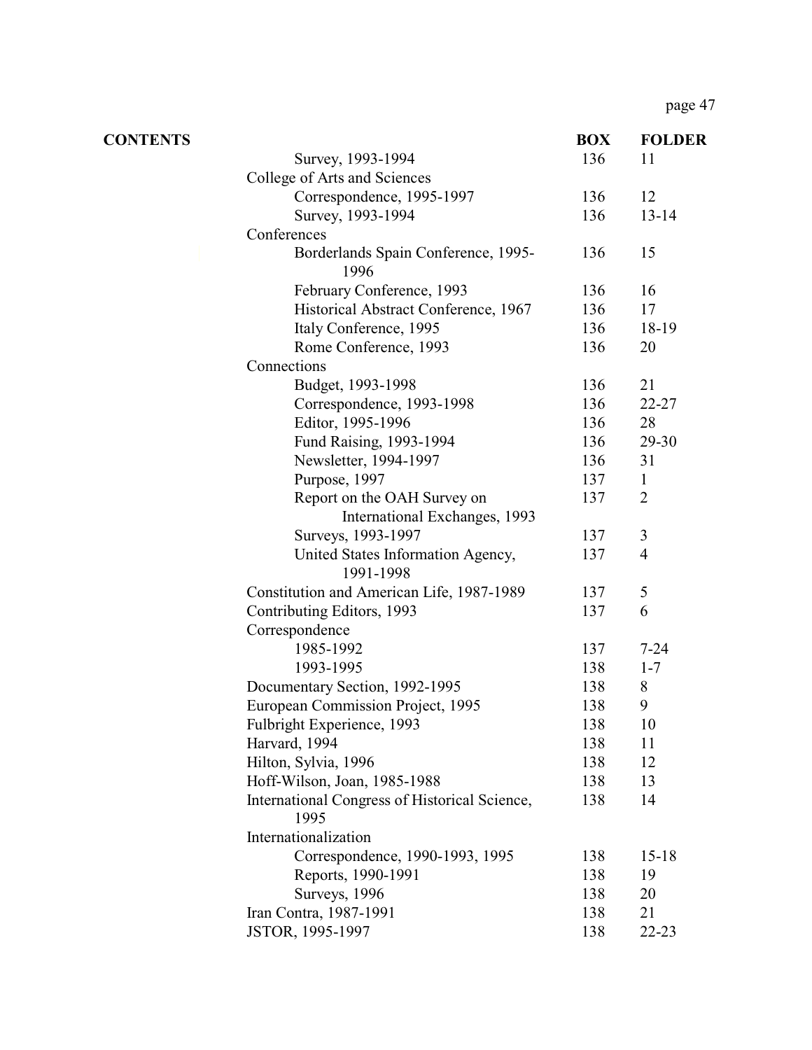| CONTENTS | BOX | FOLDER |
|---|---|---|
| Survey, 1993-1994 | 136 | 11 |
| College of Arts and Sciences | | |
| Correspondence, 1995-1997 | 136 | 12 |
| Survey, 1993-1994 | 136 | 13-14 |
| Conferences | | |
| Borderlands Spain Conference, 1995-1996 | 136 | 15 |
| February Conference, 1993 | 136 | 16 |
| Historical Abstract Conference, 1967 | 136 | 17 |
| Italy Conference, 1995 | 136 | 18-19 |
| Rome Conference, 1993 | 136 | 20 |
| Connections | | |
| Budget, 1993-1998 | 136 | 21 |
| Correspondence, 1993-1998 | 136 | 22-27 |
| Editor, 1995-1996 | 136 | 28 |
| Fund Raising, 1993-1994 | 136 | 29-30 |
| Newsletter, 1994-1997 | 136 | 31 |
| Purpose, 1997 | 137 | 1 |
| Report on the OAH Survey on International Exchanges, 1993 | 137 | 2 |
| Surveys, 1993-1997 | 137 | 3 |
| United States Information Agency, 1991-1998 | 137 | 4 |
| Constitution and American Life, 1987-1989 | 137 | 5 |
| Contributing Editors, 1993 | 137 | 6 |
| Correspondence | | |
| 1985-1992 | 137 | 7-24 |
| 1993-1995 | 138 | 1-7 |
| Documentary Section, 1992-1995 | 138 | 8 |
| European Commission Project, 1995 | 138 | 9 |
| Fulbright Experience, 1993 | 138 | 10 |
| Harvard, 1994 | 138 | 11 |
| Hilton, Sylvia, 1996 | 138 | 12 |
| Hoff-Wilson, Joan, 1985-1988 | 138 | 13 |
| International Congress of Historical Science, 1995 | 138 | 14 |
| Internationalization | | |
| Correspondence, 1990-1993, 1995 | 138 | 15-18 |
| Reports, 1990-1991 | 138 | 19 |
| Surveys, 1996 | 138 | 20 |
| Iran Contra, 1987-1991 | 138 | 21 |
| JSTOR, 1995-1997 | 138 | 22-23 |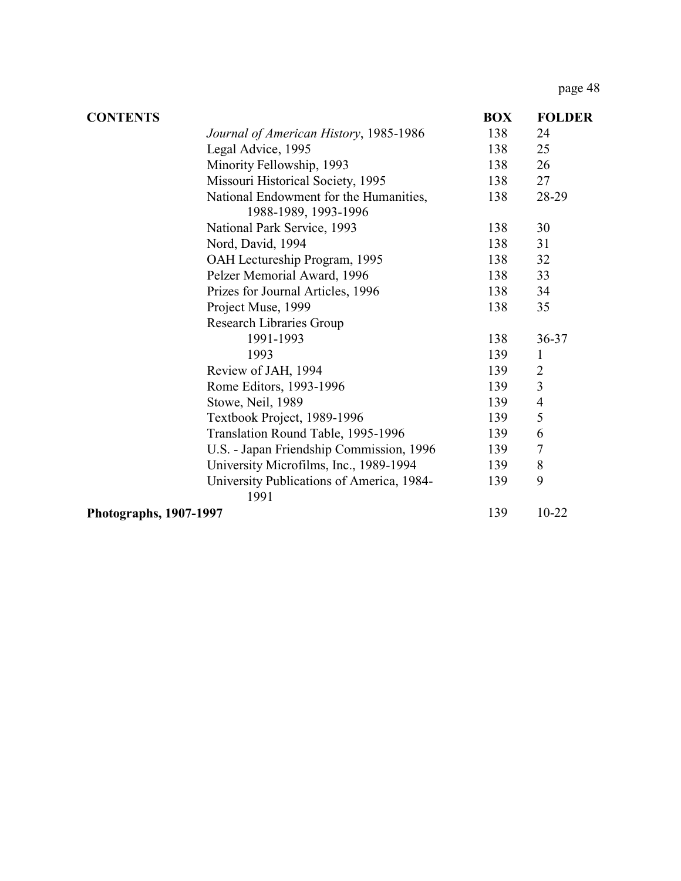| CONTENTS | | BOX | FOLDER |
|---|---|---|---|
| | *Journal of American History*, 1985-1986 | 138 | 24 |
| | Legal Advice, 1995 | 138 | 25 |
| | Minority Fellowship, 1993 | 138 | 26 |
| | Missouri Historical Society, 1995 | 138 | 27 |
| | National Endowment for the Humanities, 1988-1989, 1993-1996 | 138 | 28-29 |
| | National Park Service, 1993 | 138 | 30 |
| | Nord, David, 1994 | 138 | 31 |
| | OAH Lectureship Program, 1995 | 138 | 32 |
| | Pelzer Memorial Award, 1996 | 138 | 33 |
| | Prizes for Journal Articles, 1996 | 138 | 34 |
| | Project Muse, 1999 | 138 | 35 |
| | Research Libraries Group | | |
| | 1991-1993 | 138 | 36-37 |
| | 1993 | 139 | 1 |
| | Review of JAH, 1994 | 139 | 2 |
| | Rome Editors, 1993-1996 | 139 | 3 |
| | Stowe, Neil, 1989 | 139 | 4 |
| | Textbook Project, 1989-1996 | 139 | 5 |
| | Translation Round Table, 1995-1996 | 139 | 6 |
| | U.S. - Japan Friendship Commission, 1996 | 139 | 7 |
| | University Microfilms, Inc., 1989-1994 | 139 | 8 |
| | University Publications of America, 1984-1991 | 139 | 9 |
| **Photographs, 1907-1997** | | 139 | 10-22 |